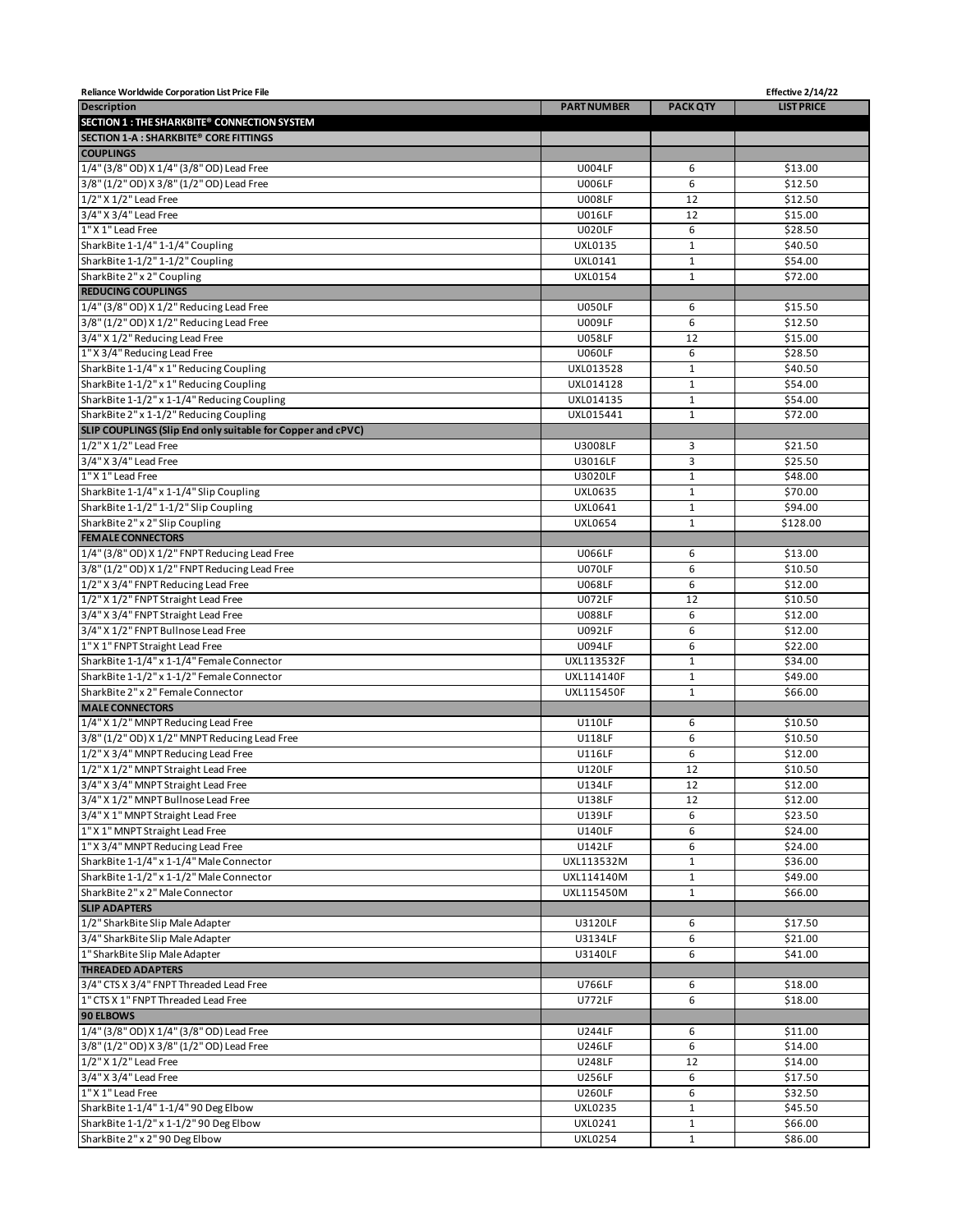Reliance Worldwide Corporation List Price File

Effective 2/14/22

| Description | PART NUMBER | PACK QTY | LIST PRICE |
|---|---|---|---|
| **SECTION 1 : THE SHARKBITE® CONNECTION SYSTEM** | | | |
| **SECTION 1-A : SHARKBITE® CORE FITTINGS** | | | |
| **COUPLINGS** | | | |
| 1/4" (3/8" OD) X 1/4" (3/8" OD) Lead Free | U004LF | 6 | $13.00 |
| 3/8" (1/2" OD) X 3/8" (1/2" OD) Lead Free | U006LF | 6 | $12.50 |
| 1/2" X 1/2" Lead Free | U008LF | 12 | $12.50 |
| 3/4" X 3/4" Lead Free | U016LF | 12 | $15.00 |
| 1" X 1" Lead Free | U020LF | 6 | $28.50 |
| SharkBite 1-1/4" 1-1/4" Coupling | UXL0135 | 1 | $40.50 |
| SharkBite 1-1/2" 1-1/2" Coupling | UXL0141 | 1 | $54.00 |
| SharkBite 2" x 2" Coupling | UXL0154 | 1 | $72.00 |
| **REDUCING COUPLINGS** | | | |
| 1/4" (3/8" OD) X 1/2" Reducing Lead Free | U050LF | 6 | $15.50 |
| 3/8" (1/2" OD) X 1/2" Reducing Lead Free | U009LF | 6 | $12.50 |
| 3/4" X 1/2" Reducing Lead Free | U058LF | 12 | $15.00 |
| 1" X 3/4" Reducing Lead Free | U060LF | 6 | $28.50 |
| SharkBite 1-1/4" x 1" Reducing Coupling | UXL013528 | 1 | $40.50 |
| SharkBite 1-1/2" x 1" Reducing Coupling | UXL014128 | 1 | $54.00 |
| SharkBite 1-1/2" x 1-1/4" Reducing Coupling | UXL014135 | 1 | $54.00 |
| SharkBite 2" x 1-1/2" Reducing Coupling | UXL015441 | 1 | $72.00 |
| **SLIP COUPLINGS (Slip End only suitable for Copper and cPVC)** | | | |
| 1/2" X 1/2" Lead Free | U3008LF | 3 | $21.50 |
| 3/4" X 3/4" Lead Free | U3016LF | 3 | $25.50 |
| 1" X 1" Lead Free | U3020LF | 1 | $48.00 |
| SharkBite 1-1/4" x 1-1/4" Slip Coupling | UXL0635 | 1 | $70.00 |
| SharkBite 1-1/2" 1-1/2" Slip Coupling | UXL0641 | 1 | $94.00 |
| SharkBite 2" x 2" Slip Coupling | UXL0654 | 1 | $128.00 |
| **FEMALE CONNECTORS** | | | |
| 1/4" (3/8" OD) X 1/2" FNPT Reducing Lead Free | U066LF | 6 | $13.00 |
| 3/8" (1/2" OD) X 1/2" FNPT Reducing Lead Free | U070LF | 6 | $10.50 |
| 1/2" X 3/4" FNPT Reducing Lead Free | U068LF | 6 | $12.00 |
| 1/2" X 1/2" FNPT Straight Lead Free | U072LF | 12 | $10.50 |
| 3/4" X 3/4" FNPT Straight Lead Free | U088LF | 6 | $12.00 |
| 3/4" X 1/2" FNPT Bullnose Lead Free | U092LF | 6 | $12.00 |
| 1" X 1" FNPT Straight Lead Free | U094LF | 6 | $22.00 |
| SharkBite 1-1/4" x 1-1/4" Female Connector | UXL113532F | 1 | $34.00 |
| SharkBite 1-1/2" x 1-1/2" Female Connector | UXL114140F | 1 | $49.00 |
| SharkBite 2" x 2" Female Connector | UXL115450F | 1 | $66.00 |
| **MALE CONNECTORS** | | | |
| 1/4" X 1/2" MNPT Reducing Lead Free | U110LF | 6 | $10.50 |
| 3/8" (1/2" OD) X 1/2" MNPT Reducing Lead Free | U118LF | 6 | $10.50 |
| 1/2" X 3/4" MNPT Reducing Lead Free | U116LF | 6 | $12.00 |
| 1/2" X 1/2" MNPT Straight Lead Free | U120LF | 12 | $10.50 |
| 3/4" X 3/4" MNPT Straight Lead Free | U134LF | 12 | $12.00 |
| 3/4" X 1/2" MNPT Bullnose Lead Free | U138LF | 12 | $12.00 |
| 3/4" X 1" MNPT Straight Lead Free | U139LF | 6 | $23.50 |
| 1" X 1" MNPT Straight Lead Free | U140LF | 6 | $24.00 |
| 1" X 3/4" MNPT Reducing Lead Free | U142LF | 6 | $24.00 |
| SharkBite 1-1/4" x 1-1/4" Male Connector | UXL113532M | 1 | $36.00 |
| SharkBite 1-1/2" x 1-1/2" Male Connector | UXL114140M | 1 | $49.00 |
| SharkBite 2" x 2" Male Connector | UXL115450M | 1 | $66.00 |
| **SLIP ADAPTERS** | | | |
| 1/2" SharkBite Slip Male Adapter | U3120LF | 6 | $17.50 |
| 3/4" SharkBite Slip Male Adapter | U3134LF | 6 | $21.00 |
| 1" SharkBite Slip Male Adapter | U3140LF | 6 | $41.00 |
| **THREADED ADAPTERS** | | | |
| 3/4" CTS X 3/4" FNPT Threaded Lead Free | U766LF | 6 | $18.00 |
| 1" CTS X 1" FNPT Threaded Lead Free | U772LF | 6 | $18.00 |
| **90 ELBOWS** | | | |
| 1/4" (3/8" OD) X 1/4" (3/8" OD) Lead Free | U244LF | 6 | $11.00 |
| 3/8" (1/2" OD) X 3/8" (1/2" OD) Lead Free | U246LF | 6 | $14.00 |
| 1/2" X 1/2" Lead Free | U248LF | 12 | $14.00 |
| 3/4" X 3/4" Lead Free | U256LF | 6 | $17.50 |
| 1" X 1" Lead Free | U260LF | 6 | $32.50 |
| SharkBite 1-1/4" 1-1/4" 90 Deg Elbow | UXL0235 | 1 | $45.50 |
| SharkBite 1-1/2" x 1-1/2" 90 Deg Elbow | UXL0241 | 1 | $66.00 |
| SharkBite 2" x 2" 90 Deg Elbow | UXL0254 | 1 | $86.00 |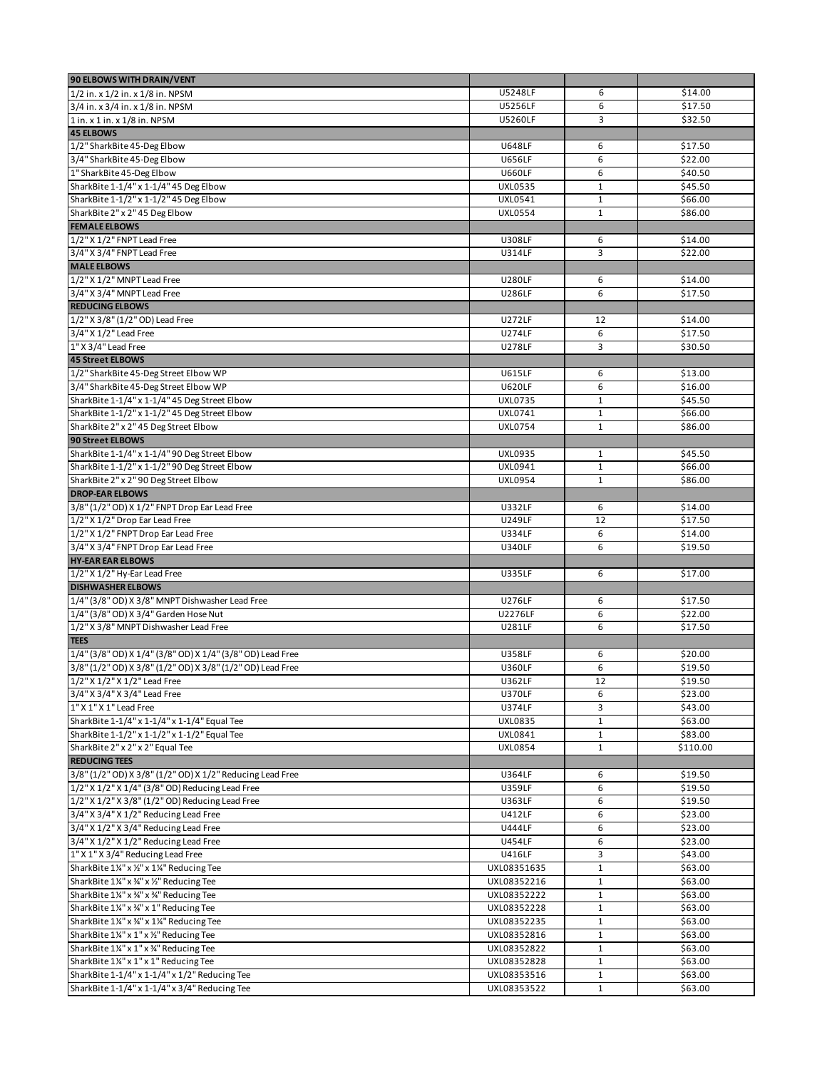| 90 ELBOWS WITH DRAIN/VENT | | | |
|---|---|---|---|
| 1/2 in. x 1/2 in. x 1/8 in. NPSM | U5248LF | 6 | $14.00 |
| 3/4 in. x 3/4 in. x 1/8 in. NPSM | U5256LF | 6 | $17.50 |
| 1 in. x 1 in. x 1/8 in. NPSM | U5260LF | 3 | $32.50 |
| **45 ELBOWS** | | | |
| 1/2" SharkBite 45-Deg Elbow | U648LF | 6 | $17.50 |
| 3/4" SharkBite 45-Deg Elbow | U656LF | 6 | $22.00 |
| 1" SharkBite 45-Deg Elbow | U660LF | 6 | $40.50 |
| SharkBite 1-1/4" x 1-1/4" 45 Deg Elbow | UXL0535 | 1 | $45.50 |
| SharkBite 1-1/2" x 1-1/2" 45 Deg Elbow | UXL0541 | 1 | $66.00 |
| SharkBite 2" x 2" 45 Deg Elbow | UXL0554 | 1 | $86.00 |
| **FEMALE ELBOWS** | | | |
| 1/2" X 1/2" FNPT Lead Free | U308LF | 6 | $14.00 |
| 3/4" X 3/4" FNPT Lead Free | U314LF | 3 | $22.00 |
| **MALE ELBOWS** | | | |
| 1/2" X 1/2" MNPT Lead Free | U280LF | 6 | $14.00 |
| 3/4" X 3/4" MNPT Lead Free | U286LF | 6 | $17.50 |
| **REDUCING ELBOWS** | | | |
| 1/2" X 3/8" (1/2" OD) Lead Free | U272LF | 12 | $14.00 |
| 3/4" X 1/2" Lead Free | U274LF | 6 | $17.50 |
| 1" X 3/4" Lead Free | U278LF | 3 | $30.50 |
| **45 Street ELBOWS** | | | |
| 1/2" SharkBite 45-Deg Street Elbow WP | U615LF | 6 | $13.00 |
| 3/4" SharkBite 45-Deg Street Elbow WP | U620LF | 6 | $16.00 |
| SharkBite 1-1/4" x 1-1/4" 45 Deg Street Elbow | UXL0735 | 1 | $45.50 |
| SharkBite 1-1/2" x 1-1/2" 45 Deg Street Elbow | UXL0741 | 1 | $66.00 |
| SharkBite 2" x 2" 45 Deg Street Elbow | UXL0754 | 1 | $86.00 |
| **90 Street ELBOWS** | | | |
| SharkBite 1-1/4" x 1-1/4" 90 Deg Street Elbow | UXL0935 | 1 | $45.50 |
| SharkBite 1-1/2" x 1-1/2" 90 Deg Street Elbow | UXL0941 | 1 | $66.00 |
| SharkBite 2" x 2" 90 Deg Street Elbow | UXL0954 | 1 | $86.00 |
| **DROP-EAR ELBOWS** | | | |
| 3/8" (1/2" OD) X 1/2" FNPT Drop Ear Lead Free | U332LF | 6 | $14.00 |
| 1/2" X 1/2" Drop Ear Lead Free | U249LF | 12 | $17.50 |
| 1/2" X 1/2" FNPT Drop Ear Lead Free | U334LF | 6 | $14.00 |
| 3/4" X 3/4" FNPT Drop Ear Lead Free | U340LF | 6 | $19.50 |
| **HY-EAR EAR ELBOWS** | | | |
| 1/2" X 1/2" Hy-Ear Lead Free | U335LF | 6 | $17.00 |
| **DISHWASHER ELBOWS** | | | |
| 1/4" (3/8" OD) X 3/8" MNPT Dishwasher Lead Free | U276LF | 6 | $17.50 |
| 1/4" (3/8" OD) X 3/4" Garden Hose Nut | U2276LF | 6 | $22.00 |
| 1/2" X 3/8" MNPT Dishwasher Lead Free | U281LF | 6 | $17.50 |
| **TEES** | | | |
| 1/4" (3/8" OD) X 1/4" (3/8" OD) X 1/4" (3/8" OD) Lead Free | U358LF | 6 | $20.00 |
| 3/8" (1/2" OD) X 3/8" (1/2" OD) X 3/8" (1/2" OD) Lead Free | U360LF | 6 | $19.50 |
| 1/2" X 1/2" X 1/2" Lead Free | U362LF | 12 | $19.50 |
| 3/4" X 3/4" X 3/4" Lead Free | U370LF | 6 | $23.00 |
| 1" X 1" X 1" Lead Free | U374LF | 3 | $43.00 |
| SharkBite 1-1/4" x 1-1/4" x 1-1/4" Equal Tee | UXL0835 | 1 | $63.00 |
| SharkBite 1-1/2" x 1-1/2" x 1-1/2" Equal Tee | UXL0841 | 1 | $83.00 |
| SharkBite 2" x 2" x 2" Equal Tee | UXL0854 | 1 | $110.00 |
| **REDUCING TEES** | | | |
| 3/8" (1/2" OD) X 3/8" (1/2" OD) X 1/2" Reducing Lead Free | U364LF | 6 | $19.50 |
| 1/2" X 1/2" X 1/4" (3/8" OD) Reducing Lead Free | U359LF | 6 | $19.50 |
| 1/2" X 1/2" X 3/8" (1/2" OD) Reducing Lead Free | U363LF | 6 | $19.50 |
| 3/4" X 3/4" X 1/2" Reducing Lead Free | U412LF | 6 | $23.00 |
| 3/4" X 1/2" X 3/4" Reducing Lead Free | U444LF | 6 | $23.00 |
| 3/4" X 1/2" X 1/2" Reducing Lead Free | U454LF | 6 | $23.00 |
| 1" X 1" X 3/4" Reducing Lead Free | U416LF | 3 | $43.00 |
| SharkBite 1¼" x ½" x 1¼" Reducing Tee | UXL08351635 | 1 | $63.00 |
| SharkBite 1¼" x ¾" x ½" Reducing Tee | UXL08352216 | 1 | $63.00 |
| SharkBite 1¼" x ¾" x ¾" Reducing Tee | UXL08352222 | 1 | $63.00 |
| SharkBite 1¼" x ¾" x 1" Reducing Tee | UXL08352228 | 1 | $63.00 |
| SharkBite 1¼" x ¾" x 1¼" Reducing Tee | UXL08352235 | 1 | $63.00 |
| SharkBite 1¼" x 1" x ½" Reducing Tee | UXL08352816 | 1 | $63.00 |
| SharkBite 1¼" x 1" x ¾" Reducing Tee | UXL08352822 | 1 | $63.00 |
| SharkBite 1¼" x 1" x 1" Reducing Tee | UXL08352828 | 1 | $63.00 |
| SharkBite 1-1/4" x 1-1/4" x 1/2" Reducing Tee | UXL08353516 | 1 | $63.00 |
| SharkBite 1-1/4" x 1-1/4" x 3/4" Reducing Tee | UXL08353522 | 1 | $63.00 |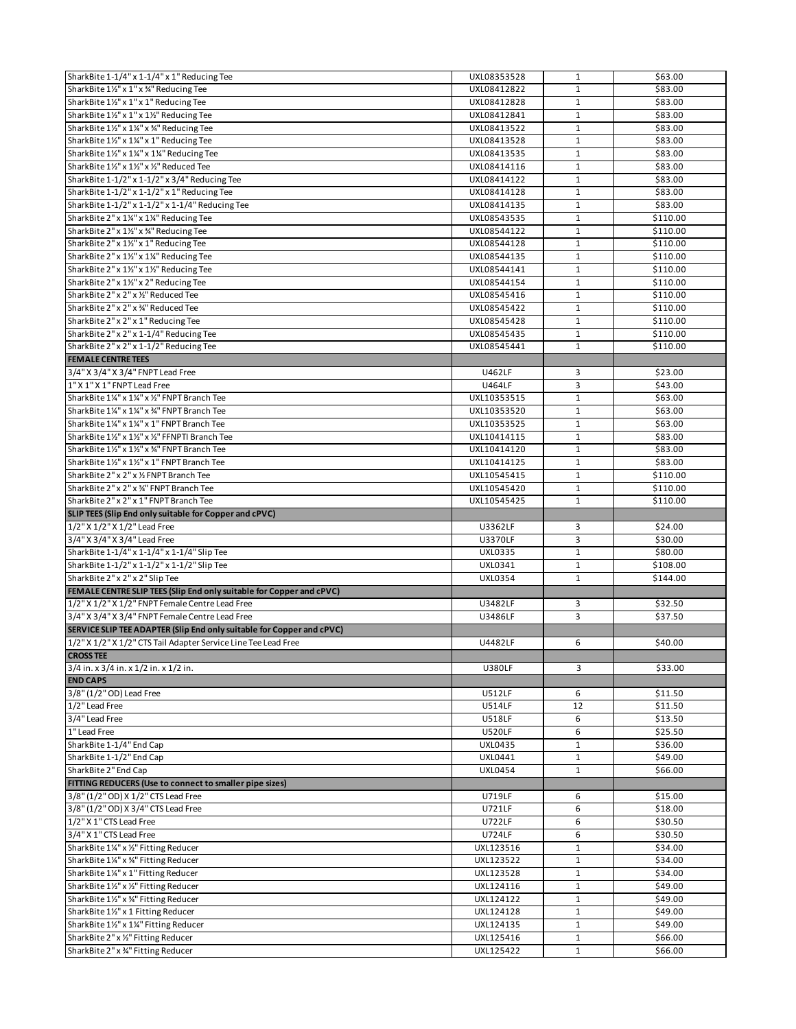| | | | |
|---|---|---|---|
| SharkBite 1-1/4" x 1-1/4" x 1" Reducing Tee | UXL08353528 | 1 | $63.00 |
| SharkBite 1½" x 1" x ¾" Reducing Tee | UXL08412822 | 1 | $83.00 |
| SharkBite 1½" x 1" x 1" Reducing Tee | UXL08412828 | 1 | $83.00 |
| SharkBite 1½" x 1" x 1½" Reducing Tee | UXL08412841 | 1 | $83.00 |
| SharkBite 1½" x 1¼" x ¾" Reducing Tee | UXL08413522 | 1 | $83.00 |
| SharkBite 1½" x 1¼" x 1" Reducing Tee | UXL08413528 | 1 | $83.00 |
| SharkBite 1½" x 1¼" x 1¼" Reducing Tee | UXL08413535 | 1 | $83.00 |
| SharkBite 1½" x 1½" x ½" Reduced Tee | UXL08414116 | 1 | $83.00 |
| SharkBite 1-1/2" x 1-1/2" x 3/4" Reducing Tee | UXL08414122 | 1 | $83.00 |
| SharkBite 1-1/2" x 1-1/2" x 1" Reducing Tee | UXL08414128 | 1 | $83.00 |
| SharkBite 1-1/2" x 1-1/2" x 1-1/4" Reducing Tee | UXL08414135 | 1 | $83.00 |
| SharkBite 2" x 1¼" x 1¼" Reducing Tee | UXL08543535 | 1 | $110.00 |
| SharkBite 2" x 1½" x ¾" Reducing Tee | UXL08544122 | 1 | $110.00 |
| SharkBite 2" x 1½" x 1" Reducing Tee | UXL08544128 | 1 | $110.00 |
| SharkBite 2" x 1½" x 1¼" Reducing Tee | UXL08544135 | 1 | $110.00 |
| SharkBite 2" x 1½" x 1½" Reducing Tee | UXL08544141 | 1 | $110.00 |
| SharkBite 2" x 1½" x 2" Reducing Tee | UXL08544154 | 1 | $110.00 |
| SharkBite 2" x 2" x ½" Reduced Tee | UXL08545416 | 1 | $110.00 |
| SharkBite 2" x 2" x ¾" Reduced Tee | UXL08545422 | 1 | $110.00 |
| SharkBite 2" x 2" x 1" Reducing Tee | UXL08545428 | 1 | $110.00 |
| SharkBite 2" x 2" x 1-1/4" Reducing Tee | UXL08545435 | 1 | $110.00 |
| SharkBite 2" x 2" x 1-1/2" Reducing Tee | UXL08545441 | 1 | $110.00 |
| **FEMALE CENTRE TEES** | | | |
| 3/4" X 3/4" X 3/4" FNPT Lead Free | U462LF | 3 | $23.00 |
| 1" X 1" X 1" FNPT Lead Free | U464LF | 3 | $43.00 |
| SharkBite 1¼" x 1¼" x ½" FNPT Branch Tee | UXL10353515 | 1 | $63.00 |
| SharkBite 1¼" x 1¼" x ¾" FNPT Branch Tee | UXL10353520 | 1 | $63.00 |
| SharkBite 1¼" x 1¼" x 1" FNPT Branch Tee | UXL10353525 | 1 | $63.00 |
| SharkBite 1½" x 1½" x ½" FFNPTI Branch Tee | UXL10414115 | 1 | $83.00 |
| SharkBite 1½" x 1½" x ¾" FNPT Branch Tee | UXL10414120 | 1 | $83.00 |
| SharkBite 1½" x 1½" x 1" FNPT Branch Tee | UXL10414125 | 1 | $83.00 |
| SharkBite 2" x 2" x ½ FNPT Branch Tee | UXL10545415 | 1 | $110.00 |
| SharkBite 2" x 2" x ¾" FNPT Branch Tee | UXL10545420 | 1 | $110.00 |
| SharkBite 2" x 2" x 1" FNPT Branch Tee | UXL10545425 | 1 | $110.00 |
| **SLIP TEES (Slip End only suitable for Copper and cPVC)** | | | |
| 1/2" X 1/2" X 1/2" Lead Free | U3362LF | 3 | $24.00 |
| 3/4" X 3/4" X 3/4" Lead Free | U3370LF | 3 | $30.00 |
| SharkBite 1-1/4" x 1-1/4" x 1-1/4" Slip Tee | UXL0335 | 1 | $80.00 |
| SharkBite 1-1/2" x 1-1/2" x 1-1/2" Slip Tee | UXL0341 | 1 | $108.00 |
| SharkBite 2" x 2" x 2" Slip Tee | UXL0354 | 1 | $144.00 |
| **FEMALE CENTRE SLIP TEES (Slip End only suitable for Copper and cPVC)** | | | |
| 1/2" X 1/2" X 1/2" FNPT Female Centre Lead Free | U3482LF | 3 | $32.50 |
| 3/4" X 3/4" X 3/4" FNPT Female Centre Lead Free | U3486LF | 3 | $37.50 |
| **SERVICE SLIP TEE ADAPTER (Slip End only suitable for Copper and cPVC)** | | | |
| 1/2" X 1/2" X 1/2" CTS Tail Adapter Service Line Tee Lead Free | U4482LF | 6 | $40.00 |
| **CROSS TEE** | | | |
| 3/4 in. x 3/4 in. x 1/2 in. x 1/2 in. | U380LF | 3 | $33.00 |
| **END CAPS** | | | |
| 3/8" (1/2" OD) Lead Free | U512LF | 6 | $11.50 |
| 1/2" Lead Free | U514LF | 12 | $11.50 |
| 3/4" Lead Free | U518LF | 6 | $13.50 |
| 1" Lead Free | U520LF | 6 | $25.50 |
| SharkBite 1-1/4" End Cap | UXL0435 | 1 | $36.00 |
| SharkBite 1-1/2" End Cap | UXL0441 | 1 | $49.00 |
| SharkBite 2" End Cap | UXL0454 | 1 | $66.00 |
| **FITTING REDUCERS (Use to connect to smaller pipe sizes)** | | | |
| 3/8" (1/2" OD) X 1/2" CTS Lead Free | U719LF | 6 | $15.00 |
| 3/8" (1/2" OD) X 3/4" CTS Lead Free | U721LF | 6 | $18.00 |
| 1/2" X 1" CTS Lead Free | U722LF | 6 | $30.50 |
| 3/4" X 1" CTS Lead Free | U724LF | 6 | $30.50 |
| SharkBite 1¼" x ½" Fitting Reducer | UXL123516 | 1 | $34.00 |
| SharkBite 1¼" x ¾" Fitting Reducer | UXL123522 | 1 | $34.00 |
| SharkBite 1¼" x 1" Fitting Reducer | UXL123528 | 1 | $34.00 |
| SharkBite 1½" x ½" Fitting Reducer | UXL124116 | 1 | $49.00 |
| SharkBite 1½" x ¾" Fitting Reducer | UXL124122 | 1 | $49.00 |
| SharkBite 1½" x 1 Fitting Reducer | UXL124128 | 1 | $49.00 |
| SharkBite 1½" x 1¼" Fitting Reducer | UXL124135 | 1 | $49.00 |
| SharkBite 2" x ½" Fitting Reducer | UXL125416 | 1 | $66.00 |
| SharkBite 2" x ¾" Fitting Reducer | UXL125422 | 1 | $66.00 |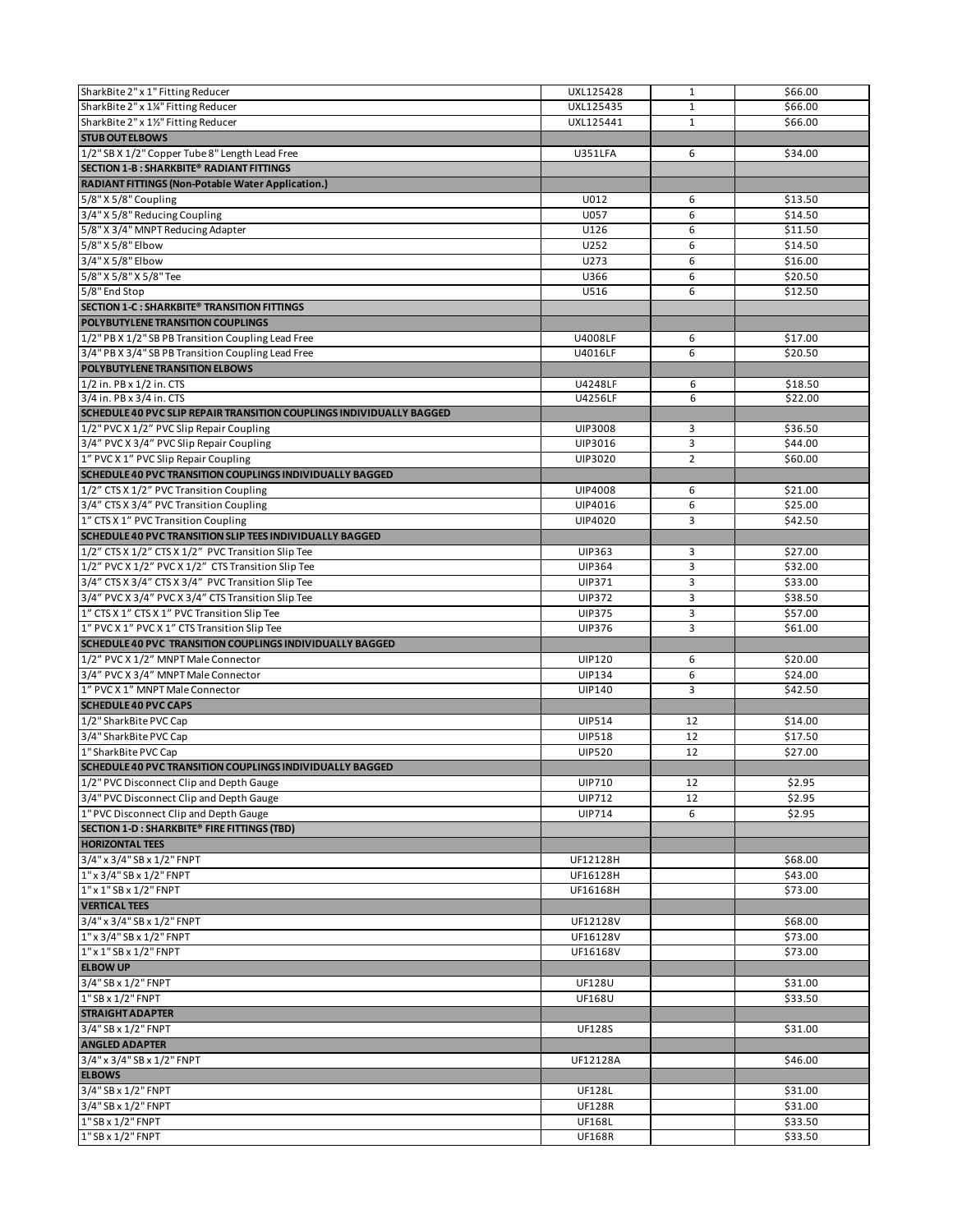| | | | |
|---|---|---|---|
| SharkBite 2" x 1" Fitting Reducer | UXL125428 | 1 | $66.00 |
| SharkBite 2" x 1¼" Fitting Reducer | UXL125435 | 1 | $66.00 |
| SharkBite 2" x 1½" Fitting Reducer | UXL125441 | 1 | $66.00 |
| **STUB OUT ELBOWS** | | | |
| 1/2" SB X 1/2" Copper Tube 8" Length Lead Free | U351LFA | 6 | $34.00 |
| **SECTION 1-B : SHARKBITE® RADIANT FITTINGS** | | | |
| **RADIANT FITTINGS (Non-Potable Water Application.)** | | | |
| 5/8" X 5/8" Coupling | U012 | 6 | $13.50 |
| 3/4" X 5/8" Reducing Coupling | U057 | 6 | $14.50 |
| 5/8" X 3/4" MNPT Reducing Adapter | U126 | 6 | $11.50 |
| 5/8" X 5/8" Elbow | U252 | 6 | $14.50 |
| 3/4" X 5/8" Elbow | U273 | 6 | $16.00 |
| 5/8" X 5/8" X 5/8" Tee | U366 | 6 | $20.50 |
| 5/8" End Stop | U516 | 6 | $12.50 |
| **SECTION 1-C : SHARKBITE® TRANSITION FITTINGS** | | | |
| **POLYBUTYLENE TRANSITION COUPLINGS** | | | |
| 1/2" PB X 1/2" SB PB Transition Coupling Lead Free | U4008LF | 6 | $17.00 |
| 3/4" PB X 3/4" SB PB Transition Coupling Lead Free | U4016LF | 6 | $20.50 |
| **POLYBUTYLENE TRANSITION ELBOWS** | | | |
| 1/2 in. PB x 1/2 in. CTS | U4248LF | 6 | $18.50 |
| 3/4 in. PB x 3/4 in. CTS | U4256LF | 6 | $22.00 |
| **SCHEDULE 40 PVC SLIP REPAIR TRANSITION COUPLINGS INDIVIDUALLY BAGGED** | | | |
| 1/2" PVC X 1/2" PVC Slip Repair Coupling | UIP3008 | 3 | $36.50 |
| 3/4" PVC X 3/4" PVC Slip Repair Coupling | UIP3016 | 3 | $44.00 |
| 1" PVC X 1" PVC Slip Repair Coupling | UIP3020 | 2 | $60.00 |
| **SCHEDULE 40 PVC TRANSITION COUPLINGS INDIVIDUALLY BAGGED** | | | |
| 1/2" CTS X 1/2" PVC Transition Coupling | UIP4008 | 6 | $21.00 |
| 3/4" CTS X 3/4" PVC Transition Coupling | UIP4016 | 6 | $25.00 |
| 1" CTS X 1" PVC Transition Coupling | UIP4020 | 3 | $42.50 |
| **SCHEDULE 40 PVC TRANSITION SLIP TEES INDIVIDUALLY BAGGED** | | | |
| 1/2" CTS X 1/2" CTS X 1/2" PVC Transition Slip Tee | UIP363 | 3 | $27.00 |
| 1/2" PVC X 1/2" PVC X 1/2" CTS Transition Slip Tee | UIP364 | 3 | $32.00 |
| 3/4" CTS X 3/4" CTS X 3/4" PVC Transition Slip Tee | UIP371 | 3 | $33.00 |
| 3/4" PVC X 3/4" PVC X 3/4" CTS Transition Slip Tee | UIP372 | 3 | $38.50 |
| 1" CTS X 1" CTS X 1" PVC Transition Slip Tee | UIP375 | 3 | $57.00 |
| 1" PVC X 1" PVC X 1" CTS Transition Slip Tee | UIP376 | 3 | $61.00 |
| **SCHEDULE 40 PVC TRANSITION COUPLINGS INDIVIDUALLY BAGGED** | | | |
| 1/2" PVC X 1/2" MNPT Male Connector | UIP120 | 6 | $20.00 |
| 3/4" PVC X 3/4" MNPT Male Connector | UIP134 | 6 | $24.00 |
| 1" PVC X 1" MNPT Male Connector | UIP140 | 3 | $42.50 |
| **SCHEDULE 40 PVC CAPS** | | | |
| 1/2" SharkBite PVC Cap | UIP514 | 12 | $14.00 |
| 3/4" SharkBite PVC Cap | UIP518 | 12 | $17.50 |
| 1" SharkBite PVC Cap | UIP520 | 12 | $27.00 |
| **SCHEDULE 40 PVC TRANSITION COUPLINGS INDIVIDUALLY BAGGED** | | | |
| 1/2" PVC Disconnect Clip and Depth Gauge | UIP710 | 12 | $2.95 |
| 3/4" PVC Disconnect Clip and Depth Gauge | UIP712 | 12 | $2.95 |
| 1" PVC Disconnect Clip and Depth Gauge | UIP714 | 6 | $2.95 |
| **SECTION 1-D : SHARKBITE® FIRE FITTINGS (TBD)** | | | |
| **HORIZONTAL TEES** | | | |
| 3/4" x 3/4" SB x 1/2" FNPT | UF12128H | | $68.00 |
| 1" x 3/4" SB x 1/2" FNPT | UF16128H | | $43.00 |
| 1" x 1" SB x 1/2" FNPT | UF16168H | | $73.00 |
| **VERTICAL TEES** | | | |
| 3/4" x 3/4" SB x 1/2" FNPT | UF12128V | | $68.00 |
| 1" x 3/4" SB x 1/2" FNPT | UF16128V | | $73.00 |
| 1" x 1" SB x 1/2" FNPT | UF16168V | | $73.00 |
| **ELBOW UP** | | | |
| 3/4" SB x 1/2" FNPT | UF128U | | $31.00 |
| 1" SB x 1/2" FNPT | UF168U | | $33.50 |
| **STRAIGHT ADAPTER** | | | |
| 3/4" SB x 1/2" FNPT | UF128S | | $31.00 |
| **ANGLED ADAPTER** | | | |
| 3/4" x 3/4" SB x 1/2" FNPT | UF12128A | | $46.00 |
| **ELBOWS** | | | |
| 3/4" SB x 1/2" FNPT | UF128L | | $31.00 |
| 3/4" SB x 1/2" FNPT | UF128R | | $31.00 |
| 1" SB x 1/2" FNPT | UF168L | | $33.50 |
| 1" SB x 1/2" FNPT | UF168R | | $33.50 |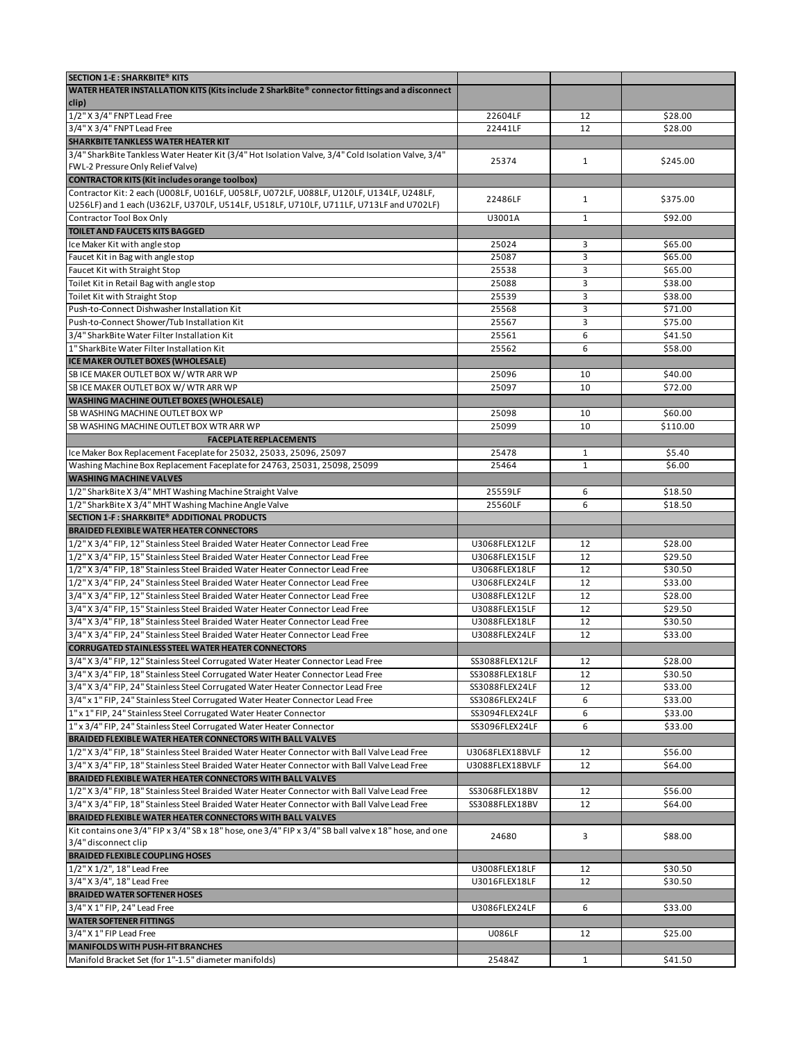| SECTION 1-E : SHARKBITE® KITS | | | |
|---|---|---|---|
| **WATER HEATER INSTALLATION KITS (Kits include 2 SharkBite® connector fittings and a disconnect clip)** | | | |
| 1/2" X 3/4" FNPT Lead Free | 22604LF | 12 | $28.00 |
| 3/4" X 3/4" FNPT Lead Free | 22441LF | 12 | $28.00 |
| **SHARKBITE TANKLESS WATER HEATER KIT** | | | |
| 3/4" SharkBite Tankless Water Heater Kit (3/4" Hot Isolation Valve, 3/4" Cold Isolation Valve, 3/4" FWL-2 Pressure Only Relief Valve) | 25374 | 1 | $245.00 |
| **CONTRACTOR KITS (Kit includes orange toolbox)** | | | |
| Contractor Kit: 2 each (U008LF, U016LF, U058LF, U072LF, U088LF, U120LF, U134LF, U248LF, U256LF) and 1 each (U362LF, U370LF, U514LF, U518LF, U710LF, U711LF, U713LF and U702LF) | 22486LF | 1 | $375.00 |
| Contractor Tool Box Only | U3001A | 1 | $92.00 |
| **TOILET AND FAUCETS KITS BAGGED** | | | |
| Ice Maker Kit with angle stop | 25024 | 3 | $65.00 |
| Faucet Kit in Bag with angle stop | 25087 | 3 | $65.00 |
| Faucet Kit with Straight Stop | 25538 | 3 | $65.00 |
| Toilet Kit in Retail Bag with angle stop | 25088 | 3 | $38.00 |
| Toilet Kit with Straight Stop | 25539 | 3 | $38.00 |
| Push-to-Connect Dishwasher Installation Kit | 25568 | 3 | $71.00 |
| Push-to-Connect Shower/Tub Installation Kit | 25567 | 3 | $75.00 |
| 3/4" SharkBite Water Filter Installation Kit | 25561 | 6 | $41.50 |
| 1" SharkBite Water Filter Installation Kit | 25562 | 6 | $58.00 |
| **ICE MAKER OUTLET BOXES (WHOLESALE)** | | | |
| SB ICE MAKER OUTLET BOX W/ WTR ARR WP | 25096 | 10 | $40.00 |
| SB ICE MAKER OUTLET BOX W/ WTR ARR WP | 25097 | 10 | $72.00 |
| **WASHING MACHINE OUTLET BOXES (WHOLESALE)** | | | |
| SB WASHING MACHINE OUTLET BOX WP | 25098 | 10 | $60.00 |
| SB WASHING MACHINE OUTLET BOX WTR ARR WP | 25099 | 10 | $110.00 |
| **FACEPLATE REPLACEMENTS** | | | |
| Ice Maker Box Replacement Faceplate for 25032, 25033, 25096, 25097 | 25478 | 1 | $5.40 |
| Washing Machine Box Replacement Faceplate for 24763, 25031, 25098, 25099 | 25464 | 1 | $6.00 |
| **WASHING MACHINE VALVES** | | | |
| 1/2" SharkBite X 3/4" MHT Washing Machine Straight Valve | 25559LF | 6 | $18.50 |
| 1/2" SharkBite X 3/4" MHT Washing Machine Angle Valve | 25560LF | 6 | $18.50 |
| **SECTION 1-F : SHARKBITE® ADDITIONAL PRODUCTS** | | | |
| **BRAIDED FLEXIBLE WATER HEATER CONNECTORS** | | | |
| 1/2" X 3/4" FIP, 12" Stainless Steel Braided Water Heater Connector Lead Free | U3068FLEX12LF | 12 | $28.00 |
| 1/2" X 3/4" FIP, 15" Stainless Steel Braided Water Heater Connector Lead Free | U3068FLEX15LF | 12 | $29.50 |
| 1/2" X 3/4" FIP, 18" Stainless Steel Braided Water Heater Connector Lead Free | U3068FLEX18LF | 12 | $30.50 |
| 1/2" X 3/4" FIP, 24" Stainless Steel Braided Water Heater Connector Lead Free | U3068FLEX24LF | 12 | $33.00 |
| 3/4" X 3/4" FIP, 12" Stainless Steel Braided Water Heater Connector Lead Free | U3088FLEX12LF | 12 | $28.00 |
| 3/4" X 3/4" FIP, 15" Stainless Steel Braided Water Heater Connector Lead Free | U3088FLEX15LF | 12 | $29.50 |
| 3/4" X 3/4" FIP, 18" Stainless Steel Braided Water Heater Connector Lead Free | U3088FLEX18LF | 12 | $30.50 |
| 3/4" X 3/4" FIP, 24" Stainless Steel Braided Water Heater Connector Lead Free | U3088FLEX24LF | 12 | $33.00 |
| **CORRUGATED STAINLESS STEEL WATER HEATER CONNECTORS** | | | |
| 3/4" X 3/4" FIP, 12" Stainless Steel Corrugated Water Heater Connector Lead Free | SS3088FLEX12LF | 12 | $28.00 |
| 3/4" X 3/4" FIP, 18" Stainless Steel Corrugated Water Heater Connector Lead Free | SS3088FLEX18LF | 12 | $30.50 |
| 3/4" X 3/4" FIP, 24" Stainless Steel Corrugated Water Heater Connector Lead Free | SS3088FLEX24LF | 12 | $33.00 |
| 3/4" x 1" FIP, 24" Stainless Steel Corrugated Water Heater Connector Lead Free | SS3086FLEX24LF | 6 | $33.00 |
| 1" x 1" FIP, 24" Stainless Steel Corrugated Water Heater Connector | SS3094FLEX24LF | 6 | $33.00 |
| 1" x 3/4" FIP, 24" Stainless Steel Corrugated Water Heater Connector | SS3096FLEX24LF | 6 | $33.00 |
| **BRAIDED FLEXIBLE WATER HEATER CONNECTORS WITH BALL VALVES** | | | |
| 1/2" X 3/4" FIP, 18" Stainless Steel Braided Water Heater Connector with Ball Valve Lead Free | U3068FLEX18BVLF | 12 | $56.00 |
| 3/4" X 3/4" FIP, 18" Stainless Steel Braided Water Heater Connector with Ball Valve Lead Free | U3088FLEX18BVLF | 12 | $64.00 |
| **BRAIDED FLEXIBLE WATER HEATER CONNECTORS WITH BALL VALVES** | | | |
| 1/2" X 3/4" FIP, 18" Stainless Steel Braided Water Heater Connector with Ball Valve Lead Free | SS3068FLEX18BV | 12 | $56.00 |
| 3/4" X 3/4" FIP, 18" Stainless Steel Braided Water Heater Connector with Ball Valve Lead Free | SS3088FLEX18BV | 12 | $64.00 |
| **BRAIDED FLEXIBLE WATER HEATER CONNECTORS WITH BALL VALVES** | | | |
| Kit contains one 3/4" FIP x 3/4" SB x 18" hose, one 3/4" FIP x 3/4" SB ball valve x 18" hose, and one 3/4" disconnect clip | 24680 | 3 | $88.00 |
| **BRAIDED FLEXIBLE COUPLING HOSES** | | | |
| 1/2" X 1/2", 18" Lead Free | U3008FLEX18LF | 12 | $30.50 |
| 3/4" X 3/4", 18" Lead Free | U3016FLEX18LF | 12 | $30.50 |
| **BRAIDED WATER SOFTENER HOSES** | | | |
| 3/4" X 1" FIP, 24" Lead Free | U3086FLEX24LF | 6 | $33.00 |
| **WATER SOFTENER FITTINGS** | | | |
| 3/4" X 1" FIP Lead Free | U086LF | 12 | $25.00 |
| **MANIFOLDS WITH PUSH-FIT BRANCHES** | | | |
| Manifold Bracket Set (for 1"-1.5" diameter manifolds) | 25484Z | 1 | $41.50 |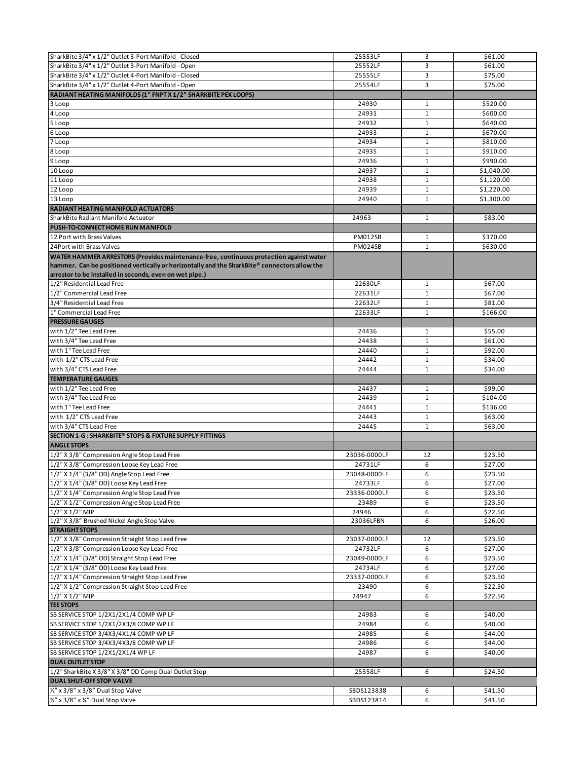| | | | |
|---|---|---|---|
| SharkBite 3/4" x 1/2" Outlet 3-Port Manifold - Closed | 25553LF | 3 | $61.00 |
| SharkBite 3/4" x 1/2" Outlet 3-Port Manifold - Open | 25552LF | 3 | $61.00 |
| SharkBite 3/4" x 1/2" Outlet 4-Port Manifold - Closed | 25555LF | 3 | $75.00 |
| SharkBite 3/4" x 1/2" Outlet 4-Port Manifold - Open | 25554LF | 3 | $75.00 |
| **RADIANT HEATING MANIFOLDS (1" FNPT X 1/2" SHARKBITE PEX LOOPS)** | | | |
| 3 Loop | 24930 | 1 | $520.00 |
| 4 Loop | 24931 | 1 | $600.00 |
| 5 Loop | 24932 | 1 | $640.00 |
| 6 Loop | 24933 | 1 | $670.00 |
| 7 Loop | 24934 | 1 | $810.00 |
| 8 Loop | 24935 | 1 | $910.00 |
| 9 Loop | 24936 | 1 | $990.00 |
| 10 Loop | 24937 | 1 | $1,040.00 |
| 11 Loop | 24938 | 1 | $1,120.00 |
| 12 Loop | 24939 | 1 | $1,220.00 |
| 13 Loop | 24940 | 1 | $1,300.00 |
| **RADIANT HEATING MANIFOLD ACTUATORS** | | | |
| SharkBite Radiant Manifold Actuator | 24963 | 1 | $83.00 |
| **PUSH-TO-CONNECT HOME RUN MANIFOLD** | | | |
| 12 Port with Brass Valves | PM012SB | 1 | $370.00 |
| 24Port with Brass Valves | PM024SB | 1 | $630.00 |
| **WATER HAMMER ARRESTORS (Provides maintenance-free, continuous protection against water hammer. Can be positioned vertically or horizontally and the SharkBite® connectors allow the arrestor to be installed in seconds, even on wet pipe.)** | | | |
| 1/2" Residential Lead Free | 22630LF | 1 | $67.00 |
| 1/2" Commercial Lead Free | 22631LF | 1 | $67.00 |
| 3/4" Residential Lead Free | 22632LF | 1 | $81.00 |
| 1" Commercial Lead Free | 22633LF | 1 | $166.00 |
| **PRESSURE GAUGES** | | | |
| with 1/2" Tee Lead Free | 24436 | 1 | $55.00 |
| with 3/4" Tee Lead Free | 24438 | 1 | $61.00 |
| with 1" Tee Lead Free | 24440 | 1 | $92.00 |
| with 1/2" CTS Lead Free | 24442 | 1 | $34.00 |
| with 3/4" CTS Lead Free | 24444 | 1 | $34.00 |
| **TEMPERATURE GAUGES** | | | |
| with 1/2" Tee Lead Free | 24437 | 1 | $99.00 |
| with 3/4" Tee Lead Free | 24439 | 1 | $104.00 |
| with 1" Tee Lead Free | 24441 | 1 | $136.00 |
| with 1/2" CTS Lead Free | 24443 | 1 | $63.00 |
| with 3/4" CTS Lead Free | 24445 | 1 | $63.00 |
| **SECTION 1-G : SHARKBITE® STOPS & FIXTURE SUPPLY FITTINGS** | | | |
| **ANGLE STOPS** | | | |
| 1/2" X 3/8" Compression Angle Stop Lead Free | 23036-0000LF | 12 | $23.50 |
| 1/2" X 3/8" Compression Loose Key Lead Free | 24731LF | 6 | $27.00 |
| 1/2" X 1/4" (3/8" OD) Angle Stop Lead Free | 23048-0000LF | 6 | $23.50 |
| 1/2" X 1/4" (3/8" OD) Loose Key Lead Free | 24733LF | 6 | $27.00 |
| 1/2" X 1/4" Compression Angle Stop Lead Free | 23336-0000LF | 6 | $23.50 |
| 1/2" X 1/2" Compression Angle Stop Lead Free | 23489 | 6 | $23.50 |
| 1/2" X 1/2" MIP | 24946 | 6 | $22.50 |
| 1/2" X 3/8" Brushed Nickel Angle Stop Valve | 23036LFBN | 6 | $26.00 |
| **STRAIGHT STOPS** | | | |
| 1/2" X 3/8" Compression Straight Stop Lead Free | 23037-0000LF | 12 | $23.50 |
| 1/2" X 3/8" Compression Loose Key Lead Free | 24732LF | 6 | $27.00 |
| 1/2" X 1/4" (3/8" OD) Straight Stop Lead Free | 23049-0000LF | 6 | $23.50 |
| 1/2" X 1/4" (3/8" OD) Loose Key Lead Free | 24734LF | 6 | $27.00 |
| 1/2" X 1/4" Compression Straight Stop Lead Free | 23337-0000LF | 6 | $23.50 |
| 1/2" X 1/2" Compression Straight Stop Lead Free | 23490 | 6 | $22.50 |
| 1/2" X 1/2" MIP | 24947 | 6 | $22.50 |
| **TEE STOPS** | | | |
| SB SERVICE STOP 1/2X1/2X1/4 COMP WP LF | 24983 | 6 | $40.00 |
| SB SERVICE STOP 1/2X1/2X3/8 COMP WP LF | 24984 | 6 | $40.00 |
| SB SERVICE STOP 3/4X3/4X1/4 COMP WP LF | 24985 | 6 | $44.00 |
| SB SERVICE STOP 3/4X3/4X3/8 COMP WP LF | 24986 | 6 | $44.00 |
| SB SERVICE STOP 1/2X1/2X1/4 WP LF | 24987 | 6 | $40.00 |
| **DUAL OUTLET STOP** | | | |
| 1/2" SharkBite X 3/8" X 3/8" OD Comp Dual Outlet Stop | 25558LF | 6 | $24.50 |
| **DUAL SHUT-OFF STOP VALVE** | | | |
| ½" x 3/8" x 3/8" Dual Stop Valve | SBDS123838 | 6 | $41.50 |
| ½" x 3/8" x ¼" Dual Stop Valve | SBDS123814 | 6 | $41.50 |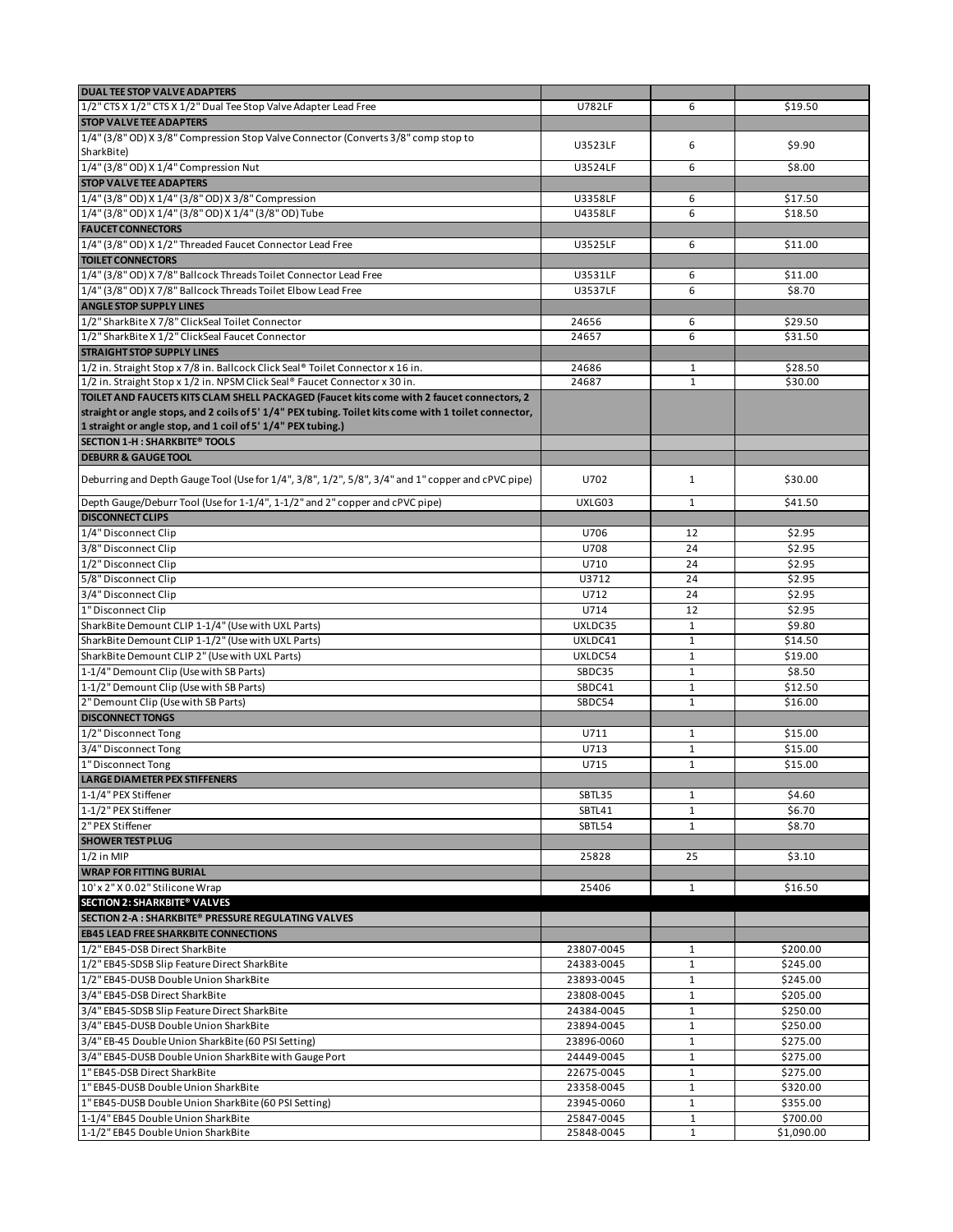| DUAL TEE STOP VALVE ADAPTERS | | | |
|---|---|---|---|
| 1/2" CTS X 1/2" CTS X 1/2" Dual Tee Stop Valve Adapter Lead Free | U782LF | 6 | $19.50 |
| **STOP VALVE TEE ADAPTERS** | | | |
| 1/4" (3/8" OD) X 3/8" Compression Stop Valve Connector (Converts 3/8" comp stop to SharkBite) | U3523LF | 6 | $9.90 |
| 1/4" (3/8" OD) X 1/4" Compression Nut | U3524LF | 6 | $8.00 |
| **STOP VALVE TEE ADAPTERS** | | | |
| 1/4" (3/8" OD) X 1/4" (3/8" OD) X 3/8" Compression | U3358LF | 6 | $17.50 |
| 1/4" (3/8" OD) X 1/4" (3/8" OD) X 1/4" (3/8" OD) Tube | U4358LF | 6 | $18.50 |
| **FAUCET CONNECTORS** | | | |
| 1/4" (3/8" OD) X 1/2" Threaded Faucet Connector Lead Free | U3525LF | 6 | $11.00 |
| **TOILET CONNECTORS** | | | |
| 1/4" (3/8" OD) X 7/8" Ballcock Threads Toilet Connector Lead Free | U3531LF | 6 | $11.00 |
| 1/4" (3/8" OD) X 7/8" Ballcock Threads Toilet Elbow Lead Free | U3537LF | 6 | $8.70 |
| **ANGLE STOP SUPPLY LINES** | | | |
| 1/2" SharkBite X 7/8" ClickSeal Toilet Connector | 24656 | 6 | $29.50 |
| 1/2" SharkBite X 1/2" ClickSeal Faucet Connector | 24657 | 6 | $31.50 |
| **STRAIGHT STOP SUPPLY LINES** | | | |
| 1/2 in. Straight Stop x 7/8 in. Ballcock Click Seal® Toilet Connector x 16 in. | 24686 | 1 | $28.50 |
| 1/2 in. Straight Stop x 1/2 in. NPSM Click Seal® Faucet Connector x 30 in. | 24687 | 1 | $30.00 |
| **TOILET AND FAUCETS KITS CLAM SHELL PACKAGED (Faucet kits come with 2 faucet connectors, 2 straight or angle stops, and 2 coils of 5' 1/4" PEX tubing. Toilet kits come with 1 toilet connector, 1 straight or angle stop, and 1 coil of 5' 1/4" PEX tubing.)** | | | |
| **SECTION 1-H : SHARKBITE® TOOLS** | | | |
| **DEBURR & GAUGE TOOL** | | | |
| Deburring and Depth Gauge Tool (Use for 1/4", 3/8", 1/2", 5/8", 3/4" and 1" copper and cPVC pipe) | U702 | 1 | $30.00 |
| Depth Gauge/Deburr Tool (Use for 1-1/4", 1-1/2" and 2" copper and cPVC pipe) | UXLG03 | 1 | $41.50 |
| **DISCONNECT CLIPS** | | | |
| 1/4" Disconnect Clip | U706 | 12 | $2.95 |
| 3/8" Disconnect Clip | U708 | 24 | $2.95 |
| 1/2" Disconnect Clip | U710 | 24 | $2.95 |
| 5/8" Disconnect Clip | U3712 | 24 | $2.95 |
| 3/4" Disconnect Clip | U712 | 24 | $2.95 |
| 1" Disconnect Clip | U714 | 12 | $2.95 |
| SharkBite Demount CLIP 1-1/4" (Use with UXL Parts) | UXLDC35 | 1 | $9.80 |
| SharkBite Demount CLIP 1-1/2" (Use with UXL Parts) | UXLDC41 | 1 | $14.50 |
| SharkBite Demount CLIP 2" (Use with UXL Parts) | UXLDC54 | 1 | $19.00 |
| 1-1/4" Demount Clip (Use with SB Parts) | SBDC35 | 1 | $8.50 |
| 1-1/2" Demount Clip (Use with SB Parts) | SBDC41 | 1 | $12.50 |
| 2" Demount Clip (Use with SB Parts) | SBDC54 | 1 | $16.00 |
| **DISCONNECT TONGS** | | | |
| 1/2" Disconnect Tong | U711 | 1 | $15.00 |
| 3/4" Disconnect Tong | U713 | 1 | $15.00 |
| 1" Disconnect Tong | U715 | 1 | $15.00 |
| **LARGE DIAMETER PEX STIFFENERS** | | | |
| 1-1/4" PEX Stiffener | SBTL35 | 1 | $4.60 |
| 1-1/2" PEX Stiffener | SBTL41 | 1 | $6.70 |
| 2" PEX Stiffener | SBTL54 | 1 | $8.70 |
| **SHOWER TEST PLUG** | | | |
| 1/2 in MIP | 25828 | 25 | $3.10 |
| **WRAP FOR FITTING BURIAL** | | | |
| 10' x 2" X 0.02" Stilicone Wrap | 25406 | 1 | $16.50 |
| **SECTION 2: SHARKBITE® VALVES** | | | |
| **SECTION 2-A : SHARKBITE® PRESSURE REGULATING VALVES** | | | |
| **EB45 LEAD FREE SHARKBITE CONNECTIONS** | | | |
| 1/2" EB45-DSB Direct SharkBite | 23807-0045 | 1 | $200.00 |
| 1/2" EB45-SDSB Slip Feature Direct SharkBite | 24383-0045 | 1 | $245.00 |
| 1/2" EB45-DUSB Double Union SharkBite | 23893-0045 | 1 | $245.00 |
| 3/4" EB45-DSB Direct SharkBite | 23808-0045 | 1 | $205.00 |
| 3/4" EB45-SDSB Slip Feature Direct SharkBite | 24384-0045 | 1 | $250.00 |
| 3/4" EB45-DUSB Double Union SharkBite | 23894-0045 | 1 | $250.00 |
| 3/4" EB-45 Double Union SharkBite (60 PSI Setting) | 23896-0060 | 1 | $275.00 |
| 3/4" EB45-DUSB Double Union SharkBite with Gauge Port | 24449-0045 | 1 | $275.00 |
| 1" EB45-DSB Direct SharkBite | 22675-0045 | 1 | $275.00 |
| 1" EB45-DUSB Double Union SharkBite | 23358-0045 | 1 | $320.00 |
| 1" EB45-DUSB Double Union SharkBite (60 PSI Setting) | 23945-0060 | 1 | $355.00 |
| 1-1/4" EB45 Double Union SharkBite | 25847-0045 | 1 | $700.00 |
| 1-1/2" EB45 Double Union SharkBite | 25848-0045 | 1 | $1,090.00 |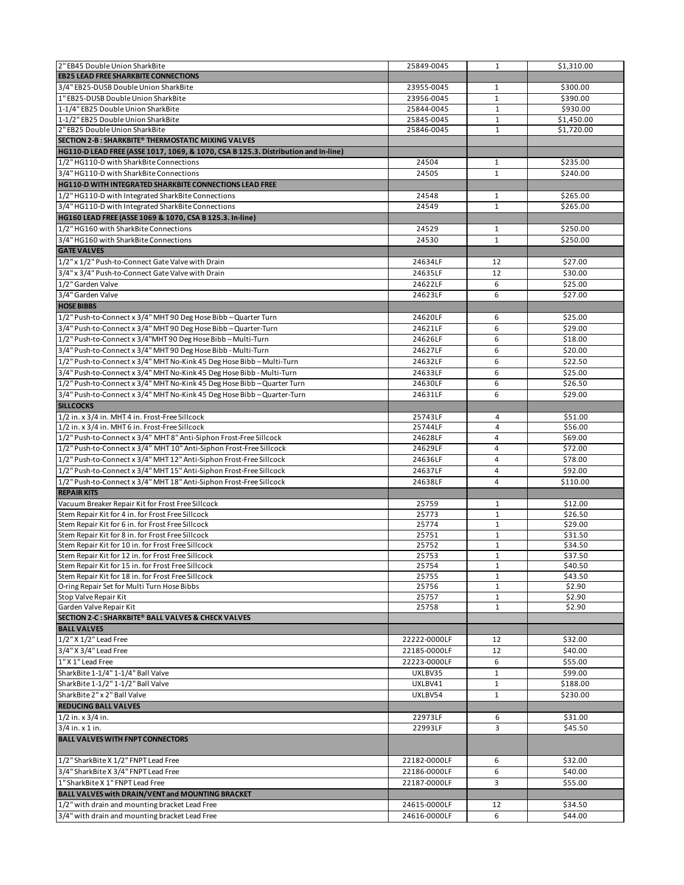| | | | |
|---|---|---|---|
| 2" EB45 Double Union SharkBite | 25849-0045 | 1 | $1,310.00 |
| **EB25 LEAD FREE SHARKBITE CONNECTIONS** | | | |
| 3/4" EB25-DUSB Double Union SharkBite | 23955-0045 | 1 | $300.00 |
| 1" EB25-DUSB Double Union SharkBite | 23956-0045 | 1 | $390.00 |
| 1-1/4" EB25 Double Union SharkBite | 25844-0045 | 1 | $930.00 |
| 1-1/2" EB25 Double Union SharkBite | 25845-0045 | 1 | $1,450.00 |
| 2" EB25 Double Union SharkBite | 25846-0045 | 1 | $1,720.00 |
| **SECTION 2-B : SHARKBITE® THERMOSTATIC MIXING VALVES** | | | |
| **HG110-D LEAD FREE (ASSE 1017, 1069, & 1070, CSA B 125.3. Distribution and In-line)** | | | |
| 1/2" HG110-D with SharkBite Connections | 24504 | 1 | $235.00 |
| 3/4" HG110-D with SharkBite Connections | 24505 | 1 | $240.00 |
| **HG110-D WITH INTEGRATED SHARKBITE CONNECTIONS LEAD FREE** | | | |
| 1/2" HG110-D with Integrated SharkBite Connections | 24548 | 1 | $265.00 |
| 3/4" HG110-D with Integrated SharkBite Connections | 24549 | 1 | $265.00 |
| **HG160 LEAD FREE (ASSE 1069 & 1070, CSA B 125.3. In-line)** | | | |
| 1/2" HG160 with SharkBite Connections | 24529 | 1 | $250.00 |
| 3/4" HG160 with SharkBite Connections | 24530 | 1 | $250.00 |
| **GATE VALVES** | | | |
| 1/2" x 1/2" Push-to-Connect Gate Valve with Drain | 24634LF | 12 | $27.00 |
| 3/4" x 3/4" Push-to-Connect Gate Valve with Drain | 24635LF | 12 | $30.00 |
| 1/2" Garden Valve | 24622LF | 6 | $25.00 |
| 3/4" Garden Valve | 24623LF | 6 | $27.00 |
| **HOSE BIBBS** | | | |
| 1/2" Push-to-Connect x 3/4" MHT 90 Deg Hose Bibb – Quarter Turn | 24620LF | 6 | $25.00 |
| 3/4" Push-to-Connect x 3/4" MHT 90 Deg Hose Bibb – Quarter-Turn | 24621LF | 6 | $29.00 |
| 1/2" Push-to-Connect x 3/4"MHT 90 Deg Hose Bibb – Multi-Turn | 24626LF | 6 | $18.00 |
| 3/4" Push-to-Connect x 3/4" MHT 90 Deg Hose Bibb - Multi-Turn | 24627LF | 6 | $20.00 |
| 1/2" Push-to-Connect x 3/4" MHT No-Kink 45 Deg Hose Bibb – Multi-Turn | 24632LF | 6 | $22.50 |
| 3/4" Push-to-Connect x 3/4" MHT No-Kink 45 Deg Hose Bibb - Multi-Turn | 24633LF | 6 | $25.00 |
| 1/2" Push-to-Connect x 3/4" MHT No-Kink 45 Deg Hose Bibb – Quarter Turn | 24630LF | 6 | $26.50 |
| 3/4" Push-to-Connect x 3/4" MHT No-Kink 45 Deg Hose Bibb – Quarter-Turn | 24631LF | 6 | $29.00 |
| **SILLCOCKS** | | | |
| 1/2 in. x 3/4 in. MHT 4 in. Frost-Free Sillcock | 25743LF | 4 | $51.00 |
| 1/2 in. x 3/4 in. MHT 6 in. Frost-Free Sillcock | 25744LF | 4 | $56.00 |
| 1/2" Push-to-Connect x 3/4" MHT 8" Anti-Siphon Frost-Free Sillcock | 24628LF | 4 | $69.00 |
| 1/2" Push-to-Connect x 3/4" MHT 10" Anti-Siphon Frost-Free Sillcock | 24629LF | 4 | $72.00 |
| 1/2" Push-to-Connect x 3/4" MHT 12" Anti-Siphon Frost-Free Sillcock | 24636LF | 4 | $78.00 |
| 1/2" Push-to-Connect x 3/4" MHT 15" Anti-Siphon Frost-Free Sillcock | 24637LF | 4 | $92.00 |
| 1/2" Push-to-Connect x 3/4" MHT 18" Anti-Siphon Frost-Free Sillcock | 24638LF | 4 | $110.00 |
| **REPAIR KITS** | | | |
| Vacuum Breaker Repair Kit for Frost Free Sillcock | 25759 | 1 | $12.00 |
| Stem Repair Kit for 4 in. for Frost Free Sillcock | 25773 | 1 | $26.50 |
| Stem Repair Kit for 6 in. for Frost Free Sillcock | 25774 | 1 | $29.00 |
| Stem Repair Kit for 8 in. for Frost Free Sillcock | 25751 | 1 | $31.50 |
| Stem Repair Kit for 10 in. for Frost Free Sillcock | 25752 | 1 | $34.50 |
| Stem Repair Kit for 12 in. for Frost Free Sillcock | 25753 | 1 | $37.50 |
| Stem Repair Kit for 15 in. for Frost Free Sillcock | 25754 | 1 | $40.50 |
| Stem Repair Kit for 18 in. for Frost Free Sillcock | 25755 | 1 | $43.50 |
| O-ring Repair Set for Multi Turn Hose Bibbs | 25756 | 1 | $2.90 |
| Stop Valve Repair Kit | 25757 | 1 | $2.90 |
| Garden Valve Repair Kit | 25758 | 1 | $2.90 |
| **SECTION 2-C : SHARKBITE® BALL VALVES & CHECK VALVES** | | | |
| **BALL VALVES** | | | |
| 1/2" X 1/2" Lead Free | 22222-0000LF | 12 | $32.00 |
| 3/4" X 3/4" Lead Free | 22185-0000LF | 12 | $40.00 |
| 1" X 1" Lead Free | 22223-0000LF | 6 | $55.00 |
| SharkBite 1-1/4" 1-1/4" Ball Valve | UXLBV35 | 1 | $99.00 |
| SharkBite 1-1/2" 1-1/2" Ball Valve | UXLBV41 | 1 | $188.00 |
| SharkBite 2" x 2" Ball Valve | UXLBV54 | 1 | $230.00 |
| **REDUCING BALL VALVES** | | | |
| 1/2 in. x 3/4 in. | 22973LF | 6 | $31.00 |
| 3/4 in. x 1 in. | 22993LF | 3 | $45.50 |
| **BALL VALVES WITH FNPT CONNECTORS** | | | |
| 1/2" SharkBite X 1/2" FNPT Lead Free | 22182-0000LF | 6 | $32.00 |
| 3/4" SharkBite X 3/4" FNPT Lead Free | 22186-0000LF | 6 | $40.00 |
| 1" SharkBite X 1" FNPT Lead Free | 22187-0000LF | 3 | $55.00 |
| **BALL VALVES with DRAIN/VENT and MOUNTING BRACKET** | | | |
| 1/2" with drain and mounting bracket Lead Free | 24615-0000LF | 12 | $34.50 |
| 3/4" with drain and mounting bracket Lead Free | 24616-0000LF | 6 | $44.00 |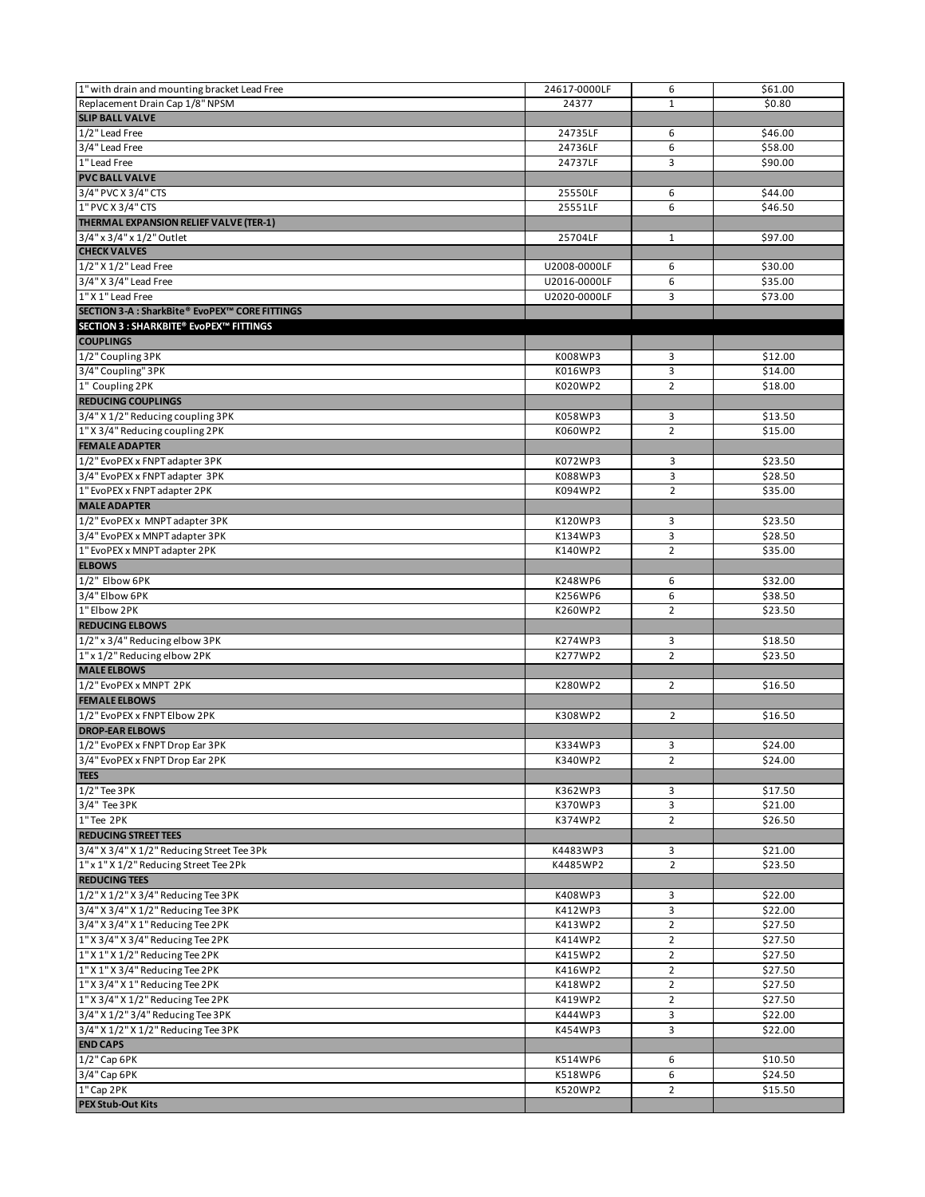| | | | |
|---|---|---|---|
| 1" with drain and mounting bracket Lead Free | 24617-0000LF | 6 | $61.00 |
| Replacement Drain Cap 1/8" NPSM | 24377 | 1 | $0.80 |
| **SLIP BALL VALVE** | | | |
| 1/2" Lead Free | 24735LF | 6 | $46.00 |
| 3/4" Lead Free | 24736LF | 6 | $58.00 |
| 1" Lead Free | 24737LF | 3 | $90.00 |
| **PVC BALL VALVE** | | | |
| 3/4" PVC X 3/4" CTS | 25550LF | 6 | $44.00 |
| 1" PVC X 3/4" CTS | 25551LF | 6 | $46.50 |
| **THERMAL EXPANSION RELIEF VALVE (TER-1)** | | | |
| 3/4" x 3/4" x 1/2" Outlet | 25704LF | 1 | $97.00 |
| **CHECK VALVES** | | | |
| 1/2" X 1/2" Lead Free | U2008-0000LF | 6 | $30.00 |
| 3/4" X 3/4" Lead Free | U2016-0000LF | 6 | $35.00 |
| 1" X 1" Lead Free | U2020-0000LF | 3 | $73.00 |
| **SECTION 3-A : SharkBite® EvoPEX™ CORE FITTINGS** | | | |
| **SECTION 3 : SHARKBITE® EvoPEX™ FITTINGS** | | | |
| **COUPLINGS** | | | |
| 1/2" Coupling 3PK | K008WP3 | 3 | $12.00 |
| 3/4" Coupling" 3PK | K016WP3 | 3 | $14.00 |
| 1" Coupling 2PK | K020WP2 | 2 | $18.00 |
| **REDUCING COUPLINGS** | | | |
| 3/4" X 1/2" Reducing coupling 3PK | K058WP3 | 3 | $13.50 |
| 1" X 3/4" Reducing coupling 2PK | K060WP2 | 2 | $15.00 |
| **FEMALE ADAPTER** | | | |
| 1/2" EvoPEX x FNPT adapter 3PK | K072WP3 | 3 | $23.50 |
| 3/4" EvoPEX x FNPT adapter 3PK | K088WP3 | 3 | $28.50 |
| 1" EvoPEX x FNPT adapter 2PK | K094WP2 | 2 | $35.00 |
| **MALE ADAPTER** | | | |
| 1/2" EvoPEX x MNPT adapter 3PK | K120WP3 | 3 | $23.50 |
| 3/4" EvoPEX x MNPT adapter 3PK | K134WP3 | 3 | $28.50 |
| 1" EvoPEX x MNPT adapter 2PK | K140WP2 | 2 | $35.00 |
| **ELBOWS** | | | |
| 1/2" Elbow 6PK | K248WP6 | 6 | $32.00 |
| 3/4" Elbow 6PK | K256WP6 | 6 | $38.50 |
| 1" Elbow 2PK | K260WP2 | 2 | $23.50 |
| **REDUCING ELBOWS** | | | |
| 1/2" x 3/4" Reducing elbow 3PK | K274WP3 | 3 | $18.50 |
| 1" x 1/2" Reducing elbow 2PK | K277WP2 | 2 | $23.50 |
| **MALE ELBOWS** | | | |
| 1/2" EvoPEX x MNPT 2PK | K280WP2 | 2 | $16.50 |
| **FEMALE ELBOWS** | | | |
| 1/2" EvoPEX x FNPT Elbow 2PK | K308WP2 | 2 | $16.50 |
| **DROP-EAR ELBOWS** | | | |
| 1/2" EvoPEX x FNPT Drop Ear 3PK | K334WP3 | 3 | $24.00 |
| 3/4" EvoPEX x FNPT Drop Ear 2PK | K340WP2 | 2 | $24.00 |
| **TEES** | | | |
| 1/2" Tee 3PK | K362WP3 | 3 | $17.50 |
| 3/4" Tee 3PK | K370WP3 | 3 | $21.00 |
| 1" Tee 2PK | K374WP2 | 2 | $26.50 |
| **REDUCING STREET TEES** | | | |
| 3/4" X 3/4" X 1/2" Reducing Street Tee 3Pk | K4483WP3 | 3 | $21.00 |
| 1" x 1" X 1/2" Reducing Street Tee 2Pk | K4485WP2 | 2 | $23.50 |
| **REDUCING TEES** | | | |
| 1/2" X 1/2" X 3/4" Reducing Tee 3PK | K408WP3 | 3 | $22.00 |
| 3/4" X 3/4" X 1/2" Reducing Tee 3PK | K412WP3 | 3 | $22.00 |
| 3/4" X 3/4" X 1" Reducing Tee 2PK | K413WP2 | 2 | $27.50 |
| 1" X 3/4" X 3/4" Reducing Tee 2PK | K414WP2 | 2 | $27.50 |
| 1" X 1" X 1/2" Reducing Tee 2PK | K415WP2 | 2 | $27.50 |
| 1" X 1" X 3/4" Reducing Tee 2PK | K416WP2 | 2 | $27.50 |
| 1" X 3/4" X 1" Reducing Tee 2PK | K418WP2 | 2 | $27.50 |
| 1" X 3/4" X 1/2" Reducing Tee 2PK | K419WP2 | 2 | $27.50 |
| 3/4" X 1/2" 3/4" Reducing Tee 3PK | K444WP3 | 3 | $22.00 |
| 3/4" X 1/2" X 1/2" Reducing Tee 3PK | K454WP3 | 3 | $22.00 |
| **END CAPS** | | | |
| 1/2" Cap 6PK | K514WP6 | 6 | $10.50 |
| 3/4" Cap 6PK | K518WP6 | 6 | $24.50 |
| 1" Cap 2PK | K520WP2 | 2 | $15.50 |
| **PEX Stub-Out Kits** | | | |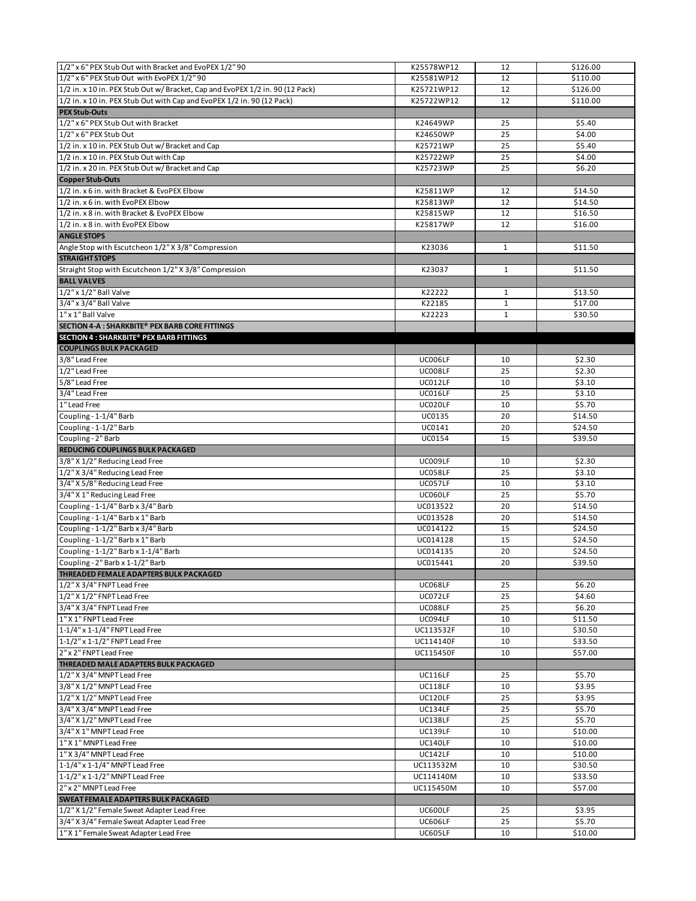| | | | |
|---|---|---|---|
| 1/2" x 6" PEX Stub Out with Bracket and EvoPEX 1/2" 90 | K25578WP12 | 12 | $126.00 |
| 1/2" x 6" PEX Stub Out with EvoPEX 1/2" 90 | K25581WP12 | 12 | $110.00 |
| 1/2 in. x 10 in. PEX Stub Out w/ Bracket, Cap and EvoPEX 1/2 in. 90 (12 Pack) | K25721WP12 | 12 | $126.00 |
| 1/2 in. x 10 in. PEX Stub Out with Cap and EvoPEX 1/2 in. 90 (12 Pack) | K25722WP12 | 12 | $110.00 |
| **PEX Stub-Outs** | | | |
| 1/2" x 6" PEX Stub Out with Bracket | K24649WP | 25 | $5.40 |
| 1/2" x 6" PEX Stub Out | K24650WP | 25 | $4.00 |
| 1/2 in. x 10 in. PEX Stub Out w/ Bracket and Cap | K25721WP | 25 | $5.40 |
| 1/2 in. x 10 in. PEX Stub Out with Cap | K25722WP | 25 | $4.00 |
| 1/2 in. x 20 in. PEX Stub Out w/ Bracket and Cap | K25723WP | 25 | $6.20 |
| **Copper Stub-Outs** | | | |
| 1/2 in. x 6 in. with Bracket & EvoPEX Elbow | K25811WP | 12 | $14.50 |
| 1/2 in. x 6 in. with EvoPEX Elbow | K25813WP | 12 | $14.50 |
| 1/2 in. x 8 in. with Bracket & EvoPEX Elbow | K25815WP | 12 | $16.50 |
| 1/2 in. x 8 in. with EvoPEX Elbow | K25817WP | 12 | $16.00 |
| **ANGLE STOPS** | | | |
| Angle Stop with Escutcheon 1/2" X 3/8" Compression | K23036 | 1 | $11.50 |
| **STRAIGHT STOPS** | | | |
| Straight Stop with Escutcheon 1/2" X 3/8" Compression | K23037 | 1 | $11.50 |
| **BALL VALVES** | | | |
| 1/2" x 1/2" Ball Valve | K22222 | 1 | $13.50 |
| 3/4" x 3/4" Ball Valve | K22185 | 1 | $17.00 |
| 1" x 1" Ball Valve | K22223 | 1 | $30.50 |
| **SECTION 4-A : SHARKBITE® PEX BARB CORE FITTINGS** | | | |
| **SECTION 4 : SHARKBITE® PEX BARB FITTINGS** | | | |
| **COUPLINGS BULK PACKAGED** | | | |
| 3/8" Lead Free | UC006LF | 10 | $2.30 |
| 1/2" Lead Free | UC008LF | 25 | $2.30 |
| 5/8" Lead Free | UC012LF | 10 | $3.10 |
| 3/4" Lead Free | UC016LF | 25 | $3.10 |
| 1" Lead Free | UC020LF | 10 | $5.70 |
| Coupling - 1-1/4" Barb | UC0135 | 20 | $14.50 |
| Coupling - 1-1/2" Barb | UC0141 | 20 | $24.50 |
| Coupling - 2" Barb | UC0154 | 15 | $39.50 |
| **REDUCING COUPLINGS BULK PACKAGED** | | | |
| 3/8" X 1/2" Reducing Lead Free | UC009LF | 10 | $2.30 |
| 1/2" X 3/4" Reducing Lead Free | UC058LF | 25 | $3.10 |
| 3/4" X 5/8" Reducing Lead Free | UC057LF | 10 | $3.10 |
| 3/4" X 1" Reducing Lead Free | UC060LF | 25 | $5.70 |
| Coupling - 1-1/4" Barb x 3/4" Barb | UC013522 | 20 | $14.50 |
| Coupling - 1-1/4" Barb x 1" Barb | UC013528 | 20 | $14.50 |
| Coupling - 1-1/2" Barb x 3/4" Barb | UC014122 | 15 | $24.50 |
| Coupling - 1-1/2" Barb x 1" Barb | UC014128 | 15 | $24.50 |
| Coupling - 1-1/2" Barb x 1-1/4" Barb | UC014135 | 20 | $24.50 |
| Coupling - 2" Barb x 1-1/2" Barb | UC015441 | 20 | $39.50 |
| **THREADED FEMALE ADAPTERS BULK PACKAGED** | | | |
| 1/2" X 3/4" FNPT Lead Free | UC068LF | 25 | $6.20 |
| 1/2" X 1/2" FNPT Lead Free | UC072LF | 25 | $4.60 |
| 3/4" X 3/4" FNPT Lead Free | UC088LF | 25 | $6.20 |
| 1" X 1" FNPT Lead Free | UC094LF | 10 | $11.50 |
| 1-1/4" x 1-1/4" FNPT Lead Free | UC113532F | 10 | $30.50 |
| 1-1/2" x 1-1/2" FNPT Lead Free | UC114140F | 10 | $33.50 |
| 2" x 2" FNPT Lead Free | UC115450F | 10 | $57.00 |
| **THREADED MALE ADAPTERS BULK PACKAGED** | | | |
| 1/2" X 3/4" MNPT Lead Free | UC116LF | 25 | $5.70 |
| 3/8" X 1/2" MNPT Lead Free | UC118LF | 10 | $3.95 |
| 1/2" X 1/2" MNPT Lead Free | UC120LF | 25 | $3.95 |
| 3/4" X 3/4" MNPT Lead Free | UC134LF | 25 | $5.70 |
| 3/4" X 1/2" MNPT Lead Free | UC138LF | 25 | $5.70 |
| 3/4" X 1" MNPT Lead Free | UC139LF | 10 | $10.00 |
| 1" X 1" MNPT Lead Free | UC140LF | 10 | $10.00 |
| 1" X 3/4" MNPT Lead Free | UC142LF | 10 | $10.00 |
| 1-1/4" x 1-1/4" MNPT Lead Free | UC113532M | 10 | $30.50 |
| 1-1/2" x 1-1/2" MNPT Lead Free | UC114140M | 10 | $33.50 |
| 2" x 2" MNPT Lead Free | UC115450M | 10 | $57.00 |
| **SWEAT FEMALE ADAPTERS BULK PACKAGED** | | | |
| 1/2" X 1/2" Female Sweat Adapter Lead Free | UC600LF | 25 | $3.95 |
| 3/4" X 3/4" Female Sweat Adapter Lead Free | UC606LF | 25 | $5.70 |
| 1" X 1" Female Sweat Adapter Lead Free | UC605LF | 10 | $10.00 |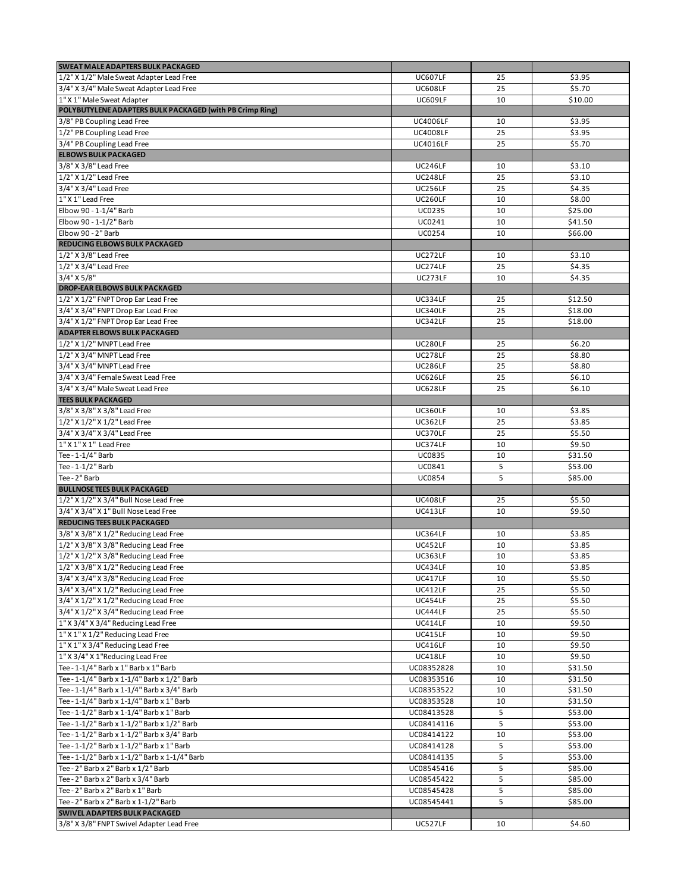| SWEAT MALE ADAPTERS BULK PACKAGED | | | |
|---|---|---|---|
| 1/2" X 1/2" Male Sweat Adapter Lead Free | UC607LF | 25 | $3.95 |
| 3/4" X 3/4" Male Sweat Adapter Lead Free | UC608LF | 25 | $5.70 |
| 1" X 1" Male Sweat Adapter | UC609LF | 10 | $10.00 |
| **POLYBUTYLENE ADAPTERS BULK PACKAGED (with PB Crimp Ring)** | | | |
| 3/8" PB Coupling Lead Free | UC4006LF | 10 | $3.95 |
| 1/2" PB Coupling Lead Free | UC4008LF | 25 | $3.95 |
| 3/4" PB Coupling Lead Free | UC4016LF | 25 | $5.70 |
| **ELBOWS BULK PACKAGED** | | | |
| 3/8" X 3/8" Lead Free | UC246LF | 10 | $3.10 |
| 1/2" X 1/2" Lead Free | UC248LF | 25 | $3.10 |
| 3/4" X 3/4" Lead Free | UC256LF | 25 | $4.35 |
| 1" X 1" Lead Free | UC260LF | 10 | $8.00 |
| Elbow 90 - 1-1/4" Barb | UC0235 | 10 | $25.00 |
| Elbow 90 - 1-1/2" Barb | UC0241 | 10 | $41.50 |
| Elbow 90 - 2" Barb | UC0254 | 10 | $66.00 |
| **REDUCING ELBOWS BULK PACKAGED** | | | |
| 1/2" X 3/8" Lead Free | UC272LF | 10 | $3.10 |
| 1/2" X 3/4" Lead Free | UC274LF | 25 | $4.35 |
| 3/4" X 5/8" | UC273LF | 10 | $4.35 |
| **DROP-EAR ELBOWS BULK PACKAGED** | | | |
| 1/2" X 1/2" FNPT Drop Ear Lead Free | UC334LF | 25 | $12.50 |
| 3/4" X 3/4" FNPT Drop Ear Lead Free | UC340LF | 25 | $18.00 |
| 3/4" X 1/2" FNPT Drop Ear Lead Free | UC342LF | 25 | $18.00 |
| **ADAPTER ELBOWS BULK PACKAGED** | | | |
| 1/2" X 1/2" MNPT Lead Free | UC280LF | 25 | $6.20 |
| 1/2" X 3/4" MNPT Lead Free | UC278LF | 25 | $8.80 |
| 3/4" X 3/4" MNPT Lead Free | UC286LF | 25 | $8.80 |
| 3/4" X 3/4" Female Sweat Lead Free | UC626LF | 25 | $6.10 |
| 3/4" X 3/4" Male Sweat Lead Free | UC628LF | 25 | $6.10 |
| **TEES BULK PACKAGED** | | | |
| 3/8" X 3/8" X 3/8" Lead Free | UC360LF | 10 | $3.85 |
| 1/2" X 1/2" X 1/2" Lead Free | UC362LF | 25 | $3.85 |
| 3/4" X 3/4" X 3/4" Lead Free | UC370LF | 25 | $5.50 |
| 1" X 1" X 1" Lead Free | UC374LF | 10 | $9.50 |
| Tee - 1-1/4" Barb | UC0835 | 10 | $31.50 |
| Tee - 1-1/2" Barb | UC0841 | 5 | $53.00 |
| Tee - 2" Barb | UC0854 | 5 | $85.00 |
| **BULLNOSE TEES BULK PACKAGED** | | | |
| 1/2" X 1/2" X 3/4" Bull Nose Lead Free | UC408LF | 25 | $5.50 |
| 3/4" X 3/4" X 1" Bull Nose Lead Free | UC413LF | 10 | $9.50 |
| **REDUCING TEES BULK PACKAGED** | | | |
| 3/8" X 3/8" X 1/2" Reducing Lead Free | UC364LF | 10 | $3.85 |
| 1/2" X 3/8" X 3/8" Reducing Lead Free | UC452LF | 10 | $3.85 |
| 1/2" X 1/2" X 3/8" Reducing Lead Free | UC363LF | 10 | $3.85 |
| 1/2" X 3/8" X 1/2" Reducing Lead Free | UC434LF | 10 | $3.85 |
| 3/4" X 3/4" X 3/8" Reducing Lead Free | UC417LF | 10 | $5.50 |
| 3/4" X 3/4" X 1/2" Reducing Lead Free | UC412LF | 25 | $5.50 |
| 3/4" X 1/2" X 1/2" Reducing Lead Free | UC454LF | 25 | $5.50 |
| 3/4" X 1/2" X 3/4" Reducing Lead Free | UC444LF | 25 | $5.50 |
| 1" X 3/4" X 3/4" Reducing Lead Free | UC414LF | 10 | $9.50 |
| 1" X 1" X 1/2" Reducing Lead Free | UC415LF | 10 | $9.50 |
| 1" X 1" X 3/4" Reducing Lead Free | UC416LF | 10 | $9.50 |
| 1" X 3/4" X 1"Reducing Lead Free | UC418LF | 10 | $9.50 |
| Tee - 1-1/4" Barb x 1" Barb x 1" Barb | UC08352828 | 10 | $31.50 |
| Tee - 1-1/4" Barb x 1-1/4" Barb x 1/2" Barb | UC08353516 | 10 | $31.50 |
| Tee - 1-1/4" Barb x 1-1/4" Barb x 3/4" Barb | UC08353522 | 10 | $31.50 |
| Tee - 1-1/4" Barb x 1-1/4" Barb x 1" Barb | UC08353528 | 10 | $31.50 |
| Tee - 1-1/2" Barb x 1-1/4" Barb x 1" Barb | UC08413528 | 5 | $53.00 |
| Tee - 1-1/2" Barb x 1-1/2" Barb x 1/2" Barb | UC08414116 | 5 | $53.00 |
| Tee - 1-1/2" Barb x 1-1/2" Barb x 3/4" Barb | UC08414122 | 10 | $53.00 |
| Tee - 1-1/2" Barb x 1-1/2" Barb x 1" Barb | UC08414128 | 5 | $53.00 |
| Tee - 1-1/2" Barb x 1-1/2" Barb x 1-1/4" Barb | UC08414135 | 5 | $53.00 |
| Tee - 2" Barb x 2" Barb x 1/2" Barb | UC08545416 | 5 | $85.00 |
| Tee - 2" Barb x 2" Barb x 3/4" Barb | UC08545422 | 5 | $85.00 |
| Tee - 2" Barb x 2" Barb x 1" Barb | UC08545428 | 5 | $85.00 |
| Tee - 2" Barb x 2" Barb x 1-1/2" Barb | UC08545441 | 5 | $85.00 |
| **SWIVEL ADAPTERS BULK PACKAGED** | | | |
| 3/8" X 3/8" FNPT Swivel Adapter Lead Free | UC527LF | 10 | $4.60 |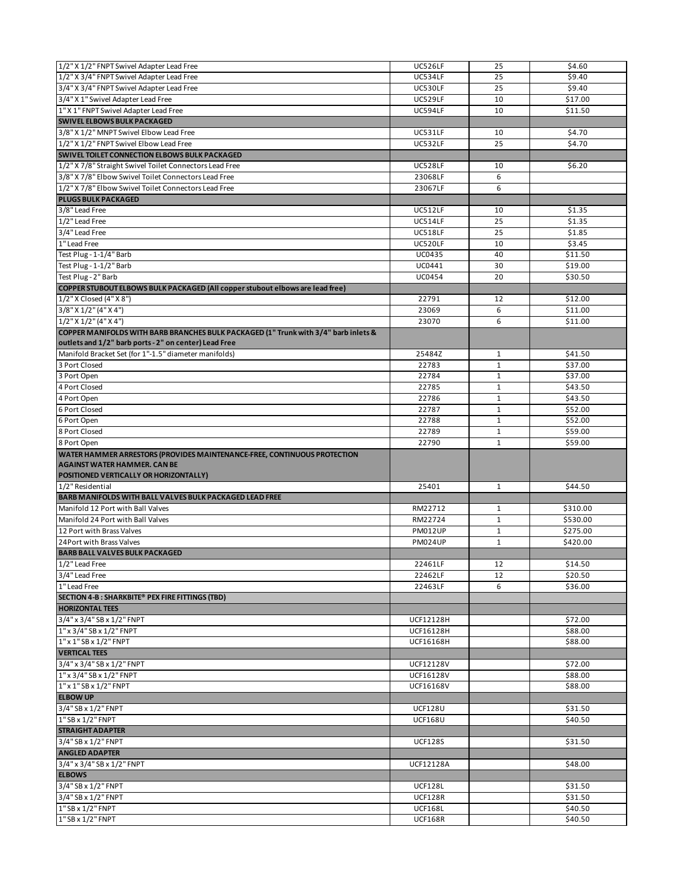| | | | |
|---|---|---|---|
| 1/2" X 1/2" FNPT Swivel Adapter Lead Free | UC526LF | 25 | $4.60 |
| 1/2" X 3/4" FNPT Swivel Adapter Lead Free | UC534LF | 25 | $9.40 |
| 3/4" X 3/4" FNPT Swivel Adapter Lead Free | UC530LF | 25 | $9.40 |
| 3/4" X 1" Swivel Adapter Lead Free | UC529LF | 10 | $17.00 |
| 1" X 1" FNPT Swivel Adapter Lead Free | UC594LF | 10 | $11.50 |
| **SWIVEL ELBOWS BULK PACKAGED** | | | |
| 3/8" X 1/2" MNPT Swivel Elbow Lead Free | UC531LF | 10 | $4.70 |
| 1/2" X 1/2" FNPT Swivel Elbow Lead Free | UC532LF | 25 | $4.70 |
| **SWIVEL TOILET CONNECTION ELBOWS BULK PACKAGED** | | | |
| 1/2" X 7/8" Straight Swivel Toilet Connectors Lead Free | UC528LF | 10 | $6.20 |
| 3/8" X 7/8" Elbow Swivel Toilet Connectors Lead Free | 23068LF | 6 | |
| 1/2" X 7/8" Elbow Swivel Toilet Connectors Lead Free | 23067LF | 6 | |
| **PLUGS BULK PACKAGED** | | | |
| 3/8" Lead Free | UC512LF | 10 | $1.35 |
| 1/2" Lead Free | UC514LF | 25 | $1.35 |
| 3/4" Lead Free | UC518LF | 25 | $1.85 |
| 1" Lead Free | UC520LF | 10 | $3.45 |
| Test Plug - 1-1/4" Barb | UC0435 | 40 | $11.50 |
| Test Plug - 1-1/2" Barb | UC0441 | 30 | $19.00 |
| Test Plug - 2" Barb | UC0454 | 20 | $30.50 |
| **COPPER STUBOUT ELBOWS BULK PACKAGED (All copper stubout elbows are lead free)** | | | |
| 1/2" X Closed (4" X 8") | 22791 | 12 | $12.00 |
| 3/8" X 1/2" (4" X 4") | 23069 | 6 | $11.00 |
| 1/2" X 1/2" (4" X 4") | 23070 | 6 | $11.00 |
| **COPPER MANIFOLDS WITH BARB BRANCHES BULK PACKAGED (1" Trunk with 3/4" barb inlets & outlets and 1/2" barb ports - 2" on center) Lead Free** | | | |
| Manifold Bracket Set (for 1"-1.5" diameter manifolds) | 25484Z | 1 | $41.50 |
| 3 Port Closed | 22783 | 1 | $37.00 |
| 3 Port Open | 22784 | 1 | $37.00 |
| 4 Port Closed | 22785 | 1 | $43.50 |
| 4 Port Open | 22786 | 1 | $43.50 |
| 6 Port Closed | 22787 | 1 | $52.00 |
| 6 Port Open | 22788 | 1 | $52.00 |
| 8 Port Closed | 22789 | 1 | $59.00 |
| 8 Port Open | 22790 | 1 | $59.00 |
| **WATER HAMMER ARRESTORS (PROVIDES MAINTENANCE-FREE, CONTINUOUS PROTECTION AGAINST WATER HAMMER. CAN BE POSITIONED VERTICALLY OR HORIZONTALLY)** | | | |
| 1/2" Residential | 25401 | 1 | $44.50 |
| **BARB MANIFOLDS WITH BALL VALVES BULK PACKAGED LEAD FREE** | | | |
| Manifold 12 Port with Ball Valves | RM22712 | 1 | $310.00 |
| Manifold 24 Port with Ball Valves | RM22724 | 1 | $530.00 |
| 12 Port with Brass Valves | PM012UP | 1 | $275.00 |
| 24Port with Brass Valves | PM024UP | 1 | $420.00 |
| **BARB BALL VALVES BULK PACKAGED** | | | |
| 1/2" Lead Free | 22461LF | 12 | $14.50 |
| 3/4" Lead Free | 22462LF | 12 | $20.50 |
| 1" Lead Free | 22463LF | 6 | $36.00 |
| **SECTION 4-B : SHARKBITE® PEX FIRE FITTINGS (TBD)** | | | |
| **HORIZONTAL TEES** | | | |
| 3/4" x 3/4" SB x 1/2" FNPT | UCF12128H | | $72.00 |
| 1" x 3/4" SB x 1/2" FNPT | UCF16128H | | $88.00 |
| 1" x 1" SB x 1/2" FNPT | UCF16168H | | $88.00 |
| **VERTICAL TEES** | | | |
| 3/4" x 3/4" SB x 1/2" FNPT | UCF12128V | | $72.00 |
| 1" x 3/4" SB x 1/2" FNPT | UCF16128V | | $88.00 |
| 1" x 1" SB x 1/2" FNPT | UCF16168V | | $88.00 |
| **ELBOW UP** | | | |
| 3/4" SB x 1/2" FNPT | UCF128U | | $31.50 |
| 1" SB x 1/2" FNPT | UCF168U | | $40.50 |
| **STRAIGHT ADAPTER** | | | |
| 3/4" SB x 1/2" FNPT | UCF128S | | $31.50 |
| **ANGLED ADAPTER** | | | |
| 3/4" x 3/4" SB x 1/2" FNPT | UCF12128A | | $48.00 |
| **ELBOWS** | | | |
| 3/4" SB x 1/2" FNPT | UCF128L | | $31.50 |
| 3/4" SB x 1/2" FNPT | UCF128R | | $31.50 |
| 1" SB x 1/2" FNPT | UCF168L | | $40.50 |
| 1" SB x 1/2" FNPT | UCF168R | | $40.50 |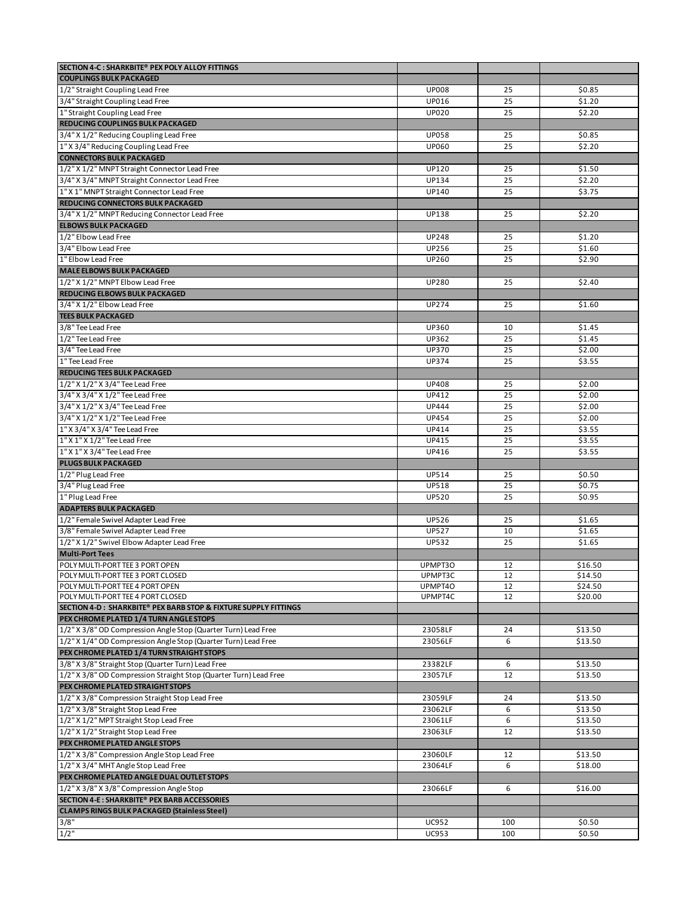| SECTION 4-C : SHARKBITE® PEX POLY ALLOY FITTINGS | | | |
|---|---|---|---|
| **COUPLINGS BULK PACKAGED** | | | |
| 1/2" Straight Coupling Lead Free | UP008 | 25 | $0.85 |
| 3/4" Straight Coupling Lead Free | UP016 | 25 | $1.20 |
| 1" Straight Coupling Lead Free | UP020 | 25 | $2.20 |
| **REDUCING COUPLINGS BULK PACKAGED** | | | |
| 3/4" X 1/2" Reducing Coupling Lead Free | UP058 | 25 | $0.85 |
| 1" X 3/4" Reducing Coupling Lead Free | UP060 | 25 | $2.20 |
| **CONNECTORS BULK PACKAGED** | | | |
| 1/2" X 1/2" MNPT Straight Connector Lead Free | UP120 | 25 | $1.50 |
| 3/4" X 3/4" MNPT Straight Connector Lead Free | UP134 | 25 | $2.20 |
| 1" X 1" MNPT Straight Connector Lead Free | UP140 | 25 | $3.75 |
| **REDUCING CONNECTORS BULK PACKAGED** | | | |
| 3/4" X 1/2" MNPT Reducing Connector Lead Free | UP138 | 25 | $2.20 |
| **ELBOWS BULK PACKAGED** | | | |
| 1/2" Elbow Lead Free | UP248 | 25 | $1.20 |
| 3/4" Elbow Lead Free | UP256 | 25 | $1.60 |
| 1" Elbow Lead Free | UP260 | 25 | $2.90 |
| **MALE ELBOWS BULK PACKAGED** | | | |
| 1/2" X 1/2" MNPT Elbow Lead Free | UP280 | 25 | $2.40 |
| **REDUCING ELBOWS BULK PACKAGED** | | | |
| 3/4" X 1/2" Elbow Lead Free | UP274 | 25 | $1.60 |
| **TEES BULK PACKAGED** | | | |
| 3/8" Tee Lead Free | UP360 | 10 | $1.45 |
| 1/2" Tee Lead Free | UP362 | 25 | $1.45 |
| 3/4" Tee Lead Free | UP370 | 25 | $2.00 |
| 1" Tee Lead Free | UP374 | 25 | $3.55 |
| **REDUCING TEES BULK PACKAGED** | | | |
| 1/2" X 1/2" X 3/4" Tee Lead Free | UP408 | 25 | $2.00 |
| 3/4" X 3/4" X 1/2" Tee Lead Free | UP412 | 25 | $2.00 |
| 3/4" X 1/2" X 3/4" Tee Lead Free | UP444 | 25 | $2.00 |
| 3/4" X 1/2" X 1/2" Tee Lead Free | UP454 | 25 | $2.00 |
| 1" X 3/4" X 3/4" Tee Lead Free | UP414 | 25 | $3.55 |
| 1" X 1" X 1/2" Tee Lead Free | UP415 | 25 | $3.55 |
| 1" X 1" X 3/4" Tee Lead Free | UP416 | 25 | $3.55 |
| **PLUGS BULK PACKAGED** | | | |
| 1/2" Plug Lead Free | UP514 | 25 | $0.50 |
| 3/4" Plug Lead Free | UP518 | 25 | $0.75 |
| 1" Plug Lead Free | UP520 | 25 | $0.95 |
| **ADAPTERS BULK PACKAGED** | | | |
| 1/2" Female Swivel Adapter Lead Free | UP526 | 25 | $1.65 |
| 3/8" Female Swivel Adapter Lead Free | UP527 | 10 | $1.65 |
| 1/2" X 1/2" Swivel Elbow Adapter Lead Free | UP532 | 25 | $1.65 |
| **Multi-Port Tees** | | | |
| POLY MULTI-PORT TEE 3 PORT OPEN | UPMPT3O | 12 | $16.50 |
| POLY MULTI-PORT TEE 3 PORT CLOSED | UPMPT3C | 12 | $14.50 |
| POLY MULTI-PORT TEE 4 PORT OPEN | UPMPT4O | 12 | $24.50 |
| POLY MULTI-PORT TEE 4 PORT CLOSED | UPMPT4C | 12 | $20.00 |
| **SECTION 4-D : SHARKBITE® PEX BARB STOP & FIXTURE SUPPLY FITTINGS** | | | |
| **PEX CHROME PLATED 1/4 TURN ANGLE STOPS** | | | |
| 1/2" X 3/8" OD Compression Angle Stop (Quarter Turn) Lead Free | 23058LF | 24 | $13.50 |
| 1/2" X 1/4" OD Compression Angle Stop (Quarter Turn) Lead Free | 23056LF | 6 | $13.50 |
| **PEX CHROME PLATED 1/4 TURN STRAIGHT STOPS** | | | |
| 3/8" X 3/8" Straight Stop (Quarter Turn) Lead Free | 23382LF | 6 | $13.50 |
| 1/2" X 3/8" OD Compression Straight Stop (Quarter Turn) Lead Free | 23057LF | 12 | $13.50 |
| **PEX CHROME PLATED STRAIGHT STOPS** | | | |
| 1/2" X 3/8" Compression Straight Stop Lead Free | 23059LF | 24 | $13.50 |
| 1/2" X 3/8" Straight Stop Lead Free | 23062LF | 6 | $13.50 |
| 1/2" X 1/2" MPT Straight Stop Lead Free | 23061LF | 6 | $13.50 |
| 1/2" X 1/2" Straight Stop Lead Free | 23063LF | 12 | $13.50 |
| **PEX CHROME PLATED ANGLE STOPS** | | | |
| 1/2" X 3/8" Compression Angle Stop Lead Free | 23060LF | 12 | $13.50 |
| 1/2" X 3/4" MHT Angle Stop Lead Free | 23064LF | 6 | $18.00 |
| **PEX CHROME PLATED ANGLE DUAL OUTLET STOPS** | | | |
| 1/2" X 3/8" X 3/8" Compression Angle Stop | 23066LF | 6 | $16.00 |
| **SECTION 4-E : SHARKBITE® PEX BARB ACCESSORIES** | | | |
| **CLAMPS RINGS BULK PACKAGED (Stainless Steel)** | | | |
| 3/8" | UC952 | 100 | $0.50 |
| 1/2" | UC953 | 100 | $0.50 |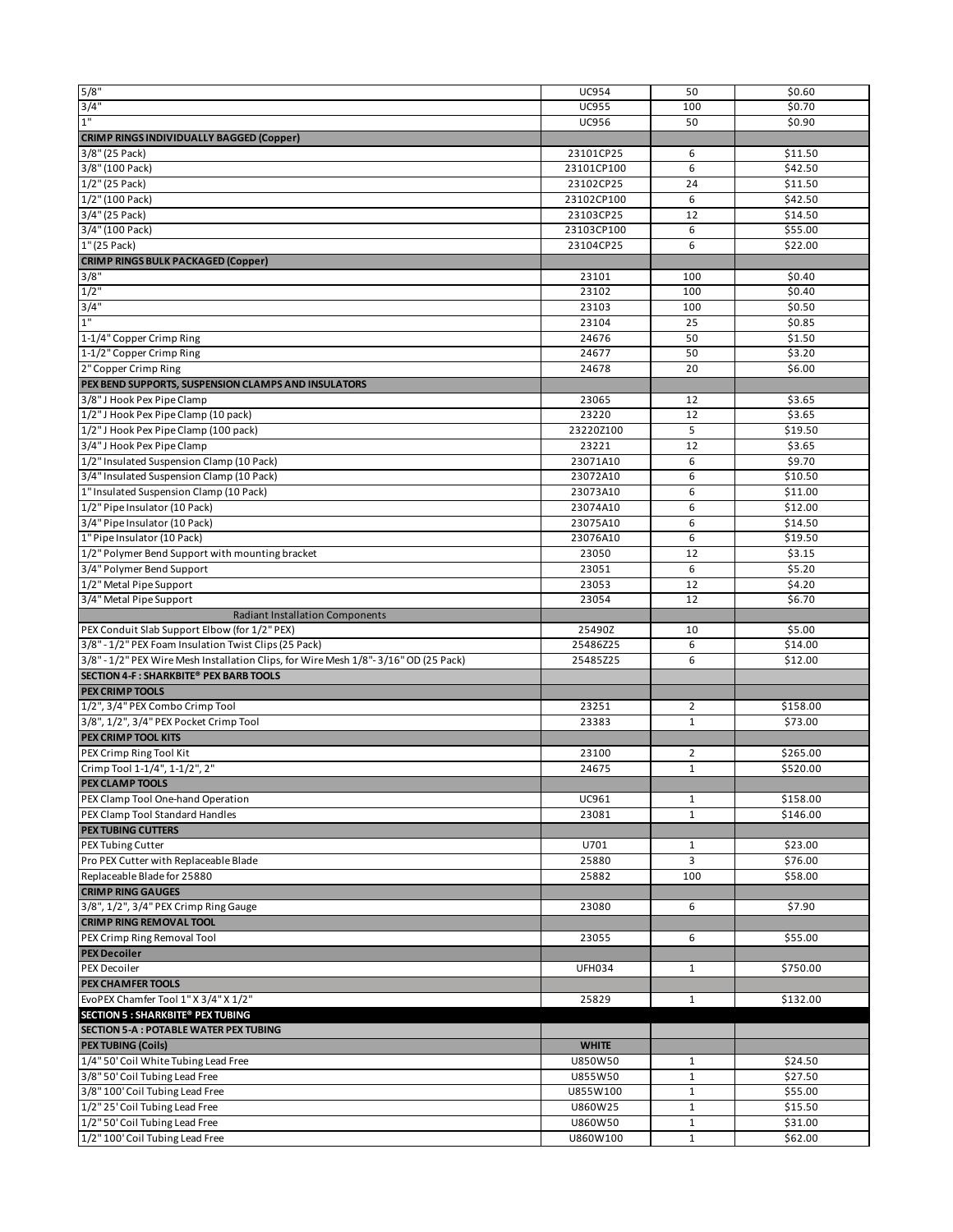| | | | |
|---|---|---|---|
| 5/8" | UC954 | 50 | $0.60 |
| 3/4" | UC955 | 100 | $0.70 |
| 1" | UC956 | 50 | $0.90 |
| **CRIMP RINGS INDIVIDUALLY BAGGED (Copper)** | | | |
| 3/8" (25 Pack) | 23101CP25 | 6 | $11.50 |
| 3/8" (100 Pack) | 23101CP100 | 6 | $42.50 |
| 1/2" (25 Pack) | 23102CP25 | 24 | $11.50 |
| 1/2" (100 Pack) | 23102CP100 | 6 | $42.50 |
| 3/4" (25 Pack) | 23103CP25 | 12 | $14.50 |
| 3/4" (100 Pack) | 23103CP100 | 6 | $55.00 |
| 1" (25 Pack) | 23104CP25 | 6 | $22.00 |
| **CRIMP RINGS BULK PACKAGED (Copper)** | | | |
| 3/8" | 23101 | 100 | $0.40 |
| 1/2" | 23102 | 100 | $0.40 |
| 3/4" | 23103 | 100 | $0.50 |
| 1" | 23104 | 25 | $0.85 |
| 1-1/4" Copper Crimp Ring | 24676 | 50 | $1.50 |
| 1-1/2" Copper Crimp Ring | 24677 | 50 | $3.20 |
| 2" Copper Crimp Ring | 24678 | 20 | $6.00 |
| **PEX BEND SUPPORTS, SUSPENSION CLAMPS AND INSULATORS** | | | |
| 3/8" J Hook Pex Pipe Clamp | 23065 | 12 | $3.65 |
| 1/2" J Hook Pex Pipe Clamp (10 pack) | 23220 | 12 | $3.65 |
| 1/2" J Hook Pex Pipe Clamp (100 pack) | 23220Z100 | 5 | $19.50 |
| 3/4" J Hook Pex Pipe Clamp | 23221 | 12 | $3.65 |
| 1/2" Insulated Suspension Clamp (10 Pack) | 23071A10 | 6 | $9.70 |
| 3/4" Insulated Suspension Clamp (10 Pack) | 23072A10 | 6 | $10.50 |
| 1" Insulated Suspension Clamp (10 Pack) | 23073A10 | 6 | $11.00 |
| 1/2" Pipe Insulator (10 Pack) | 23074A10 | 6 | $12.00 |
| 3/4" Pipe Insulator (10 Pack) | 23075A10 | 6 | $14.50 |
| 1" Pipe Insulator (10 Pack) | 23076A10 | 6 | $19.50 |
| 1/2" Polymer Bend Support with mounting bracket | 23050 | 12 | $3.15 |
| 3/4" Polymer Bend Support | 23051 | 6 | $5.20 |
| 1/2" Metal Pipe Support | 23053 | 12 | $4.20 |
| 3/4" Metal Pipe Support | 23054 | 12 | $6.70 |
| Radiant Installation Components | | | |
| PEX Conduit Slab Support Elbow (for 1/2" PEX) | 25490Z | 10 | $5.00 |
| 3/8" - 1/2" PEX Foam Insulation Twist Clips (25 Pack) | 25486Z25 | 6 | $14.00 |
| 3/8" - 1/2" PEX Wire Mesh Installation Clips, for Wire Mesh 1/8"- 3/16" OD (25 Pack) | 25485Z25 | 6 | $12.00 |
| **SECTION 4-F : SHARKBITE® PEX BARB TOOLS** | | | |
| **PEX CRIMP TOOLS** | | | |
| 1/2", 3/4" PEX Combo Crimp Tool | 23251 | 2 | $158.00 |
| 3/8", 1/2", 3/4" PEX Pocket Crimp Tool | 23383 | 1 | $73.00 |
| **PEX CRIMP TOOL KITS** | | | |
| PEX Crimp Ring Tool Kit | 23100 | 2 | $265.00 |
| Crimp Tool 1-1/4", 1-1/2", 2" | 24675 | 1 | $520.00 |
| **PEX CLAMP TOOLS** | | | |
| PEX Clamp Tool One-hand Operation | UC961 | 1 | $158.00 |
| PEX Clamp Tool Standard Handles | 23081 | 1 | $146.00 |
| **PEX TUBING CUTTERS** | | | |
| PEX Tubing Cutter | U701 | 1 | $23.00 |
| Pro PEX Cutter with Replaceable Blade | 25880 | 3 | $76.00 |
| Replaceable Blade for 25880 | 25882 | 100 | $58.00 |
| **CRIMP RING GAUGES** | | | |
| 3/8", 1/2", 3/4" PEX Crimp Ring Gauge | 23080 | 6 | $7.90 |
| **CRIMP RING REMOVAL TOOL** | | | |
| PEX Crimp Ring Removal Tool | 23055 | 6 | $55.00 |
| **PEX Decoiler** | | | |
| PEX Decoiler | UFH034 | 1 | $750.00 |
| **PEX CHAMFER TOOLS** | | | |
| EvoPEX Chamfer Tool 1" X 3/4" X 1/2" | 25829 | 1 | $132.00 |
| **SECTION 5 : SHARKBITE® PEX TUBING** | | | |
| **SECTION 5-A : POTABLE WATER PEX TUBING** | | | |
| **PEX TUBING (Coils)** | **WHITE** | | |
| 1/4" 50' Coil White Tubing Lead Free | U850W50 | 1 | $24.50 |
| 3/8" 50' Coil Tubing Lead Free | U855W50 | 1 | $27.50 |
| 3/8" 100' Coil Tubing Lead Free | U855W100 | 1 | $55.00 |
| 1/2" 25' Coil Tubing Lead Free | U860W25 | 1 | $15.50 |
| 1/2" 50' Coil Tubing Lead Free | U860W50 | 1 | $31.00 |
| 1/2" 100' Coil Tubing Lead Free | U860W100 | 1 | $62.00 |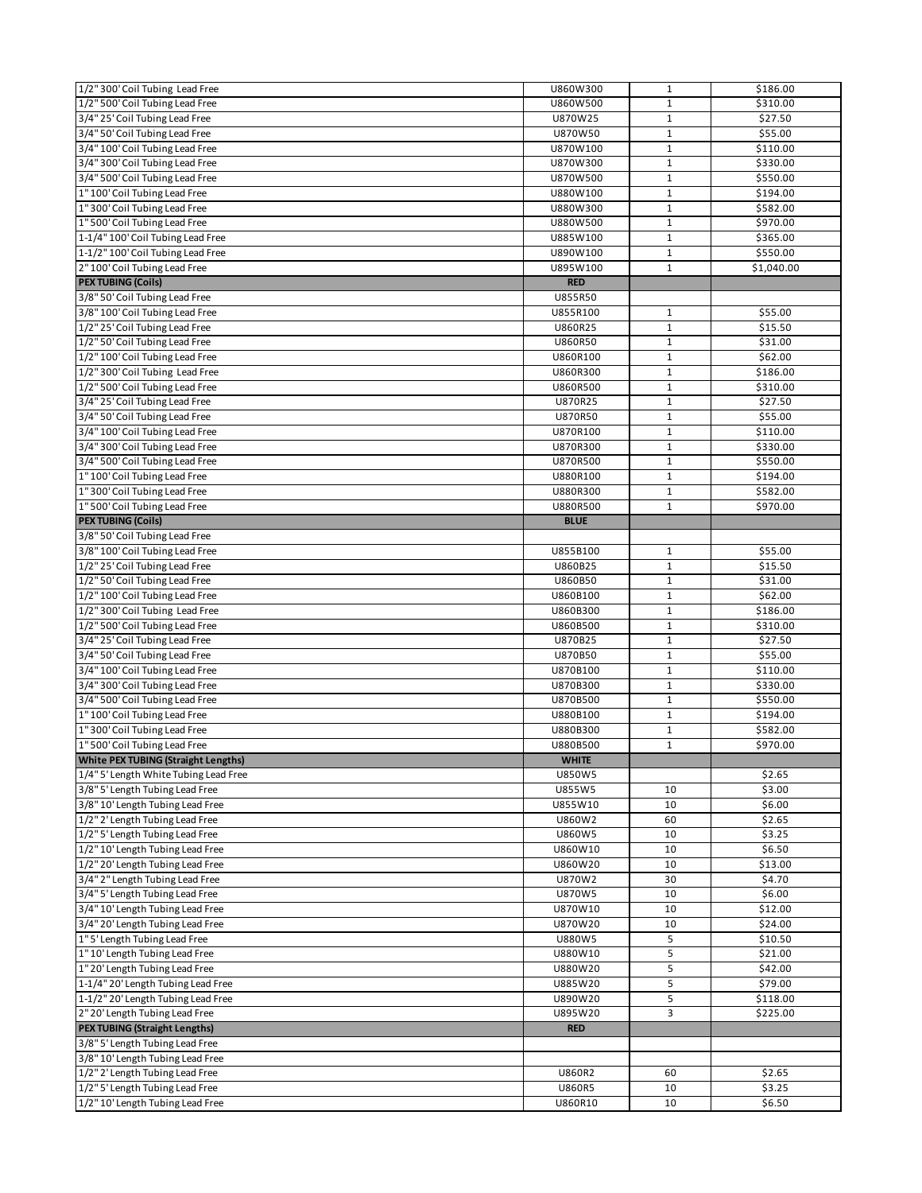| | | | |
|---|---|---|---|
| 1/2" 300' Coil Tubing Lead Free | U860W300 | 1 | $186.00 |
| 1/2" 500' Coil Tubing Lead Free | U860W500 | 1 | $310.00 |
| 3/4" 25' Coil Tubing Lead Free | U870W25 | 1 | $27.50 |
| 3/4" 50' Coil Tubing Lead Free | U870W50 | 1 | $55.00 |
| 3/4" 100' Coil Tubing Lead Free | U870W100 | 1 | $110.00 |
| 3/4" 300' Coil Tubing Lead Free | U870W300 | 1 | $330.00 |
| 3/4" 500' Coil Tubing Lead Free | U870W500 | 1 | $550.00 |
| 1" 100' Coil Tubing Lead Free | U880W100 | 1 | $194.00 |
| 1" 300' Coil Tubing Lead Free | U880W300 | 1 | $582.00 |
| 1" 500' Coil Tubing Lead Free | U880W500 | 1 | $970.00 |
| 1-1/4" 100' Coil Tubing Lead Free | U885W100 | 1 | $365.00 |
| 1-1/2" 100' Coil Tubing Lead Free | U890W100 | 1 | $550.00 |
| 2" 100' Coil Tubing Lead Free | U895W100 | 1 | $1,040.00 |
| **PEX TUBING (Coils)** | **RED** | | |
| 3/8" 50' Coil Tubing Lead Free | U855R50 | | |
| 3/8" 100' Coil Tubing Lead Free | U855R100 | 1 | $55.00 |
| 1/2" 25' Coil Tubing Lead Free | U860R25 | 1 | $15.50 |
| 1/2" 50' Coil Tubing Lead Free | U860R50 | 1 | $31.00 |
| 1/2" 100' Coil Tubing Lead Free | U860R100 | 1 | $62.00 |
| 1/2" 300' Coil Tubing Lead Free | U860R300 | 1 | $186.00 |
| 1/2" 500' Coil Tubing Lead Free | U860R500 | 1 | $310.00 |
| 3/4" 25' Coil Tubing Lead Free | U870R25 | 1 | $27.50 |
| 3/4" 50' Coil Tubing Lead Free | U870R50 | 1 | $55.00 |
| 3/4" 100' Coil Tubing Lead Free | U870R100 | 1 | $110.00 |
| 3/4" 300' Coil Tubing Lead Free | U870R300 | 1 | $330.00 |
| 3/4" 500' Coil Tubing Lead Free | U870R500 | 1 | $550.00 |
| 1" 100' Coil Tubing Lead Free | U880R100 | 1 | $194.00 |
| 1" 300' Coil Tubing Lead Free | U880R300 | 1 | $582.00 |
| 1" 500' Coil Tubing Lead Free | U880R500 | 1 | $970.00 |
| **PEX TUBING (Coils)** | **BLUE** | | |
| 3/8" 50' Coil Tubing Lead Free | | | |
| 3/8" 100' Coil Tubing Lead Free | U855B100 | 1 | $55.00 |
| 1/2" 25' Coil Tubing Lead Free | U860B25 | 1 | $15.50 |
| 1/2" 50' Coil Tubing Lead Free | U860B50 | 1 | $31.00 |
| 1/2" 100' Coil Tubing Lead Free | U860B100 | 1 | $62.00 |
| 1/2" 300' Coil Tubing Lead Free | U860B300 | 1 | $186.00 |
| 1/2" 500' Coil Tubing Lead Free | U860B500 | 1 | $310.00 |
| 3/4" 25' Coil Tubing Lead Free | U870B25 | 1 | $27.50 |
| 3/4" 50' Coil Tubing Lead Free | U870B50 | 1 | $55.00 |
| 3/4" 100' Coil Tubing Lead Free | U870B100 | 1 | $110.00 |
| 3/4" 300' Coil Tubing Lead Free | U870B300 | 1 | $330.00 |
| 3/4" 500' Coil Tubing Lead Free | U870B500 | 1 | $550.00 |
| 1" 100' Coil Tubing Lead Free | U880B100 | 1 | $194.00 |
| 1" 300' Coil Tubing Lead Free | U880B300 | 1 | $582.00 |
| 1" 500' Coil Tubing Lead Free | U880B500 | 1 | $970.00 |
| **White PEX TUBING (Straight Lengths)** | **WHITE** | | |
| 1/4" 5' Length White Tubing Lead Free | U850W5 | | $2.65 |
| 3/8" 5' Length Tubing Lead Free | U855W5 | 10 | $3.00 |
| 3/8" 10' Length Tubing Lead Free | U855W10 | 10 | $6.00 |
| 1/2" 2' Length Tubing Lead Free | U860W2 | 60 | $2.65 |
| 1/2" 5' Length Tubing Lead Free | U860W5 | 10 | $3.25 |
| 1/2" 10' Length Tubing Lead Free | U860W10 | 10 | $6.50 |
| 1/2" 20' Length Tubing Lead Free | U860W20 | 10 | $13.00 |
| 3/4" 2" Length Tubing Lead Free | U870W2 | 30 | $4.70 |
| 3/4" 5' Length Tubing Lead Free | U870W5 | 10 | $6.00 |
| 3/4" 10' Length Tubing Lead Free | U870W10 | 10 | $12.00 |
| 3/4" 20' Length Tubing Lead Free | U870W20 | 10 | $24.00 |
| 1" 5' Length Tubing Lead Free | U880W5 | 5 | $10.50 |
| 1" 10' Length Tubing Lead Free | U880W10 | 5 | $21.00 |
| 1" 20' Length Tubing Lead Free | U880W20 | 5 | $42.00 |
| 1-1/4" 20' Length Tubing Lead Free | U885W20 | 5 | $79.00 |
| 1-1/2" 20' Length Tubing Lead Free | U890W20 | 5 | $118.00 |
| 2" 20' Length Tubing Lead Free | U895W20 | 3 | $225.00 |
| **PEX TUBING (Straight Lengths)** | **RED** | | |
| 3/8" 5' Length Tubing Lead Free | | | |
| 3/8" 10' Length Tubing Lead Free | | | |
| 1/2" 2' Length Tubing Lead Free | U860R2 | 60 | $2.65 |
| 1/2" 5' Length Tubing Lead Free | U860R5 | 10 | $3.25 |
| 1/2" 10' Length Tubing Lead Free | U860R10 | 10 | $6.50 |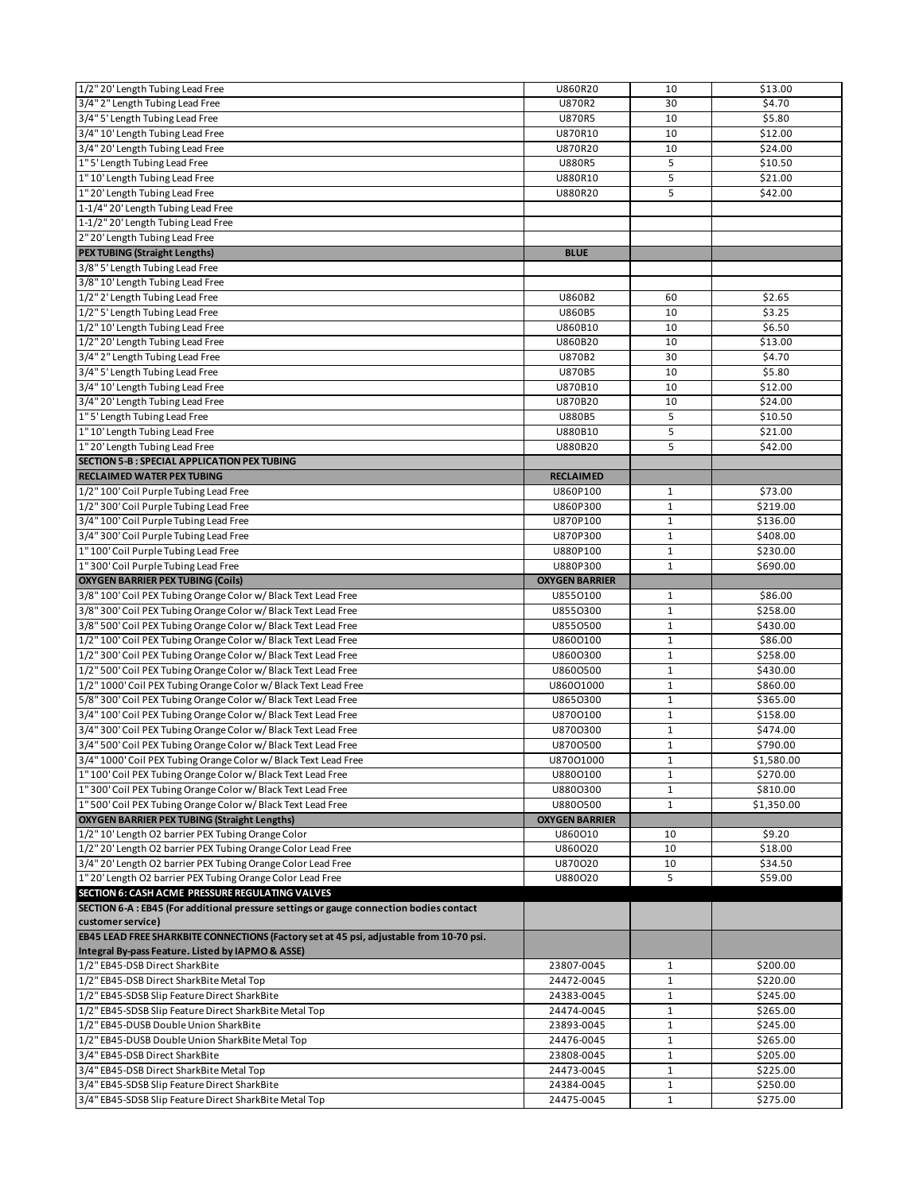| | | | |
|---|---|---|---|
| 1/2" 20' Length Tubing Lead Free | U860R20 | 10 | $13.00 |
| 3/4" 2" Length Tubing Lead Free | U870R2 | 30 | $4.70 |
| 3/4" 5' Length Tubing Lead Free | U870R5 | 10 | $5.80 |
| 3/4" 10' Length Tubing Lead Free | U870R10 | 10 | $12.00 |
| 3/4" 20' Length Tubing Lead Free | U870R20 | 10 | $24.00 |
| 1" 5' Length Tubing Lead Free | U880R5 | 5 | $10.50 |
| 1" 10' Length Tubing Lead Free | U880R10 | 5 | $21.00 |
| 1" 20' Length Tubing Lead Free | U880R20 | 5 | $42.00 |
| 1-1/4" 20' Length Tubing Lead Free | | | |
| 1-1/2" 20' Length Tubing Lead Free | | | |
| 2" 20' Length Tubing Lead Free | | | |
| **PEX TUBING (Straight Lengths)** | **BLUE** | | |
| 3/8" 5' Length Tubing Lead Free | | | |
| 3/8" 10' Length Tubing Lead Free | | | |
| 1/2" 2' Length Tubing Lead Free | U860B2 | 60 | $2.65 |
| 1/2" 5' Length Tubing Lead Free | U860B5 | 10 | $3.25 |
| 1/2" 10' Length Tubing Lead Free | U860B10 | 10 | $6.50 |
| 1/2" 20' Length Tubing Lead Free | U860B20 | 10 | $13.00 |
| 3/4" 2" Length Tubing Lead Free | U870B2 | 30 | $4.70 |
| 3/4" 5' Length Tubing Lead Free | U870B5 | 10 | $5.80 |
| 3/4" 10' Length Tubing Lead Free | U870B10 | 10 | $12.00 |
| 3/4" 20' Length Tubing Lead Free | U870B20 | 10 | $24.00 |
| 1" 5' Length Tubing Lead Free | U880B5 | 5 | $10.50 |
| 1" 10' Length Tubing Lead Free | U880B10 | 5 | $21.00 |
| 1" 20' Length Tubing Lead Free | U880B20 | 5 | $42.00 |
| **SECTION 5-B : SPECIAL APPLICATION PEX TUBING** | | | |
| **RECLAIMED WATER PEX TUBING** | **RECLAIMED** | | |
| 1/2" 100' Coil Purple Tubing Lead Free | U860P100 | 1 | $73.00 |
| 1/2" 300' Coil Purple Tubing Lead Free | U860P300 | 1 | $219.00 |
| 3/4" 100' Coil Purple Tubing Lead Free | U870P100 | 1 | $136.00 |
| 3/4" 300' Coil Purple Tubing Lead Free | U870P300 | 1 | $408.00 |
| 1" 100' Coil Purple Tubing Lead Free | U880P100 | 1 | $230.00 |
| 1" 300' Coil Purple Tubing Lead Free | U880P300 | 1 | $690.00 |
| **OXYGEN BARRIER PEX TUBING (Coils)** | **OXYGEN BARRIER** | | |
| 3/8" 100' Coil PEX Tubing Orange Color w/ Black Text Lead Free | U855O100 | 1 | $86.00 |
| 3/8" 300' Coil PEX Tubing Orange Color w/ Black Text Lead Free | U855O300 | 1 | $258.00 |
| 3/8" 500' Coil PEX Tubing Orange Color w/ Black Text Lead Free | U855O500 | 1 | $430.00 |
| 1/2" 100' Coil PEX Tubing Orange Color w/ Black Text Lead Free | U860O100 | 1 | $86.00 |
| 1/2" 300' Coil PEX Tubing Orange Color w/ Black Text Lead Free | U860O300 | 1 | $258.00 |
| 1/2" 500' Coil PEX Tubing Orange Color w/ Black Text Lead Free | U860O500 | 1 | $430.00 |
| 1/2" 1000' Coil PEX Tubing Orange Color w/ Black Text Lead Free | U860O1000 | 1 | $860.00 |
| 5/8" 300' Coil PEX Tubing Orange Color w/ Black Text Lead Free | U865O300 | 1 | $365.00 |
| 3/4" 100' Coil PEX Tubing Orange Color w/ Black Text Lead Free | U870O100 | 1 | $158.00 |
| 3/4" 300' Coil PEX Tubing Orange Color w/ Black Text Lead Free | U870O300 | 1 | $474.00 |
| 3/4" 500' Coil PEX Tubing Orange Color w/ Black Text Lead Free | U870O500 | 1 | $790.00 |
| 3/4" 1000' Coil PEX Tubing Orange Color w/ Black Text Lead Free | U870O1000 | 1 | $1,580.00 |
| 1" 100' Coil PEX Tubing Orange Color w/ Black Text Lead Free | U880O100 | 1 | $270.00 |
| 1" 300' Coil PEX Tubing Orange Color w/ Black Text Lead Free | U880O300 | 1 | $810.00 |
| 1" 500' Coil PEX Tubing Orange Color w/ Black Text Lead Free | U880O500 | 1 | $1,350.00 |
| **OXYGEN BARRIER PEX TUBING (Straight Lengths)** | **OXYGEN BARRIER** | | |
| 1/2" 10' Length O2 barrier PEX Tubing Orange Color | U860O10 | 10 | $9.20 |
| 1/2" 20' Length O2 barrier PEX Tubing Orange Color Lead Free | U860O20 | 10 | $18.00 |
| 3/4" 20' Length O2 barrier PEX Tubing Orange Color Lead Free | U870O20 | 10 | $34.50 |
| 1" 20' Length O2 barrier PEX Tubing Orange Color Lead Free | U880O20 | 5 | $59.00 |
| **SECTION 6: CASH ACME PRESSURE REGULATING VALVES** | | | |
| **SECTION 6-A : EB45 (For additional pressure settings or gauge connection bodies contact customer service)** | | | |
| **EB45 LEAD FREE SHARKBITE CONNECTIONS (Factory set at 45 psi, adjustable from 10-70 psi. Integral By-pass Feature. Listed by IAPMO & ASSE)** | | | |
| 1/2" EB45-DSB Direct SharkBite | 23807-0045 | 1 | $200.00 |
| 1/2" EB45-DSB Direct SharkBite Metal Top | 24472-0045 | 1 | $220.00 |
| 1/2" EB45-SDSB Slip Feature Direct SharkBite | 24383-0045 | 1 | $245.00 |
| 1/2" EB45-SDSB Slip Feature Direct SharkBite Metal Top | 24474-0045 | 1 | $265.00 |
| 1/2" EB45-DUSB Double Union SharkBite | 23893-0045 | 1 | $245.00 |
| 1/2" EB45-DUSB Double Union SharkBite Metal Top | 24476-0045 | 1 | $265.00 |
| 3/4" EB45-DSB Direct SharkBite | 23808-0045 | 1 | $205.00 |
| 3/4" EB45-DSB Direct SharkBite Metal Top | 24473-0045 | 1 | $225.00 |
| 3/4" EB45-SDSB Slip Feature Direct SharkBite | 24384-0045 | 1 | $250.00 |
| 3/4" EB45-SDSB Slip Feature Direct SharkBite Metal Top | 24475-0045 | 1 | $275.00 |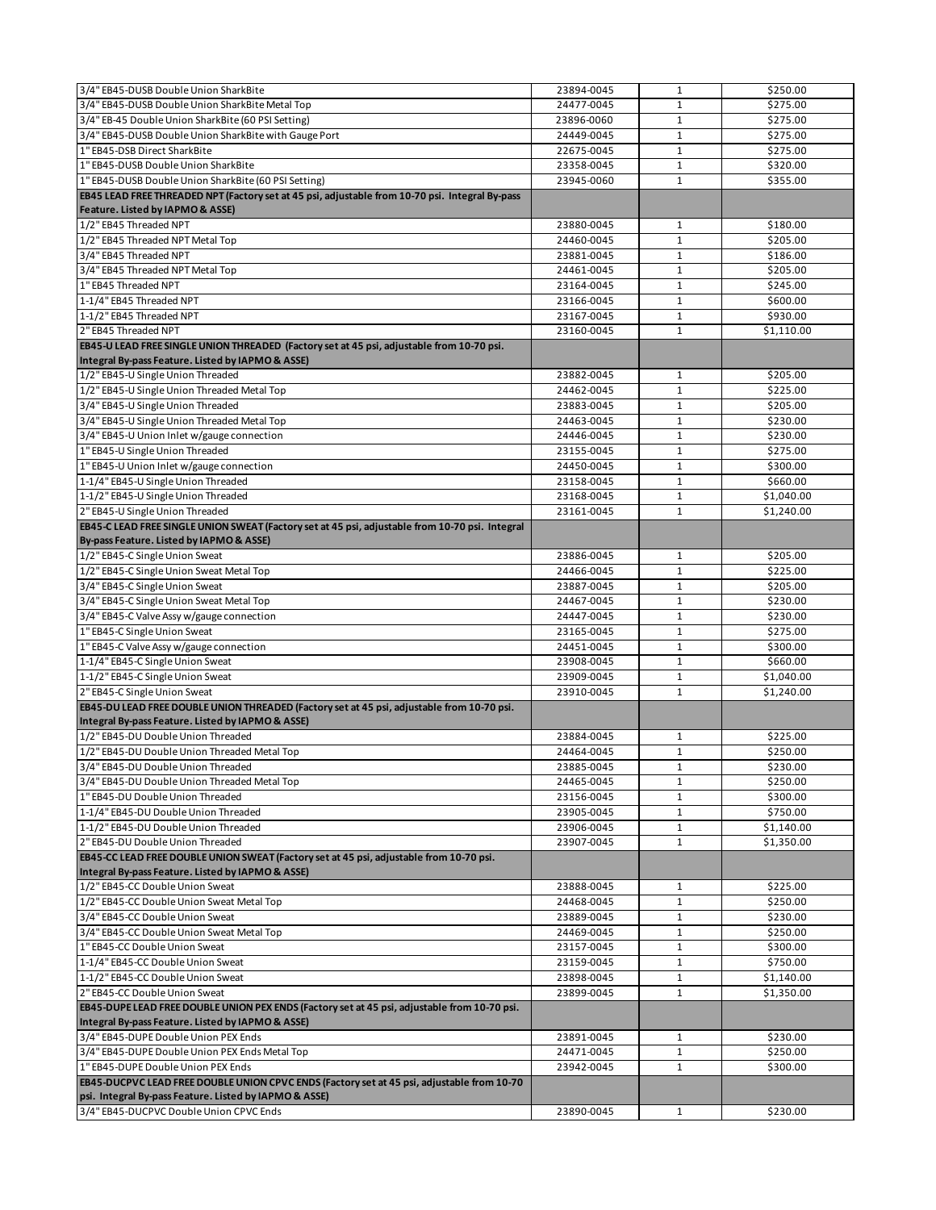| | | | |
|---|---|---|---|
| 3/4" EB45-DUSB Double Union SharkBite | 23894-0045 | 1 | $250.00 |
| 3/4" EB45-DUSB Double Union SharkBite Metal Top | 24477-0045 | 1 | $275.00 |
| 3/4" EB-45 Double Union SharkBite (60 PSI Setting) | 23896-0060 | 1 | $275.00 |
| 3/4" EB45-DUSB Double Union SharkBite with Gauge Port | 24449-0045 | 1 | $275.00 |
| 1" EB45-DSB Direct SharkBite | 22675-0045 | 1 | $275.00 |
| 1" EB45-DUSB Double Union SharkBite | 23358-0045 | 1 | $320.00 |
| 1" EB45-DUSB Double Union SharkBite (60 PSI Setting) | 23945-0060 | 1 | $355.00 |
| **EB45 LEAD FREE THREADED NPT (Factory set at 45 psi, adjustable from 10-70 psi. Integral By-pass Feature. Listed by IAPMO & ASSE)** | | | |
| 1/2" EB45 Threaded NPT | 23880-0045 | 1 | $180.00 |
| 1/2" EB45 Threaded NPT Metal Top | 24460-0045 | 1 | $205.00 |
| 3/4" EB45 Threaded NPT | 23881-0045 | 1 | $186.00 |
| 3/4" EB45 Threaded NPT Metal Top | 24461-0045 | 1 | $205.00 |
| 1" EB45 Threaded NPT | 23164-0045 | 1 | $245.00 |
| 1-1/4" EB45 Threaded NPT | 23166-0045 | 1 | $600.00 |
| 1-1/2" EB45 Threaded NPT | 23167-0045 | 1 | $930.00 |
| 2" EB45 Threaded NPT | 23160-0045 | 1 | $1,110.00 |
| **EB45-U LEAD FREE SINGLE UNION THREADED (Factory set at 45 psi, adjustable from 10-70 psi. Integral By-pass Feature. Listed by IAPMO & ASSE)** | | | |
| 1/2" EB45-U Single Union Threaded | 23882-0045 | 1 | $205.00 |
| 1/2" EB45-U Single Union Threaded Metal Top | 24462-0045 | 1 | $225.00 |
| 3/4" EB45-U Single Union Threaded | 23883-0045 | 1 | $205.00 |
| 3/4" EB45-U Single Union Threaded Metal Top | 24463-0045 | 1 | $230.00 |
| 3/4" EB45-U Union Inlet w/gauge connection | 24446-0045 | 1 | $230.00 |
| 1" EB45-U Single Union Threaded | 23155-0045 | 1 | $275.00 |
| 1" EB45-U Union Inlet w/gauge connection | 24450-0045 | 1 | $300.00 |
| 1-1/4" EB45-U Single Union Threaded | 23158-0045 | 1 | $660.00 |
| 1-1/2" EB45-U Single Union Threaded | 23168-0045 | 1 | $1,040.00 |
| 2" EB45-U Single Union Threaded | 23161-0045 | 1 | $1,240.00 |
| **EB45-C LEAD FREE SINGLE UNION SWEAT (Factory set at 45 psi, adjustable from 10-70 psi. Integral By-pass Feature. Listed by IAPMO & ASSE)** | | | |
| 1/2" EB45-C Single Union Sweat | 23886-0045 | 1 | $205.00 |
| 1/2" EB45-C Single Union Sweat Metal Top | 24466-0045 | 1 | $225.00 |
| 3/4" EB45-C Single Union Sweat | 23887-0045 | 1 | $205.00 |
| 3/4" EB45-C Single Union Sweat Metal Top | 24467-0045 | 1 | $230.00 |
| 3/4" EB45-C Valve Assy w/gauge connection | 24447-0045 | 1 | $230.00 |
| 1" EB45-C Single Union Sweat | 23165-0045 | 1 | $275.00 |
| 1" EB45-C Valve Assy w/gauge connection | 24451-0045 | 1 | $300.00 |
| 1-1/4" EB45-C Single Union Sweat | 23908-0045 | 1 | $660.00 |
| 1-1/2" EB45-C Single Union Sweat | 23909-0045 | 1 | $1,040.00 |
| 2" EB45-C Single Union Sweat | 23910-0045 | 1 | $1,240.00 |
| **EB45-DU LEAD FREE DOUBLE UNION THREADED (Factory set at 45 psi, adjustable from 10-70 psi. Integral By-pass Feature. Listed by IAPMO & ASSE)** | | | |
| 1/2" EB45-DU Double Union Threaded | 23884-0045 | 1 | $225.00 |
| 1/2" EB45-DU Double Union Threaded Metal Top | 24464-0045 | 1 | $250.00 |
| 3/4" EB45-DU Double Union Threaded | 23885-0045 | 1 | $230.00 |
| 3/4" EB45-DU Double Union Threaded Metal Top | 24465-0045 | 1 | $250.00 |
| 1" EB45-DU Double Union Threaded | 23156-0045 | 1 | $300.00 |
| 1-1/4" EB45-DU Double Union Threaded | 23905-0045 | 1 | $750.00 |
| 1-1/2" EB45-DU Double Union Threaded | 23906-0045 | 1 | $1,140.00 |
| 2" EB45-DU Double Union Threaded | 23907-0045 | 1 | $1,350.00 |
| **EB45-CC LEAD FREE DOUBLE UNION SWEAT (Factory set at 45 psi, adjustable from 10-70 psi. Integral By-pass Feature. Listed by IAPMO & ASSE)** | | | |
| 1/2" EB45-CC Double Union Sweat | 23888-0045 | 1 | $225.00 |
| 1/2" EB45-CC Double Union Sweat Metal Top | 24468-0045 | 1 | $250.00 |
| 3/4" EB45-CC Double Union Sweat | 23889-0045 | 1 | $230.00 |
| 3/4" EB45-CC Double Union Sweat Metal Top | 24469-0045 | 1 | $250.00 |
| 1" EB45-CC Double Union Sweat | 23157-0045 | 1 | $300.00 |
| 1-1/4" EB45-CC Double Union Sweat | 23159-0045 | 1 | $750.00 |
| 1-1/2" EB45-CC Double Union Sweat | 23898-0045 | 1 | $1,140.00 |
| 2" EB45-CC Double Union Sweat | 23899-0045 | 1 | $1,350.00 |
| **EB45-DUPE LEAD FREE DOUBLE UNION PEX ENDS (Factory set at 45 psi, adjustable from 10-70 psi. Integral By-pass Feature. Listed by IAPMO & ASSE)** | | | |
| 3/4" EB45-DUPE Double Union PEX Ends | 23891-0045 | 1 | $230.00 |
| 3/4" EB45-DUPE Double Union PEX Ends Metal Top | 24471-0045 | 1 | $250.00 |
| 1" EB45-DUPE Double Union PEX Ends | 23942-0045 | 1 | $300.00 |
| **EB45-DUCPVC LEAD FREE DOUBLE UNION CPVC ENDS (Factory set at 45 psi, adjustable from 10-70 psi. Integral By-pass Feature. Listed by IAPMO & ASSE)** | | | |
| 3/4" EB45-DUCPVC Double Union CPVC Ends | 23890-0045 | 1 | $230.00 |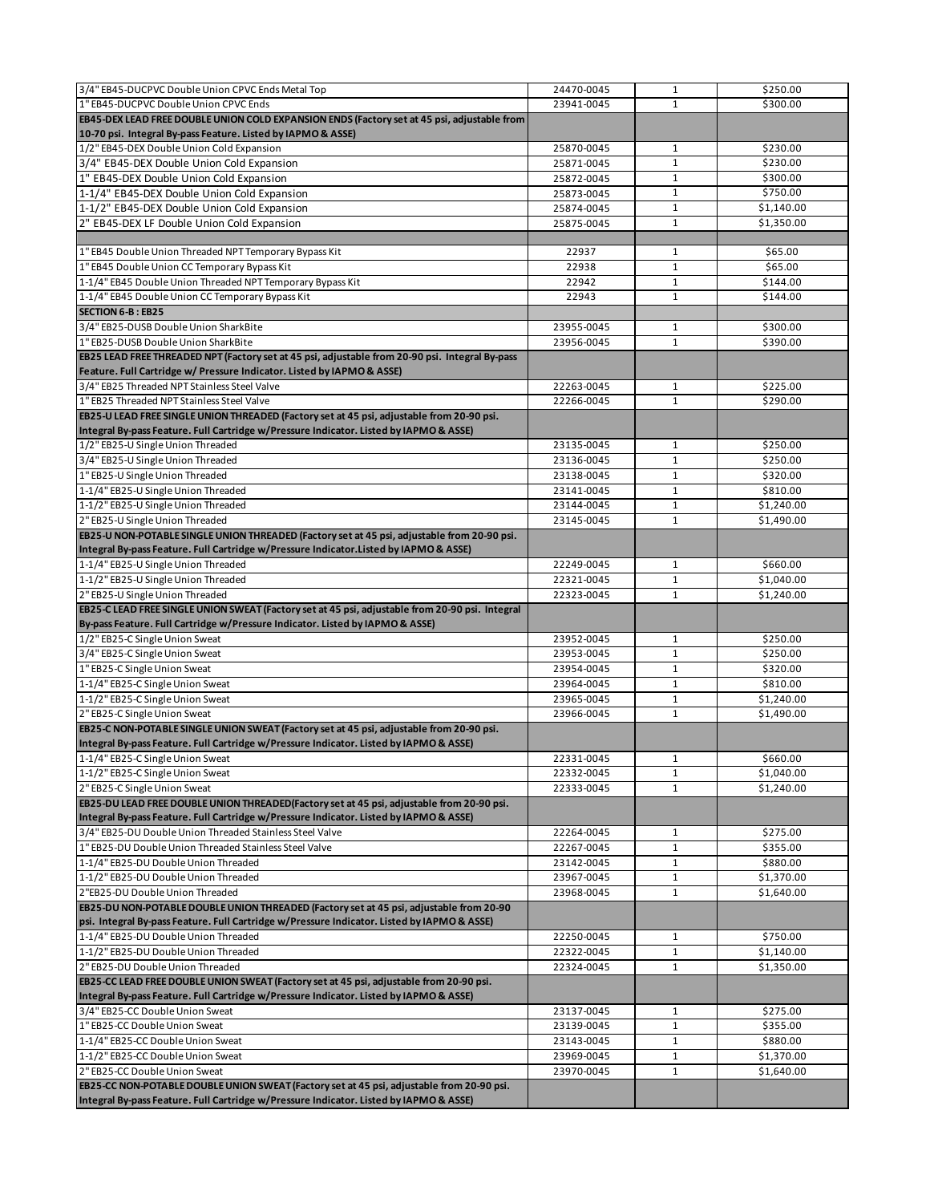| | | | |
|---|---|---|---|
| 3/4" EB45-DUCPVC Double Union CPVC Ends Metal Top | 24470-0045 | 1 | $250.00 |
| 1" EB45-DUCPVC Double Union CPVC Ends | 23941-0045 | 1 | $300.00 |
| **EB45-DEX LEAD FREE DOUBLE UNION COLD EXPANSION ENDS (Factory set at 45 psi, adjustable from 10-70 psi. Integral By-pass Feature. Listed by IAPMO & ASSE)** | | | |
| 1/2" EB45-DEX Double Union Cold Expansion | 25870-0045 | 1 | $230.00 |
| 3/4" EB45-DEX Double Union Cold Expansion | 25871-0045 | 1 | $230.00 |
| 1" EB45-DEX Double Union Cold Expansion | 25872-0045 | 1 | $300.00 |
| 1-1/4" EB45-DEX Double Union Cold Expansion | 25873-0045 | 1 | $750.00 |
| 1-1/2" EB45-DEX Double Union Cold Expansion | 25874-0045 | 1 | $1,140.00 |
| 2" EB45-DEX LF Double Union Cold Expansion | 25875-0045 | 1 | $1,350.00 |
| | | | |
| 1" EB45 Double Union Threaded NPT Temporary Bypass Kit | 22937 | 1 | $65.00 |
| 1" EB45 Double Union CC Temporary Bypass Kit | 22938 | 1 | $65.00 |
| 1-1/4" EB45 Double Union Threaded NPT Temporary Bypass Kit | 22942 | 1 | $144.00 |
| 1-1/4" EB45 Double Union CC Temporary Bypass Kit | 22943 | 1 | $144.00 |
| **SECTION 6-B : EB25** | | | |
| 3/4" EB25-DUSB Double Union SharkBite | 23955-0045 | 1 | $300.00 |
| 1" EB25-DUSB Double Union SharkBite | 23956-0045 | 1 | $390.00 |
| **EB25 LEAD FREE THREADED NPT (Factory set at 45 psi, adjustable from 20-90 psi. Integral By-pass Feature. Full Cartridge w/ Pressure Indicator. Listed by IAPMO & ASSE)** | | | |
| 3/4" EB25 Threaded NPT Stainless Steel Valve | 22263-0045 | 1 | $225.00 |
| 1" EB25 Threaded NPT Stainless Steel Valve | 22266-0045 | 1 | $290.00 |
| **EB25-U LEAD FREE SINGLE UNION THREADED (Factory set at 45 psi, adjustable from 20-90 psi. Integral By-pass Feature. Full Cartridge w/Pressure Indicator. Listed by IAPMO & ASSE)** | | | |
| 1/2" EB25-U Single Union Threaded | 23135-0045 | 1 | $250.00 |
| 3/4" EB25-U Single Union Threaded | 23136-0045 | 1 | $250.00 |
| 1" EB25-U Single Union Threaded | 23138-0045 | 1 | $320.00 |
| 1-1/4" EB25-U Single Union Threaded | 23141-0045 | 1 | $810.00 |
| 1-1/2" EB25-U Single Union Threaded | 23144-0045 | 1 | $1,240.00 |
| 2" EB25-U Single Union Threaded | 23145-0045 | 1 | $1,490.00 |
| **EB25-U NON-POTABLE SINGLE UNION THREADED (Factory set at 45 psi, adjustable from 20-90 psi. Integral By-pass Feature. Full Cartridge w/Pressure Indicator.Listed by IAPMO & ASSE)** | | | |
| 1-1/4" EB25-U Single Union Threaded | 22249-0045 | 1 | $660.00 |
| 1-1/2" EB25-U Single Union Threaded | 22321-0045 | 1 | $1,040.00 |
| 2" EB25-U Single Union Threaded | 22323-0045 | 1 | $1,240.00 |
| **EB25-C LEAD FREE SINGLE UNION SWEAT (Factory set at 45 psi, adjustable from 20-90 psi. Integral By-pass Feature. Full Cartridge w/Pressure Indicator. Listed by IAPMO & ASSE)** | | | |
| 1/2" EB25-C Single Union Sweat | 23952-0045 | 1 | $250.00 |
| 3/4" EB25-C Single Union Sweat | 23953-0045 | 1 | $250.00 |
| 1" EB25-C Single Union Sweat | 23954-0045 | 1 | $320.00 |
| 1-1/4" EB25-C Single Union Sweat | 23964-0045 | 1 | $810.00 |
| 1-1/2" EB25-C Single Union Sweat | 23965-0045 | 1 | $1,240.00 |
| 2" EB25-C Single Union Sweat | 23966-0045 | 1 | $1,490.00 |
| **EB25-C NON-POTABLE SINGLE UNION SWEAT (Factory set at 45 psi, adjustable from 20-90 psi. Integral By-pass Feature. Full Cartridge w/Pressure Indicator. Listed by IAPMO & ASSE)** | | | |
| 1-1/4" EB25-C Single Union Sweat | 22331-0045 | 1 | $660.00 |
| 1-1/2" EB25-C Single Union Sweat | 22332-0045 | 1 | $1,040.00 |
| 2" EB25-C Single Union Sweat | 22333-0045 | 1 | $1,240.00 |
| **EB25-DU LEAD FREE DOUBLE UNION THREADED(Factory set at 45 psi, adjustable from 20-90 psi. Integral By-pass Feature. Full Cartridge w/Pressure Indicator. Listed by IAPMO & ASSE)** | | | |
| 3/4" EB25-DU Double Union Threaded Stainless Steel Valve | 22264-0045 | 1 | $275.00 |
| 1" EB25-DU Double Union Threaded Stainless Steel Valve | 22267-0045 | 1 | $355.00 |
| 1-1/4" EB25-DU Double Union Threaded | 23142-0045 | 1 | $880.00 |
| 1-1/2" EB25-DU Double Union Threaded | 23967-0045 | 1 | $1,370.00 |
| 2"EB25-DU Double Union Threaded | 23968-0045 | 1 | $1,640.00 |
| **EB25-DU NON-POTABLE DOUBLE UNION THREADED (Factory set at 45 psi, adjustable from 20-90 psi. Integral By-pass Feature. Full Cartridge w/Pressure Indicator. Listed by IAPMO & ASSE)** | | | |
| 1-1/4" EB25-DU Double Union Threaded | 22250-0045 | 1 | $750.00 |
| 1-1/2" EB25-DU Double Union Threaded | 22322-0045 | 1 | $1,140.00 |
| 2" EB25-DU Double Union Threaded | 22324-0045 | 1 | $1,350.00 |
| **EB25-CC LEAD FREE DOUBLE UNION SWEAT (Factory set at 45 psi, adjustable from 20-90 psi. Integral By-pass Feature. Full Cartridge w/Pressure Indicator. Listed by IAPMO & ASSE)** | | | |
| 3/4" EB25-CC Double Union Sweat | 23137-0045 | 1 | $275.00 |
| 1" EB25-CC Double Union Sweat | 23139-0045 | 1 | $355.00 |
| 1-1/4" EB25-CC Double Union Sweat | 23143-0045 | 1 | $880.00 |
| 1-1/2" EB25-CC Double Union Sweat | 23969-0045 | 1 | $1,370.00 |
| 2" EB25-CC Double Union Sweat | 23970-0045 | 1 | $1,640.00 |
| **EB25-CC NON-POTABLE DOUBLE UNION SWEAT (Factory set at 45 psi, adjustable from 20-90 psi. Integral By-pass Feature. Full Cartridge w/Pressure Indicator. Listed by IAPMO & ASSE)** | | | |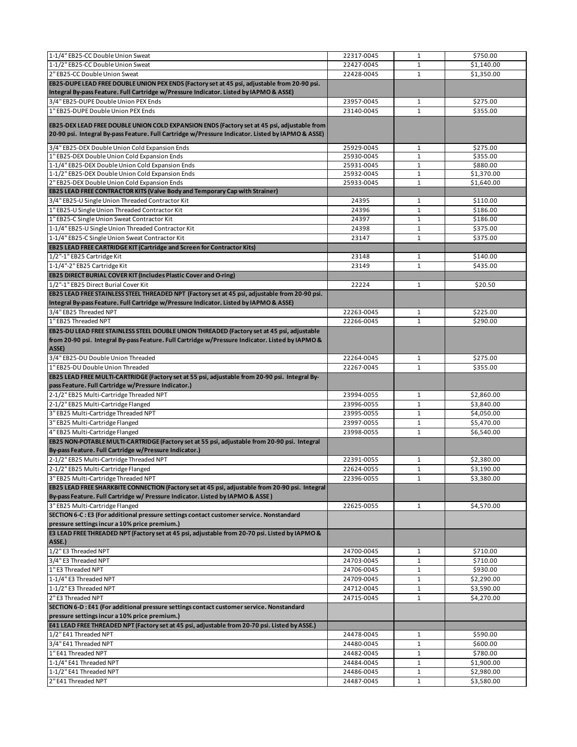| | | | |
|---|---|---|---|
| 1-1/4" EB25-CC Double Union Sweat | 22317-0045 | 1 | $750.00 |
| 1-1/2" EB25-CC Double Union Sweat | 22427-0045 | 1 | $1,140.00 |
| 2" EB25-CC Double Union Sweat | 22428-0045 | 1 | $1,350.00 |
| **EB25-DUPE LEAD FREE DOUBLE UNION PEX ENDS (Factory set at 45 psi, adjustable from 20-90 psi. Integral By-pass Feature. Full Cartridge w/Pressure Indicator. Listed by IAPMO & ASSE)** | | | |
| 3/4" EB25-DUPE Double Union PEX Ends | 23957-0045 | 1 | $275.00 |
| 1" EB25-DUPE Double Union PEX Ends | 23140-0045 | 1 | $355.00 |
| **EB25-DEX LEAD FREE DOUBLE UNION COLD EXPANSION ENDS (Factory set at 45 psi, adjustable from 20-90 psi. Integral By-pass Feature. Full Cartridge w/Pressure Indicator. Listed by IAPMO & ASSE)** | | | |
| 3/4" EB25-DEX Double Union Cold Expansion Ends | 25929-0045 | 1 | $275.00 |
| 1" EB25-DEX Double Union Cold Expansion Ends | 25930-0045 | 1 | $355.00 |
| 1-1/4" EB25-DEX Double Union Cold Expansion Ends | 25931-0045 | 1 | $880.00 |
| 1-1/2" EB25-DEX Double Union Cold Expansion Ends | 25932-0045 | 1 | $1,370.00 |
| 2" EB25-DEX Double Union Cold Expansion Ends | 25933-0045 | 1 | $1,640.00 |
| **EB25 LEAD FREE CONTRACTOR KITS (Valve Body and Temporary Cap with Strainer)** | | | |
| 3/4" EB25-U Single Union Threaded Contractor Kit | 24395 | 1 | $110.00 |
| 1" EB25-U Single Union Threaded Contractor Kit | 24396 | 1 | $186.00 |
| 1" EB25-C Single Union Sweat Contractor Kit | 24397 | 1 | $186.00 |
| 1-1/4" EB25-U Single Union Threaded Contractor Kit | 24398 | 1 | $375.00 |
| 1-1/4" EB25-C Single Union Sweat Contractor Kit | 23147 | 1 | $375.00 |
| **EB25 LEAD FREE CARTRIDGE KIT (Cartridge and Screen for Contractor Kits)** | | | |
| 1/2"-1" EB25 Cartridge Kit | 23148 | 1 | $140.00 |
| 1-1/4"-2" EB25 Cartridge Kit | 23149 | 1 | $435.00 |
| **EB25 DIRECT BURIAL COVER KIT (Includes Plastic Cover and O-ring)** | | | |
| 1/2"-1" EB25 Direct Burial Cover Kit | 22224 | 1 | $20.50 |
| **EB25 LEAD FREE STAINLESS STEEL THREADED NPT (Factory set at 45 psi, adjustable from 20-90 psi. Integral By-pass Feature. Full Cartridge w/Pressure Indicator. Listed by IAPMO & ASSE)** | | | |
| 3/4" EB25 Threaded NPT | 22263-0045 | 1 | $225.00 |
| 1" EB25 Threaded NPT | 22266-0045 | 1 | $290.00 |
| **EB25-DU LEAD FREE STAINLESS STEEL DOUBLE UNION THREADED (Factory set at 45 psi, adjustable from 20-90 psi. Integral By-pass Feature. Full Cartridge w/Pressure Indicator. Listed by IAPMO & ASSE)** | | | |
| 3/4" EB25-DU Double Union Threaded | 22264-0045 | 1 | $275.00 |
| 1" EB25-DU Double Union Threaded | 22267-0045 | 1 | $355.00 |
| **EB25 LEAD FREE MULTI-CARTRIDGE (Factory set at 55 psi, adjustable from 20-90 psi. Integral By-pass Feature. Full Cartridge w/Pressure Indicator.)** | | | |
| 2-1/2" EB25 Multi-Cartridge Threaded NPT | 23994-0055 | 1 | $2,860.00 |
| 2-1/2" EB25 Multi-Cartridge Flanged | 23996-0055 | 1 | $3,840.00 |
| 3" EB25 Multi-Cartridge Threaded NPT | 23995-0055 | 1 | $4,050.00 |
| 3" EB25 Multi-Cartridge Flanged | 23997-0055 | 1 | $5,470.00 |
| 4" EB25 Multi-Cartridge Flanged | 23998-0055 | 1 | $6,540.00 |
| **EB25 NON-POTABLE MULTI-CARTRIDGE (Factory set at 55 psi, adjustable from 20-90 psi. Integral By-pass Feature. Full Cartridge w/Pressure Indicator.)** | | | |
| 2-1/2" EB25 Multi-Cartridge Threaded NPT | 22391-0055 | 1 | $2,380.00 |
| 2-1/2" EB25 Multi-Cartridge Flanged | 22624-0055 | 1 | $3,190.00 |
| 3" EB25 Multi-Cartridge Threaded NPT | 22396-0055 | 1 | $3,380.00 |
| **EB25 LEAD FREE SHARKBITE CONNECTION (Factory set at 45 psi, adjustable from 20-90 psi. Integral By-pass Feature. Full Cartridge w/ Pressure Indicator. Listed by IAPMO & ASSE )** | | | |
| 3" EB25 Multi-Cartridge Flanged | 22625-0055 | 1 | $4,570.00 |
| **SECTION 6-C : E3 (For additional pressure settings contact customer service. Nonstandard pressure settings incur a 10% price premium.)** | | | |
| **E3 LEAD FREE THREADED NPT (Factory set at 45 psi, adjustable from 20-70 psi. Listed by IAPMO & ASSE.)** | | | |
| 1/2" E3 Threaded NPT | 24700-0045 | 1 | $710.00 |
| 3/4" E3 Threaded NPT | 24703-0045 | 1 | $710.00 |
| 1" E3 Threaded NPT | 24706-0045 | 1 | $930.00 |
| 1-1/4" E3 Threaded NPT | 24709-0045 | 1 | $2,290.00 |
| 1-1/2" E3 Threaded NPT | 24712-0045 | 1 | $3,590.00 |
| 2" E3 Threaded NPT | 24715-0045 | 1 | $4,270.00 |
| **SECTION 6-D : E41 (For additional pressure settings contact customer service. Nonstandard pressure settings incur a 10% price premium.)** | | | |
| **E41 LEAD FREE THREADED NPT (Factory set at 45 psi, adjustable from 20-70 psi. Listed by ASSE.)** | | | |
| 1/2" E41 Threaded NPT | 24478-0045 | 1 | $590.00 |
| 3/4" E41 Threaded NPT | 24480-0045 | 1 | $600.00 |
| 1" E41 Threaded NPT | 24482-0045 | 1 | $780.00 |
| 1-1/4" E41 Threaded NPT | 24484-0045 | 1 | $1,900.00 |
| 1-1/2" E41 Threaded NPT | 24486-0045 | 1 | $2,980.00 |
| 2" E41 Threaded NPT | 24487-0045 | 1 | $3,580.00 |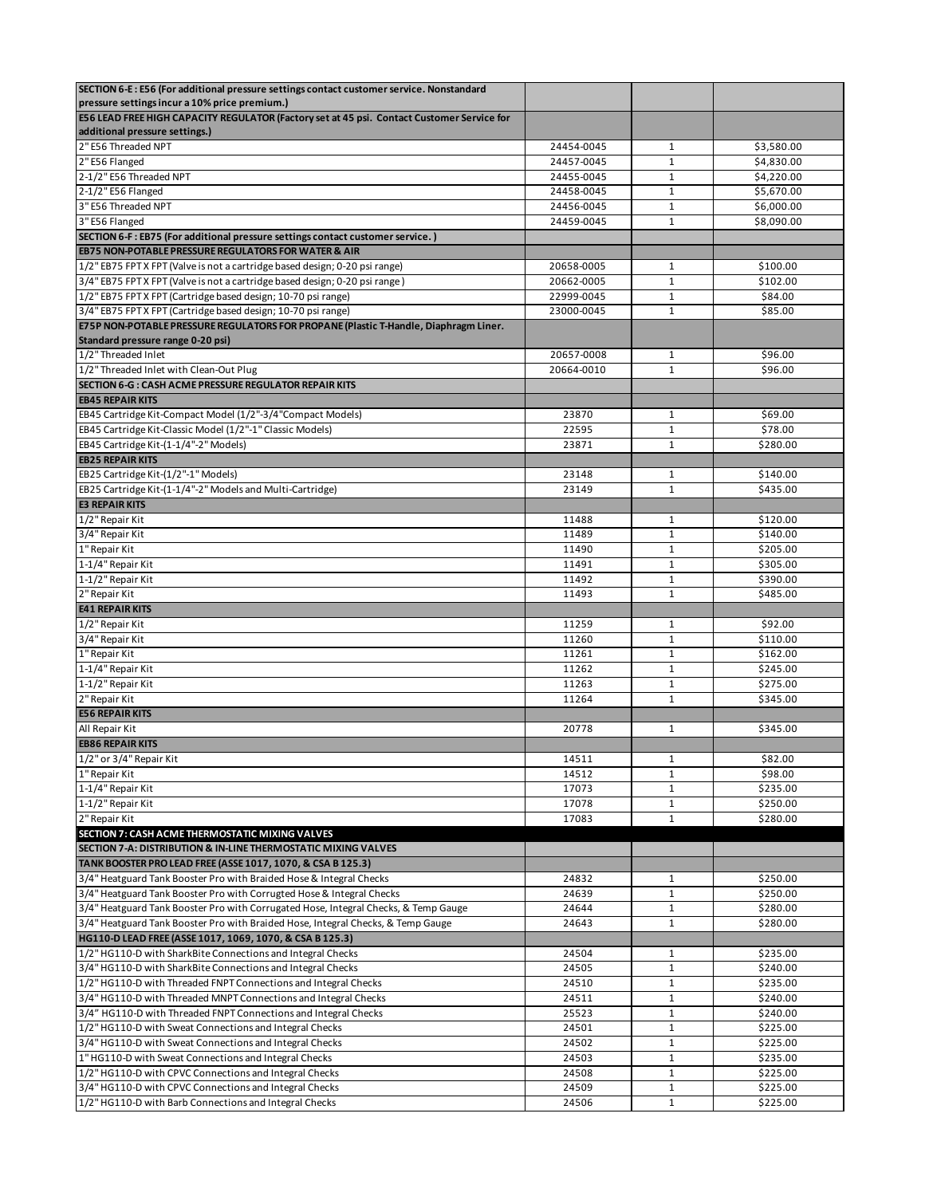| SECTION 6-E : E56 (For additional pressure settings contact customer service. Nonstandard pressure settings incur a 10% price premium.) | | | |
|---|---|---|---|
| **E56 LEAD FREE HIGH CAPACITY REGULATOR (Factory set at 45 psi. Contact Customer Service for additional pressure settings.)** | | | |
| 2" E56 Threaded NPT | 24454-0045 | 1 | $3,580.00 |
| 2" E56 Flanged | 24457-0045 | 1 | $4,830.00 |
| 2-1/2" E56 Threaded NPT | 24455-0045 | 1 | $4,220.00 |
| 2-1/2" E56 Flanged | 24458-0045 | 1 | $5,670.00 |
| 3" E56 Threaded NPT | 24456-0045 | 1 | $6,000.00 |
| 3" E56 Flanged | 24459-0045 | 1 | $8,090.00 |
| **SECTION 6-F : EB75 (For additional pressure settings contact customer service. )** | | | |
| **EB75 NON-POTABLE PRESSURE REGULATORS FOR WATER & AIR** | | | |
| 1/2" EB75 FPT X FPT (Valve is not a cartridge based design; 0-20 psi range) | 20658-0005 | 1 | $100.00 |
| 3/4" EB75 FPT X FPT (Valve is not a cartridge based design; 0-20 psi range ) | 20662-0005 | 1 | $102.00 |
| 1/2" EB75 FPT X FPT (Cartridge based design; 10-70 psi range) | 22999-0045 | 1 | $84.00 |
| 3/4" EB75 FPT X FPT (Cartridge based design; 10-70 psi range) | 23000-0045 | 1 | $85.00 |
| **E75P NON-POTABLE PRESSURE REGULATORS FOR PROPANE (Plastic T-Handle, Diaphragm Liner. Standard pressure range 0-20 psi)** | | | |
| 1/2" Threaded Inlet | 20657-0008 | 1 | $96.00 |
| 1/2" Threaded Inlet with Clean-Out Plug | 20664-0010 | 1 | $96.00 |
| **SECTION 6-G : CASH ACME PRESSURE REGULATOR REPAIR KITS** | | | |
| **EB45 REPAIR KITS** | | | |
| EB45 Cartridge Kit-Compact Model (1/2"-3/4"Compact Models) | 23870 | 1 | $69.00 |
| EB45 Cartridge Kit-Classic Model (1/2"-1" Classic Models) | 22595 | 1 | $78.00 |
| EB45 Cartridge Kit-(1-1/4"-2" Models) | 23871 | 1 | $280.00 |
| **EB25 REPAIR KITS** | | | |
| EB25 Cartridge Kit-(1/2"-1" Models) | 23148 | 1 | $140.00 |
| EB25 Cartridge Kit-(1-1/4"-2" Models and Multi-Cartridge) | 23149 | 1 | $435.00 |
| **E3 REPAIR KITS** | | | |
| 1/2" Repair Kit | 11488 | 1 | $120.00 |
| 3/4" Repair Kit | 11489 | 1 | $140.00 |
| 1" Repair Kit | 11490 | 1 | $205.00 |
| 1-1/4" Repair Kit | 11491 | 1 | $305.00 |
| 1-1/2" Repair Kit | 11492 | 1 | $390.00 |
| 2" Repair Kit | 11493 | 1 | $485.00 |
| **E41 REPAIR KITS** | | | |
| 1/2" Repair Kit | 11259 | 1 | $92.00 |
| 3/4" Repair Kit | 11260 | 1 | $110.00 |
| 1" Repair Kit | 11261 | 1 | $162.00 |
| 1-1/4" Repair Kit | 11262 | 1 | $245.00 |
| 1-1/2" Repair Kit | 11263 | 1 | $275.00 |
| 2" Repair Kit | 11264 | 1 | $345.00 |
| **E56 REPAIR KITS** | | | |
| All Repair Kit | 20778 | 1 | $345.00 |
| **EB86 REPAIR KITS** | | | |
| 1/2" or 3/4" Repair Kit | 14511 | 1 | $82.00 |
| 1" Repair Kit | 14512 | 1 | $98.00 |
| 1-1/4" Repair Kit | 17073 | 1 | $235.00 |
| 1-1/2" Repair Kit | 17078 | 1 | $250.00 |
| 2" Repair Kit | 17083 | 1 | $280.00 |
| **SECTION 7: CASH ACME THERMOSTATIC MIXING VALVES** | | | |
| **SECTION 7-A: DISTRIBUTION & IN-LINE THERMOSTATIC MIXING VALVES** | | | |
| **TANK BOOSTER PRO LEAD FREE (ASSE 1017, 1070, & CSA B 125.3)** | | | |
| 3/4" Heatguard Tank Booster Pro with Braided Hose & Integral Checks | 24832 | 1 | $250.00 |
| 3/4" Heatguard Tank Booster Pro with Corrugted Hose & Integral Checks | 24639 | 1 | $250.00 |
| 3/4" Heatguard Tank Booster Pro with Corrugated Hose, Integral Checks, & Temp Gauge | 24644 | 1 | $280.00 |
| 3/4" Heatguard Tank Booster Pro with Braided Hose, Integral Checks, & Temp Gauge | 24643 | 1 | $280.00 |
| **HG110-D LEAD FREE (ASSE 1017, 1069, 1070, & CSA B 125.3)** | | | |
| 1/2" HG110-D with SharkBite Connections and Integral Checks | 24504 | 1 | $235.00 |
| 3/4" HG110-D with SharkBite Connections and Integral Checks | 24505 | 1 | $240.00 |
| 1/2" HG110-D with Threaded FNPT Connections and Integral Checks | 24510 | 1 | $235.00 |
| 3/4" HG110-D with Threaded MNPT Connections and Integral Checks | 24511 | 1 | $240.00 |
| 3/4" HG110-D with Threaded FNPT Connections and Integral Checks | 25523 | 1 | $240.00 |
| 1/2" HG110-D with Sweat Connections and Integral Checks | 24501 | 1 | $225.00 |
| 3/4" HG110-D with Sweat Connections and Integral Checks | 24502 | 1 | $225.00 |
| 1" HG110-D with Sweat Connections and Integral Checks | 24503 | 1 | $235.00 |
| 1/2" HG110-D with CPVC Connections and Integral Checks | 24508 | 1 | $225.00 |
| 3/4" HG110-D with CPVC Connections and Integral Checks | 24509 | 1 | $225.00 |
| 1/2" HG110-D with Barb Connections and Integral Checks | 24506 | 1 | $225.00 |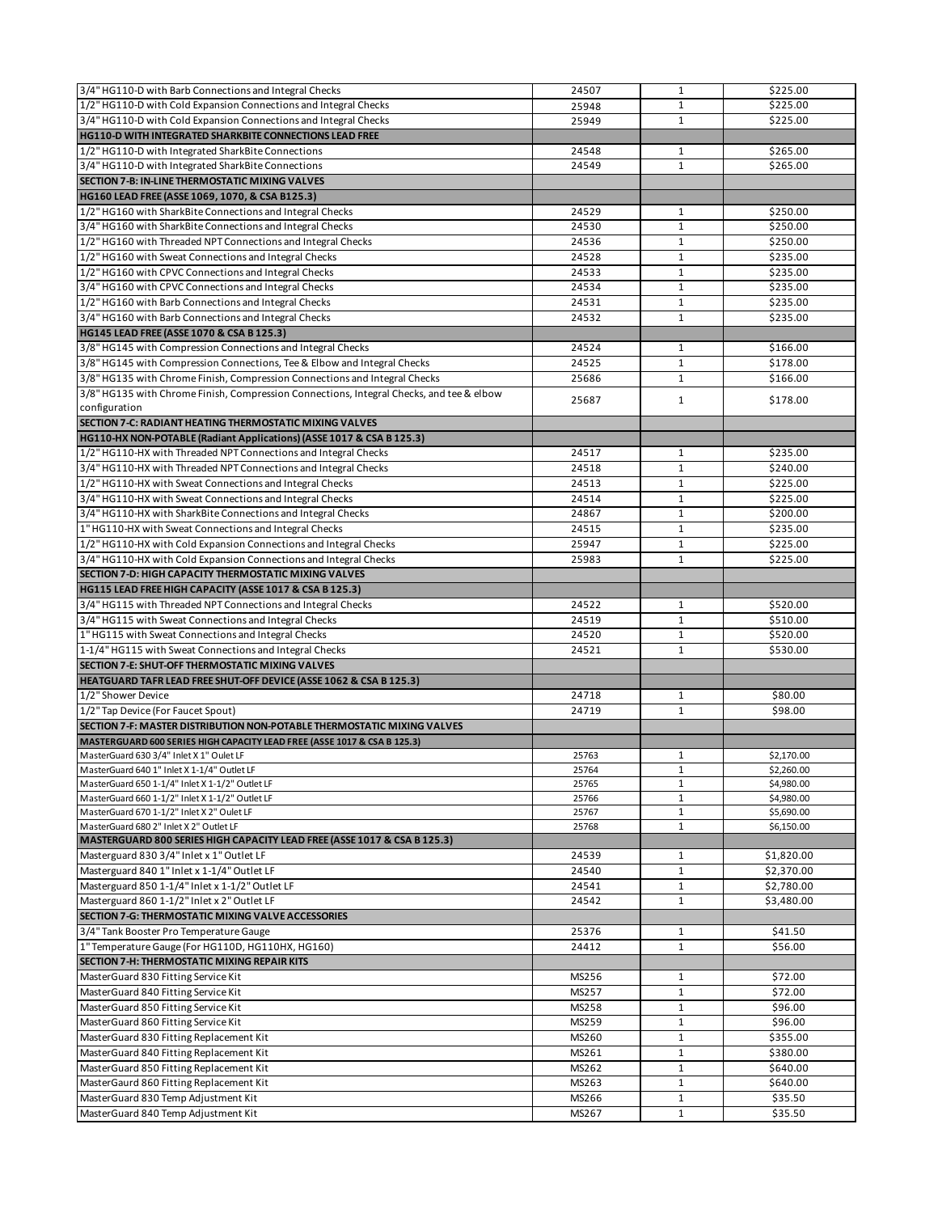| | | | |
|---|---|---|---|
| 3/4" HG110-D with Barb Connections and Integral Checks | 24507 | 1 | $225.00 |
| 1/2" HG110-D with Cold Expansion Connections and Integral Checks | 25948 | 1 | $225.00 |
| 3/4" HG110-D with Cold Expansion Connections and Integral Checks | 25949 | 1 | $225.00 |
| **HG110-D WITH INTEGRATED SHARKBITE CONNECTIONS LEAD FREE** | | | |
| 1/2" HG110-D with Integrated SharkBite Connections | 24548 | 1 | $265.00 |
| 3/4" HG110-D with Integrated SharkBite Connections | 24549 | 1 | $265.00 |
| **SECTION 7-B: IN-LINE THERMOSTATIC MIXING VALVES** | | | |
| **HG160 LEAD FREE (ASSE 1069, 1070, & CSA B125.3)** | | | |
| 1/2" HG160 with SharkBite Connections and Integral Checks | 24529 | 1 | $250.00 |
| 3/4" HG160 with SharkBite Connections and Integral Checks | 24530 | 1 | $250.00 |
| 1/2" HG160 with Threaded NPT Connections and Integral Checks | 24536 | 1 | $250.00 |
| 1/2" HG160 with Sweat Connections and Integral Checks | 24528 | 1 | $235.00 |
| 1/2" HG160 with CPVC Connections and Integral Checks | 24533 | 1 | $235.00 |
| 3/4" HG160 with CPVC Connections and Integral Checks | 24534 | 1 | $235.00 |
| 1/2" HG160 with Barb Connections and Integral Checks | 24531 | 1 | $235.00 |
| 3/4" HG160 with Barb Connections and Integral Checks | 24532 | 1 | $235.00 |
| **HG145 LEAD FREE (ASSE 1070 & CSA B 125.3)** | | | |
| 3/8" HG145 with Compression Connections and Integral Checks | 24524 | 1 | $166.00 |
| 3/8" HG145 with Compression Connections, Tee & Elbow and Integral Checks | 24525 | 1 | $178.00 |
| 3/8" HG135 with Chrome Finish, Compression Connections and Integral Checks | 25686 | 1 | $166.00 |
| 3/8" HG135 with Chrome Finish, Compression Connections, Integral Checks, and tee & elbow configuration | 25687 | 1 | $178.00 |
| **SECTION 7-C: RADIANT HEATING THERMOSTATIC MIXING VALVES** | | | |
| **HG110-HX NON-POTABLE (Radiant Applications) (ASSE 1017 & CSA B 125.3)** | | | |
| 1/2" HG110-HX with Threaded NPT Connections and Integral Checks | 24517 | 1 | $235.00 |
| 3/4" HG110-HX with Threaded NPT Connections and Integral Checks | 24518 | 1 | $240.00 |
| 1/2" HG110-HX with Sweat Connections and Integral Checks | 24513 | 1 | $225.00 |
| 3/4" HG110-HX with Sweat Connections and Integral Checks | 24514 | 1 | $225.00 |
| 3/4" HG110-HX with SharkBite Connections and Integral Checks | 24867 | 1 | $200.00 |
| 1" HG110-HX with Sweat Connections and Integral Checks | 24515 | 1 | $235.00 |
| 1/2" HG110-HX with Cold Expansion Connections and Integral Checks | 25947 | 1 | $225.00 |
| 3/4" HG110-HX with Cold Expansion Connections and Integral Checks | 25983 | 1 | $225.00 |
| **SECTION 7-D: HIGH CAPACITY THERMOSTATIC MIXING VALVES** | | | |
| **HG115 LEAD FREE HIGH CAPACITY (ASSE 1017 & CSA B 125.3)** | | | |
| 3/4" HG115 with Threaded NPT Connections and Integral Checks | 24522 | 1 | $520.00 |
| 3/4" HG115 with Sweat Connections and Integral Checks | 24519 | 1 | $510.00 |
| 1" HG115 with Sweat Connections and Integral Checks | 24520 | 1 | $520.00 |
| 1-1/4" HG115 with Sweat Connections and Integral Checks | 24521 | 1 | $530.00 |
| **SECTION 7-E: SHUT-OFF THERMOSTATIC MIXING VALVES** | | | |
| **HEATGUARD TAFR LEAD FREE SHUT-OFF DEVICE (ASSE 1062 & CSA B 125.3)** | | | |
| 1/2" Shower Device | 24718 | 1 | $80.00 |
| 1/2" Tap Device (For Faucet Spout) | 24719 | 1 | $98.00 |
| **SECTION 7-F: MASTER DISTRIBUTION NON-POTABLE THERMOSTATIC MIXING VALVES** | | | |
| **MASTERGUARD 600 SERIES HIGH CAPACITY LEAD FREE (ASSE 1017 & CSA B 125.3)** | | | |
| MasterGuard 630 3/4" Inlet X 1" Oulet LF | 25763 | 1 | $2,170.00 |
| MasterGuard 640 1" Inlet X 1-1/4" Outlet LF | 25764 | 1 | $2,260.00 |
| MasterGuard 650 1-1/4" Inlet X 1-1/2" Outlet LF | 25765 | 1 | $4,980.00 |
| MasterGuard 660 1-1/2" Inlet X 1-1/2" Outlet LF | 25766 | 1 | $4,980.00 |
| MasterGuard 670 1-1/2" Inlet X 2" Oulet LF | 25767 | 1 | $5,690.00 |
| MasterGuard 680 2" Inlet X 2" Outlet LF | 25768 | 1 | $6,150.00 |
| **MASTERGUARD 800 SERIES HIGH CAPACITY LEAD FREE (ASSE 1017 & CSA B 125.3)** | | | |
| Masterguard 830 3/4" Inlet x 1" Outlet LF | 24539 | 1 | $1,820.00 |
| Masterguard 840 1" Inlet x 1-1/4" Outlet LF | 24540 | 1 | $2,370.00 |
| Masterguard 850 1-1/4" Inlet x 1-1/2" Outlet LF | 24541 | 1 | $2,780.00 |
| Masterguard 860 1-1/2" Inlet x 2" Outlet LF | 24542 | 1 | $3,480.00 |
| **SECTION 7-G: THERMOSTATIC MIXING VALVE ACCESSORIES** | | | |
| 3/4" Tank Booster Pro Temperature Gauge | 25376 | 1 | $41.50 |
| 1" Temperature Gauge (For HG110D, HG110HX, HG160) | 24412 | 1 | $56.00 |
| **SECTION 7-H: THERMOSTATIC MIXING REPAIR KITS** | | | |
| MasterGuard 830 Fitting Service Kit | MS256 | 1 | $72.00 |
| MasterGuard 840 Fitting Service Kit | MS257 | 1 | $72.00 |
| MasterGuard 850 Fitting Service Kit | MS258 | 1 | $96.00 |
| MasterGuard 860 Fitting Service Kit | MS259 | 1 | $96.00 |
| MasterGuard 830 Fitting Replacement Kit | MS260 | 1 | $355.00 |
| MasterGuard 840 Fitting Replacement Kit | MS261 | 1 | $380.00 |
| MasterGuard 850 Fitting Replacement Kit | MS262 | 1 | $640.00 |
| MasterGaurd 860 Fitting Replacement Kit | MS263 | 1 | $640.00 |
| MasterGuard 830 Temp Adjustment Kit | MS266 | 1 | $35.50 |
| MasterGuard 840 Temp Adjustment Kit | MS267 | 1 | $35.50 |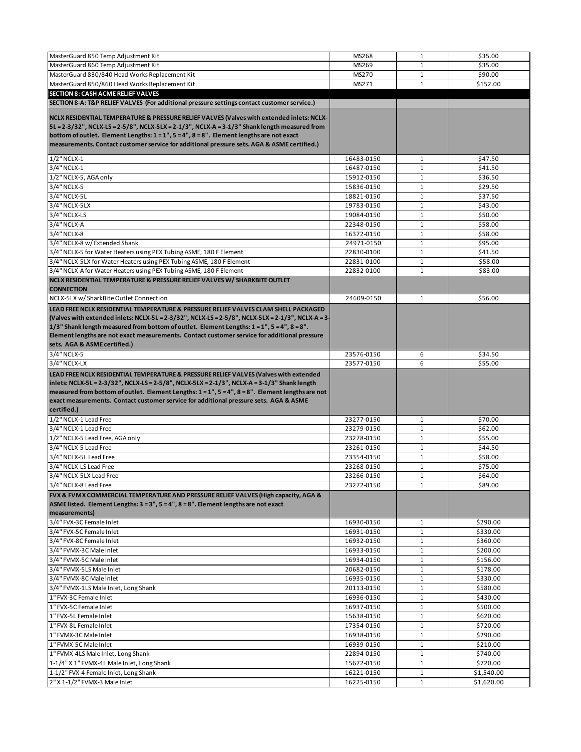| MasterGuard 850 Temp Adjustment Kit | MS268 | 1 | $35.00 |
|---|---|---|---|
| MasterGuard 860 Temp Adjustment Kit | MS269 | 1 | $35.00 |
| MasterGuard 830/840 Head Works Replacement Kit | MS270 | 1 | $90.00 |
| MasterGuard 850/860 Head Works Replacement Kit | MS271 | 1 | $152.00 |
| **SECTION 8: CASH ACME RELIEF VALVES** | | | |
| **SECTION 8-A: T&P RELIEF VALVES (For additional pressure settings contact customer service.)** | | | |
| **NCLX RESIDENTIAL TEMPERATURE & PRESSURE RELIEF VALVES (Valves with extended inlets: NCLX-5L = 2-3/32", NCLX-LS = 2-5/8", NCLX-5LX = 2-1/3", NCLX-A = 3-1/3" Shank length measured from bottom of outlet. Element Lengths: 1 = 1", 5 = 4", 8 = 8". Element lengths are not exact measurements. Contact customer service for additional pressure sets. AGA & ASME certified.)** | | | |
| 1/2" NCLX-1 | 16483-0150 | 1 | $47.50 |
| 3/4" NCLX-1 | 16487-0150 | 1 | $41.50 |
| 1/2" NCLX-5, AGA only | 15912-0150 | 1 | $36.50 |
| 3/4" NCLX-5 | 15836-0150 | 1 | $29.50 |
| 3/4" NCLX-5L | 18821-0150 | 1 | $37.50 |
| 3/4" NCLX-5LX | 19783-0150 | 1 | $43.00 |
| 3/4" NCLX-LS | 19084-0150 | 1 | $50.00 |
| 3/4" NCLX-A | 22348-0150 | 1 | $58.00 |
| 3/4" NCLX-8 | 16372-0150 | 1 | $58.00 |
| 3/4" NCLX-8 w/ Extended Shank | 24971-0150 | 1 | $95.00 |
| 3/4" NCLX-5 for Water Heaters using PEX Tubing ASME, 180 F Element | 22830-0100 | 1 | $41.50 |
| 3/4" NCLX-5LX for Water Heaters using PEX Tubing ASME, 180 F Element | 22831-0100 | 1 | $58.00 |
| 3/4" NCLX-A for Water Heaters using PEX Tubing ASME, 180 F Element | 22832-0100 | 1 | $83.00 |
| **NCLX RESIDENTIAL TEMPERATURE & PRESSURE RELIEF VALVES W/ SHARKBITE OUTLET CONNECTION** | | | |
| NCLX-5LX w/ SharkBite Outlet Connection | 24609-0150 | 1 | $56.00 |
| **LEAD FREE NCLX RESIDENTIAL TEMPERATURE & PRESSURE RELIEF VALVES CLAM SHELL PACKAGED (Valves with extended inlets: NCLX-5L = 2-3/32", NCLX-LS = 2-5/8", NCLX-5LX = 2-1/3", NCLX-A = 3-1/3" Shank length measured from bottom of outlet. Element Lengths: 1 = 1", 5 = 4", 8 = 8". Element lengths are not exact measurements. Contact customer service for additional pressure sets. AGA & ASME certified.)** | | | |
| 3/4" NCLX-5 | 23576-0150 | 6 | $34.50 |
| 3/4" NCLX-LX | 23577-0150 | 6 | $55.00 |
| **LEAD FREE NCLX RESIDENTIAL TEMPERATURE & PRESSURE RELIEF VALVES (Valves with extended inlets: NCLX-5L = 2-3/32", NCLX-LS = 2-5/8", NCLX-5LX = 2-1/3", NCLX-A = 3-1/3" Shank length measured from bottom of outlet. Element Lengths: 1 = 1", 5 = 4", 8 = 8". Element lengths are not exact measurements. Contact customer service for additional pressure sets. AGA & ASME certified.)** | | | |
| 1/2" NCLX-1 Lead Free | 23277-0150 | 1 | $70.00 |
| 3/4" NCLX-1 Lead Free | 23279-0150 | 1 | $62.00 |
| 1/2" NCLX-5 Lead Free, AGA only | 23278-0150 | 1 | $55.00 |
| 3/4" NCLX-5 Lead Free | 23261-0150 | 1 | $44.50 |
| 3/4" NCLX-5L Lead Free | 23354-0150 | 1 | $58.00 |
| 3/4" NCLX-LS Lead Free | 23268-0150 | 1 | $75.00 |
| 3/4" NCLX-5LX Lead Free | 23266-0150 | 1 | $64.00 |
| 3/4" NCLX-8 Lead Free | 23272-0150 | 1 | $89.00 |
| **FVX & FVMX COMMERCIAL TEMPERATURE AND PRESSURE RELIEF VALVES (High capacity, AGA & ASME listed. Element Lengths: 3 = 3", 5 = 4", 8 = 8". Element lengths are not exact measurements)** | | | |
| 3/4" FVX-3C Female Inlet | 16930-0150 | 1 | $290.00 |
| 3/4" FVX-5C Female Inlet | 16931-0150 | 1 | $330.00 |
| 3/4" FVX-8C Female Inlet | 16932-0150 | 1 | $360.00 |
| 3/4" FVMX-3C Male Inlet | 16933-0150 | 1 | $200.00 |
| 3/4" FVMX-5C Male Inlet | 16934-0150 | 1 | $156.00 |
| 3/4" FVMX-5LS Male Inlet | 20682-0150 | 1 | $178.00 |
| 3/4" FVMX-8C Male Inlet | 16935-0150 | 1 | $330.00 |
| 3/4" FVMX-1LS Male Inlet, Long Shank | 20113-0150 | 1 | $580.00 |
| 1" FVX-3C Female Inlet | 16936-0150 | 1 | $430.00 |
| 1" FVX-5C Female Inlet | 16937-0150 | 1 | $500.00 |
| 1" FVX-5L Female Inlet | 15638-0150 | 1 | $620.00 |
| 1" FVX-8L Female Inlet | 17354-0150 | 1 | $720.00 |
| 1" FVMX-3C Male Inlet | 16938-0150 | 1 | $290.00 |
| 1" FVMX-5C Male Inlet | 16939-0150 | 1 | $210.00 |
| 1" FVMX-4LS Male Inlet, Long Shank | 22894-0150 | 1 | $740.00 |
| 1-1/4" X 1" FVMX-4L Male Inlet, Long Shank | 15672-0150 | 1 | $720.00 |
| 1-1/2" FVX-4 Female Inlet, Long Shank | 16221-0150 | 1 | $1,540.00 |
| 2" X 1-1/2" FVMX-3 Male Inlet | 16225-0150 | 1 | $1,620.00 |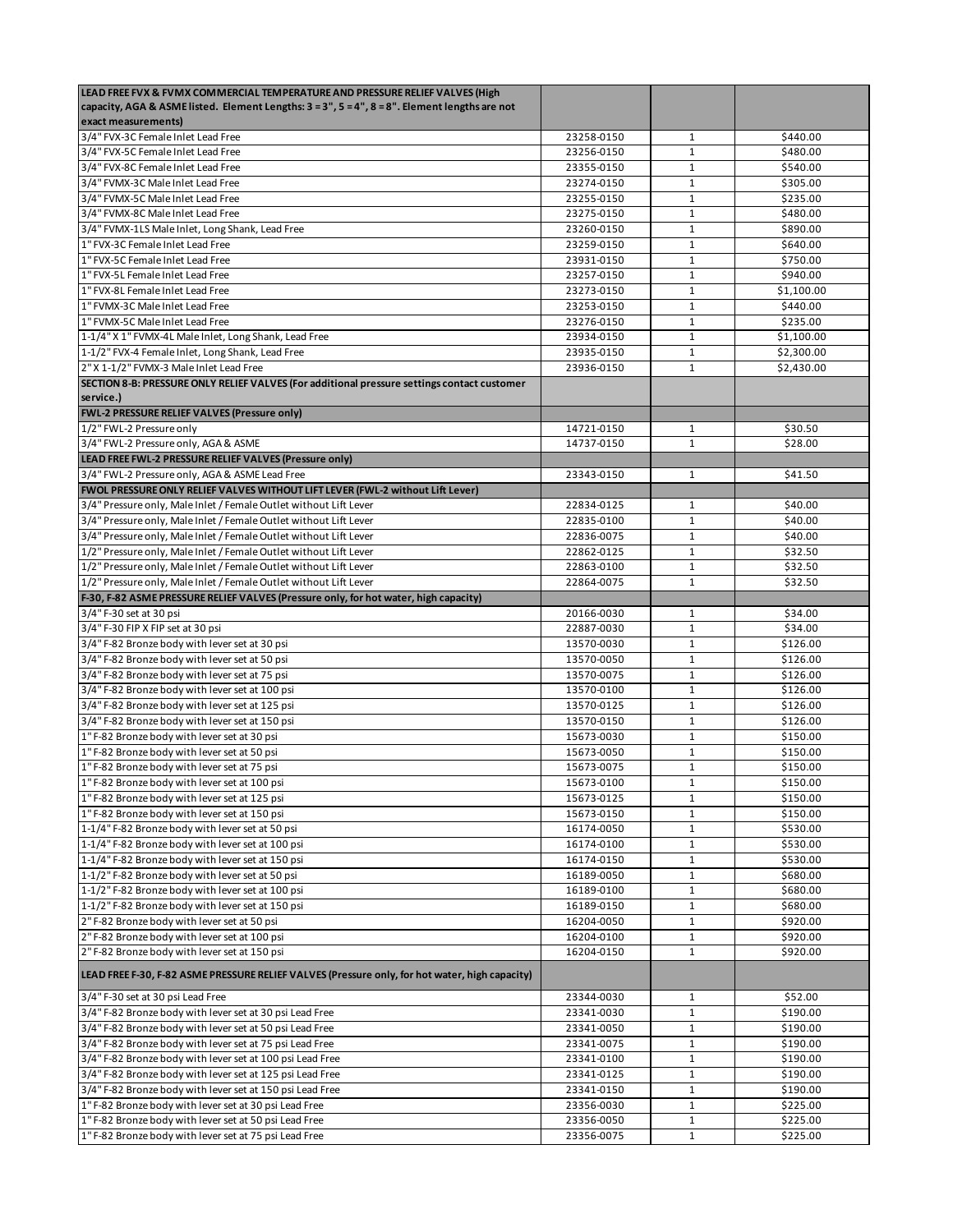| **LEAD FREE FVX & FVMX COMMERCIAL TEMPERATURE AND PRESSURE RELIEF VALVES (High capacity, AGA & ASME listed. Element Lengths: 3 = 3", 5 = 4", 8 = 8". Element lengths are not exact measurements)** | | | |
|---|---|---|---|
| 3/4" FVX-3C Female Inlet Lead Free | 23258-0150 | 1 | $440.00 |
| 3/4" FVX-5C Female Inlet Lead Free | 23256-0150 | 1 | $480.00 |
| 3/4" FVX-8C Female Inlet Lead Free | 23355-0150 | 1 | $540.00 |
| 3/4" FVMX-3C Male Inlet Lead Free | 23274-0150 | 1 | $305.00 |
| 3/4" FVMX-5C Male Inlet Lead Free | 23255-0150 | 1 | $235.00 |
| 3/4" FVMX-8C Male Inlet Lead Free | 23275-0150 | 1 | $480.00 |
| 3/4" FVMX-1LS Male Inlet, Long Shank, Lead Free | 23260-0150 | 1 | $890.00 |
| 1" FVX-3C Female Inlet Lead Free | 23259-0150 | 1 | $640.00 |
| 1" FVX-5C Female Inlet Lead Free | 23931-0150 | 1 | $750.00 |
| 1" FVX-5L Female Inlet Lead Free | 23257-0150 | 1 | $940.00 |
| 1" FVX-8L Female Inlet Lead Free | 23273-0150 | 1 | $1,100.00 |
| 1" FVMX-3C Male Inlet Lead Free | 23253-0150 | 1 | $440.00 |
| 1" FVMX-5C Male Inlet Lead Free | 23276-0150 | 1 | $235.00 |
| 1-1/4" X 1" FVMX-4L Male Inlet, Long Shank, Lead Free | 23934-0150 | 1 | $1,100.00 |
| 1-1/2" FVX-4 Female Inlet, Long Shank, Lead Free | 23935-0150 | 1 | $2,300.00 |
| 2" X 1-1/2" FVMX-3 Male Inlet Lead Free | 23936-0150 | 1 | $2,430.00 |
| **SECTION 8-B: PRESSURE ONLY RELIEF VALVES (For additional pressure settings contact customer service.)** | | | |
| **FWL-2 PRESSURE RELIEF VALVES (Pressure only)** | | | |
| 1/2" FWL-2 Pressure only | 14721-0150 | 1 | $30.50 |
| 3/4" FWL-2 Pressure only, AGA & ASME | 14737-0150 | 1 | $28.00 |
| **LEAD FREE FWL-2 PRESSURE RELIEF VALVES (Pressure only)** | | | |
| 3/4" FWL-2 Pressure only, AGA & ASME Lead Free | 23343-0150 | 1 | $41.50 |
| **FWOL PRESSURE ONLY RELIEF VALVES WITHOUT LIFT LEVER (FWL-2 without Lift Lever)** | | | |
| 3/4" Pressure only, Male Inlet / Female Outlet without Lift Lever | 22834-0125 | 1 | $40.00 |
| 3/4" Pressure only, Male Inlet / Female Outlet without Lift Lever | 22835-0100 | 1 | $40.00 |
| 3/4" Pressure only, Male Inlet / Female Outlet without Lift Lever | 22836-0075 | 1 | $40.00 |
| 1/2" Pressure only, Male Inlet / Female Outlet without Lift Lever | 22862-0125 | 1 | $32.50 |
| 1/2" Pressure only, Male Inlet / Female Outlet without Lift Lever | 22863-0100 | 1 | $32.50 |
| 1/2" Pressure only, Male Inlet / Female Outlet without Lift Lever | 22864-0075 | 1 | $32.50 |
| **F-30, F-82 ASME PRESSURE RELIEF VALVES (Pressure only, for hot water, high capacity)** | | | |
| 3/4" F-30 set at 30 psi | 20166-0030 | 1 | $34.00 |
| 3/4" F-30 FIP X FIP set at 30 psi | 22887-0030 | 1 | $34.00 |
| 3/4" F-82 Bronze body with lever set at 30 psi | 13570-0030 | 1 | $126.00 |
| 3/4" F-82 Bronze body with lever set at 50 psi | 13570-0050 | 1 | $126.00 |
| 3/4" F-82 Bronze body with lever set at 75 psi | 13570-0075 | 1 | $126.00 |
| 3/4" F-82 Bronze body with lever set at 100 psi | 13570-0100 | 1 | $126.00 |
| 3/4" F-82 Bronze body with lever set at 125 psi | 13570-0125 | 1 | $126.00 |
| 3/4" F-82 Bronze body with lever set at 150 psi | 13570-0150 | 1 | $126.00 |
| 1" F-82 Bronze body with lever set at 30 psi | 15673-0030 | 1 | $150.00 |
| 1" F-82 Bronze body with lever set at 50 psi | 15673-0050 | 1 | $150.00 |
| 1" F-82 Bronze body with lever set at 75 psi | 15673-0075 | 1 | $150.00 |
| 1" F-82 Bronze body with lever set at 100 psi | 15673-0100 | 1 | $150.00 |
| 1" F-82 Bronze body with lever set at 125 psi | 15673-0125 | 1 | $150.00 |
| 1" F-82 Bronze body with lever set at 150 psi | 15673-0150 | 1 | $150.00 |
| 1-1/4" F-82 Bronze body with lever set at 50 psi | 16174-0050 | 1 | $530.00 |
| 1-1/4" F-82 Bronze body with lever set at 100 psi | 16174-0100 | 1 | $530.00 |
| 1-1/4" F-82 Bronze body with lever set at 150 psi | 16174-0150 | 1 | $530.00 |
| 1-1/2" F-82 Bronze body with lever set at 50 psi | 16189-0050 | 1 | $680.00 |
| 1-1/2" F-82 Bronze body with lever set at 100 psi | 16189-0100 | 1 | $680.00 |
| 1-1/2" F-82 Bronze body with lever set at 150 psi | 16189-0150 | 1 | $680.00 |
| 2" F-82 Bronze body with lever set at 50 psi | 16204-0050 | 1 | $920.00 |
| 2" F-82 Bronze body with lever set at 100 psi | 16204-0100 | 1 | $920.00 |
| 2" F-82 Bronze body with lever set at 150 psi | 16204-0150 | 1 | $920.00 |
| **LEAD FREE F-30, F-82 ASME PRESSURE RELIEF VALVES (Pressure only, for hot water, high capacity)** | | | |
| 3/4" F-30 set at 30 psi Lead Free | 23344-0030 | 1 | $52.00 |
| 3/4" F-82 Bronze body with lever set at 30 psi Lead Free | 23341-0030 | 1 | $190.00 |
| 3/4" F-82 Bronze body with lever set at 50 psi Lead Free | 23341-0050 | 1 | $190.00 |
| 3/4" F-82 Bronze body with lever set at 75 psi Lead Free | 23341-0075 | 1 | $190.00 |
| 3/4" F-82 Bronze body with lever set at 100 psi Lead Free | 23341-0100 | 1 | $190.00 |
| 3/4" F-82 Bronze body with lever set at 125 psi Lead Free | 23341-0125 | 1 | $190.00 |
| 3/4" F-82 Bronze body with lever set at 150 psi Lead Free | 23341-0150 | 1 | $190.00 |
| 1" F-82 Bronze body with lever set at 30 psi Lead Free | 23356-0030 | 1 | $225.00 |
| 1" F-82 Bronze body with lever set at 50 psi Lead Free | 23356-0050 | 1 | $225.00 |
| 1" F-82 Bronze body with lever set at 75 psi Lead Free | 23356-0075 | 1 | $225.00 |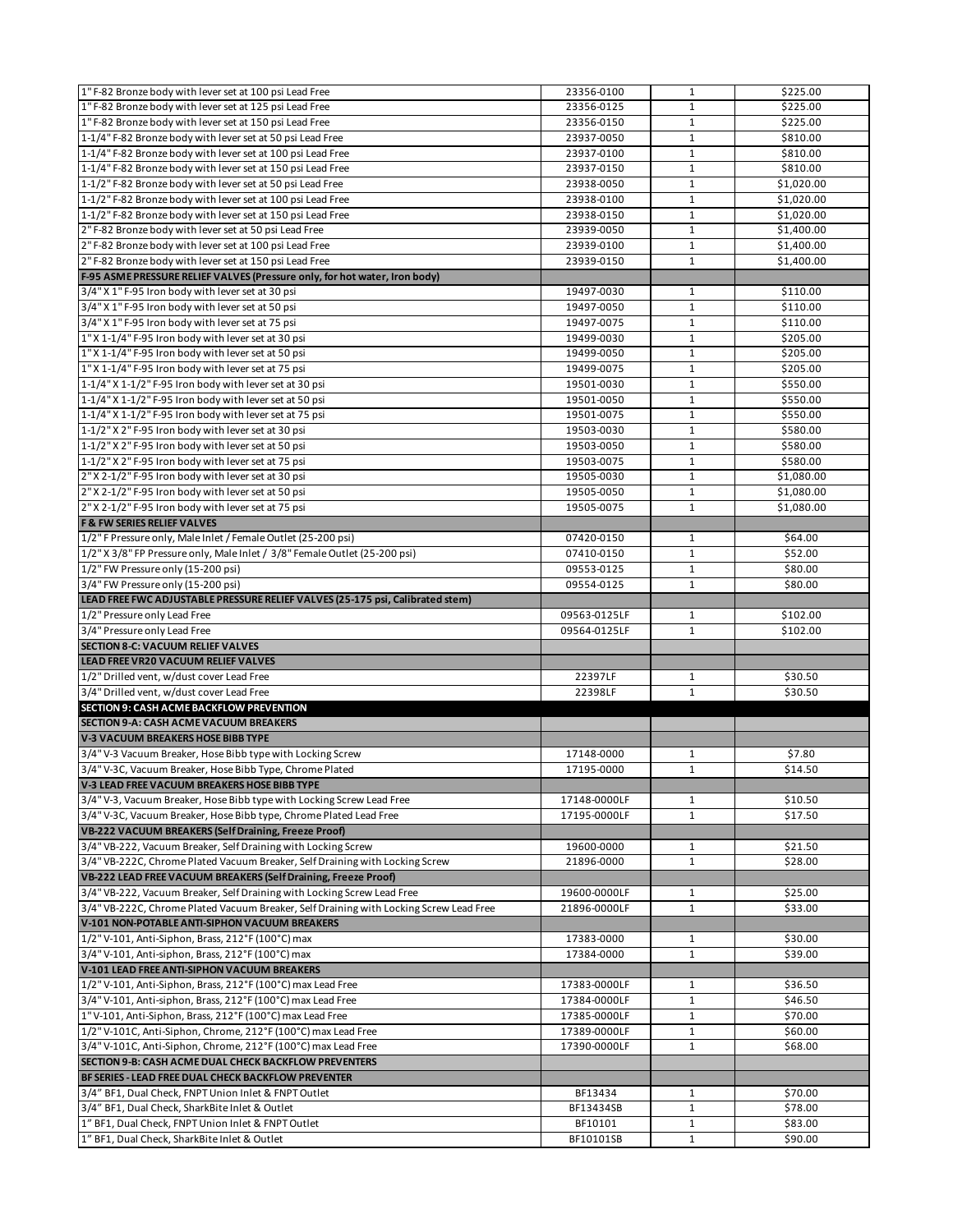| | | | |
|---|---|---|---|
| 1" F-82 Bronze body with lever set at 100 psi Lead Free | 23356-0100 | 1 | $225.00 |
| 1" F-82 Bronze body with lever set at 125 psi Lead Free | 23356-0125 | 1 | $225.00 |
| 1" F-82 Bronze body with lever set at 150 psi Lead Free | 23356-0150 | 1 | $225.00 |
| 1-1/4" F-82 Bronze body with lever set at 50 psi Lead Free | 23937-0050 | 1 | $810.00 |
| 1-1/4" F-82 Bronze body with lever set at 100 psi Lead Free | 23937-0100 | 1 | $810.00 |
| 1-1/4" F-82 Bronze body with lever set at 150 psi Lead Free | 23937-0150 | 1 | $810.00 |
| 1-1/2" F-82 Bronze body with lever set at 50 psi Lead Free | 23938-0050 | 1 | $1,020.00 |
| 1-1/2" F-82 Bronze body with lever set at 100 psi Lead Free | 23938-0100 | 1 | $1,020.00 |
| 1-1/2" F-82 Bronze body with lever set at 150 psi Lead Free | 23938-0150 | 1 | $1,020.00 |
| 2" F-82 Bronze body with lever set at 50 psi Lead Free | 23939-0050 | 1 | $1,400.00 |
| 2" F-82 Bronze body with lever set at 100 psi Lead Free | 23939-0100 | 1 | $1,400.00 |
| 2" F-82 Bronze body with lever set at 150 psi Lead Free | 23939-0150 | 1 | $1,400.00 |
| **F-95 ASME PRESSURE RELIEF VALVES (Pressure only, for hot water, Iron body)** | | | |
| 3/4" X 1" F-95 Iron body with lever set at 30 psi | 19497-0030 | 1 | $110.00 |
| 3/4" X 1" F-95 Iron body with lever set at 50 psi | 19497-0050 | 1 | $110.00 |
| 3/4" X 1" F-95 Iron body with lever set at 75 psi | 19497-0075 | 1 | $110.00 |
| 1" X 1-1/4" F-95 Iron body with lever set at 30 psi | 19499-0030 | 1 | $205.00 |
| 1" X 1-1/4" F-95 Iron body with lever set at 50 psi | 19499-0050 | 1 | $205.00 |
| 1" X 1-1/4" F-95 Iron body with lever set at 75 psi | 19499-0075 | 1 | $205.00 |
| 1-1/4" X 1-1/2" F-95 Iron body with lever set at 30 psi | 19501-0030 | 1 | $550.00 |
| 1-1/4" X 1-1/2" F-95 Iron body with lever set at 50 psi | 19501-0050 | 1 | $550.00 |
| 1-1/4" X 1-1/2" F-95 Iron body with lever set at 75 psi | 19501-0075 | 1 | $550.00 |
| 1-1/2" X 2" F-95 Iron body with lever set at 30 psi | 19503-0030 | 1 | $580.00 |
| 1-1/2" X 2" F-95 Iron body with lever set at 50 psi | 19503-0050 | 1 | $580.00 |
| 1-1/2" X 2" F-95 Iron body with lever set at 75 psi | 19503-0075 | 1 | $580.00 |
| 2" X 2-1/2" F-95 Iron body with lever set at 30 psi | 19505-0030 | 1 | $1,080.00 |
| 2" X 2-1/2" F-95 Iron body with lever set at 50 psi | 19505-0050 | 1 | $1,080.00 |
| 2" X 2-1/2" F-95 Iron body with lever set at 75 psi | 19505-0075 | 1 | $1,080.00 |
| **F & FW SERIES RELIEF VALVES** | | | |
| 1/2" F Pressure only, Male Inlet / Female Outlet (25-200 psi) | 07420-0150 | 1 | $64.00 |
| 1/2" X 3/8" FP Pressure only, Male Inlet / 3/8" Female Outlet (25-200 psi) | 07410-0150 | 1 | $52.00 |
| 1/2" FW Pressure only (15-200 psi) | 09553-0125 | 1 | $80.00 |
| 3/4" FW Pressure only (15-200 psi) | 09554-0125 | 1 | $80.00 |
| **LEAD FREE FWC ADJUSTABLE PRESSURE RELIEF VALVES (25-175 psi, Calibrated stem)** | | | |
| 1/2" Pressure only Lead Free | 09563-0125LF | 1 | $102.00 |
| 3/4" Pressure only Lead Free | 09564-0125LF | 1 | $102.00 |
| **SECTION 8-C: VACUUM RELIEF VALVES** | | | |
| **LEAD FREE VR20 VACUUM RELIEF VALVES** | | | |
| 1/2" Drilled vent, w/dust cover Lead Free | 22397LF | 1 | $30.50 |
| 3/4" Drilled vent, w/dust cover Lead Free | 22398LF | 1 | $30.50 |
| **SECTION 9: CASH ACME BACKFLOW PREVENTION** | | | |
| **SECTION 9-A: CASH ACME VACUUM BREAKERS** | | | |
| **V-3 VACUUM BREAKERS HOSE BIBB TYPE** | | | |
| 3/4" V-3 Vacuum Breaker, Hose Bibb type with Locking Screw | 17148-0000 | 1 | $7.80 |
| 3/4" V-3C, Vacuum Breaker, Hose Bibb Type, Chrome Plated | 17195-0000 | 1 | $14.50 |
| **V-3 LEAD FREE VACUUM BREAKERS HOSE BIBB TYPE** | | | |
| 3/4" V-3, Vacuum Breaker, Hose Bibb type with Locking Screw Lead Free | 17148-0000LF | 1 | $10.50 |
| 3/4" V-3C, Vacuum Breaker, Hose Bibb type, Chrome Plated Lead Free | 17195-0000LF | 1 | $17.50 |
| **VB-222 VACUUM BREAKERS (Self Draining, Freeze Proof)** | | | |
| 3/4" VB-222, Vacuum Breaker, Self Draining with Locking Screw | 19600-0000 | 1 | $21.50 |
| 3/4" VB-222C, Chrome Plated Vacuum Breaker, Self Draining with Locking Screw | 21896-0000 | 1 | $28.00 |
| **VB-222 LEAD FREE VACUUM BREAKERS (Self Draining, Freeze Proof)** | | | |
| 3/4" VB-222, Vacuum Breaker, Self Draining with Locking Screw Lead Free | 19600-0000LF | 1 | $25.00 |
| 3/4" VB-222C, Chrome Plated Vacuum Breaker, Self Draining with Locking Screw Lead Free | 21896-0000LF | 1 | $33.00 |
| **V-101 NON-POTABLE ANTI-SIPHON VACUUM BREAKERS** | | | |
| 1/2" V-101, Anti-Siphon, Brass, 212°F (100°C) max | 17383-0000 | 1 | $30.00 |
| 3/4" V-101, Anti-siphon, Brass, 212°F (100°C) max | 17384-0000 | 1 | $39.00 |
| **V-101 LEAD FREE ANTI-SIPHON VACUUM BREAKERS** | | | |
| 1/2" V-101, Anti-Siphon, Brass, 212°F (100°C) max Lead Free | 17383-0000LF | 1 | $36.50 |
| 3/4" V-101, Anti-siphon, Brass, 212°F (100°C) max Lead Free | 17384-0000LF | 1 | $46.50 |
| 1" V-101, Anti-Siphon, Brass, 212°F (100°C) max Lead Free | 17385-0000LF | 1 | $70.00 |
| 1/2" V-101C, Anti-Siphon, Chrome, 212°F (100°C) max Lead Free | 17389-0000LF | 1 | $60.00 |
| 3/4" V-101C, Anti-Siphon, Chrome, 212°F (100°C) max Lead Free | 17390-0000LF | 1 | $68.00 |
| **SECTION 9-B: CASH ACME DUAL CHECK BACKFLOW PREVENTERS** | | | |
| **BF SERIES - LEAD FREE DUAL CHECK BACKFLOW PREVENTER** | | | |
| 3/4" BF1, Dual Check, FNPT Union Inlet & FNPT Outlet | BF13434 | 1 | $70.00 |
| 3/4" BF1, Dual Check, SharkBite Inlet & Outlet | BF13434SB | 1 | $78.00 |
| 1" BF1, Dual Check, FNPT Union Inlet & FNPT Outlet | BF10101 | 1 | $83.00 |
| 1" BF1, Dual Check, SharkBite Inlet & Outlet | BF10101SB | 1 | $90.00 |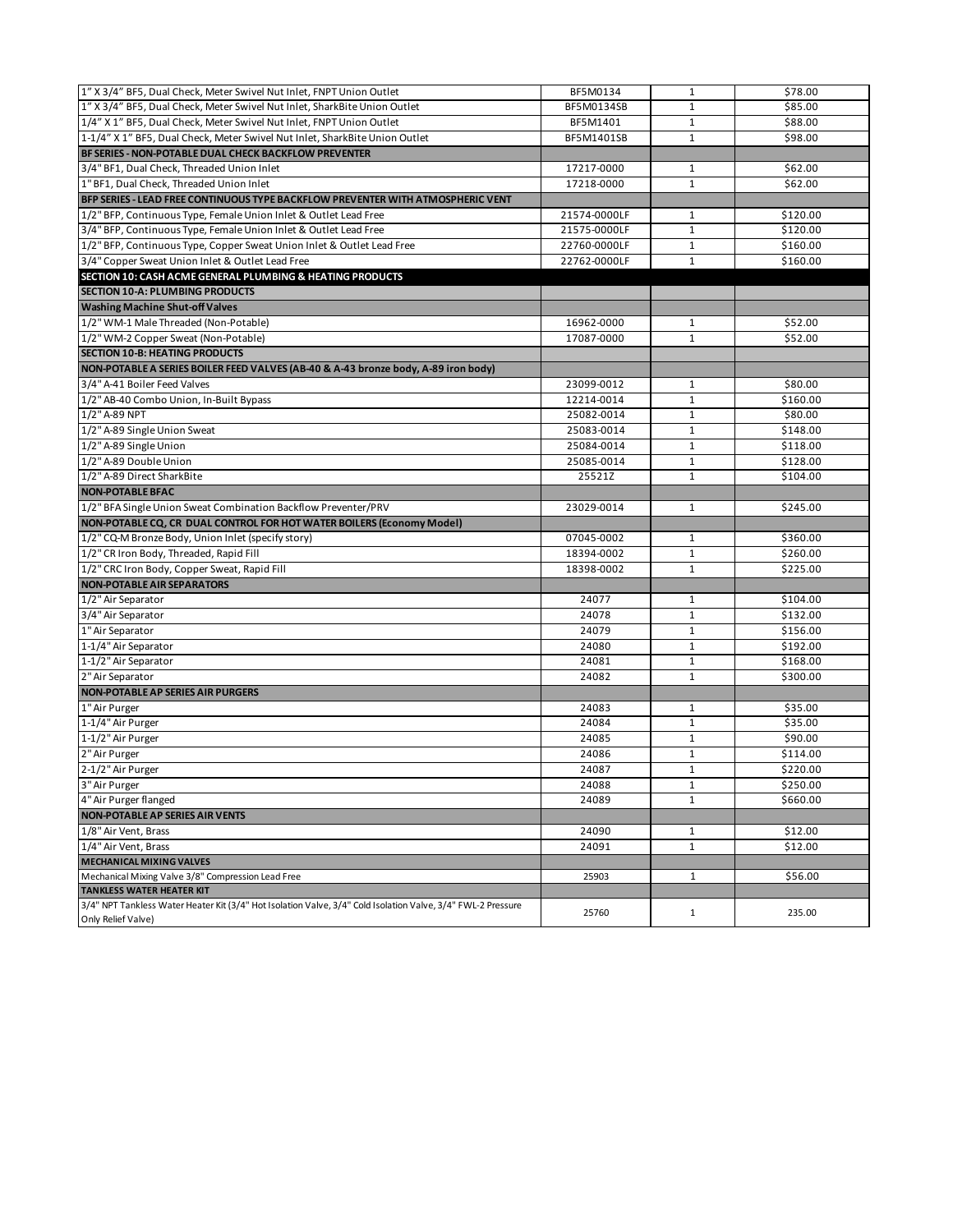| | | | |
|---|---|---|---|
| 1" X 3/4" BF5, Dual Check, Meter Swivel Nut Inlet, FNPT Union Outlet | BF5M0134 | 1 | $78.00 |
| 1" X 3/4" BF5, Dual Check, Meter Swivel Nut Inlet, SharkBite Union Outlet | BF5M0134SB | 1 | $85.00 |
| 1/4" X 1" BF5, Dual Check, Meter Swivel Nut Inlet, FNPT Union Outlet | BF5M1401 | 1 | $88.00 |
| 1-1/4" X 1" BF5, Dual Check, Meter Swivel Nut Inlet, SharkBite Union Outlet | BF5M1401SB | 1 | $98.00 |
| **BF SERIES - NON-POTABLE DUAL CHECK BACKFLOW PREVENTER** | | | |
| 3/4" BF1, Dual Check, Threaded Union Inlet | 17217-0000 | 1 | $62.00 |
| 1" BF1, Dual Check, Threaded Union Inlet | 17218-0000 | 1 | $62.00 |
| **BFP SERIES - LEAD FREE CONTINUOUS TYPE BACKFLOW PREVENTER WITH ATMOSPHERIC VENT** | | | |
| 1/2" BFP, Continuous Type, Female Union Inlet & Outlet Lead Free | 21574-0000LF | 1 | $120.00 |
| 3/4" BFP, Continuous Type, Female Union Inlet & Outlet Lead Free | 21575-0000LF | 1 | $120.00 |
| 1/2" BFP, Continuous Type, Copper Sweat Union Inlet & Outlet Lead Free | 22760-0000LF | 1 | $160.00 |
| 3/4" Copper Sweat Union Inlet & Outlet Lead Free | 22762-0000LF | 1 | $160.00 |
| **SECTION 10: CASH ACME GENERAL PLUMBING & HEATING PRODUCTS** | | | |
| **SECTION 10-A: PLUMBING PRODUCTS** | | | |
| **Washing Machine Shut-off Valves** | | | |
| 1/2" WM-1 Male Threaded (Non-Potable) | 16962-0000 | 1 | $52.00 |
| 1/2" WM-2 Copper Sweat (Non-Potable) | 17087-0000 | 1 | $52.00 |
| **SECTION 10-B: HEATING PRODUCTS** | | | |
| **NON-POTABLE A SERIES BOILER FEED VALVES (AB-40 & A-43 bronze body, A-89 iron body)** | | | |
| 3/4" A-41 Boiler Feed Valves | 23099-0012 | 1 | $80.00 |
| 1/2" AB-40 Combo Union, In-Built Bypass | 12214-0014 | 1 | $160.00 |
| 1/2" A-89 NPT | 25082-0014 | 1 | $80.00 |
| 1/2" A-89 Single Union Sweat | 25083-0014 | 1 | $148.00 |
| 1/2" A-89 Single Union | 25084-0014 | 1 | $118.00 |
| 1/2" A-89 Double Union | 25085-0014 | 1 | $128.00 |
| 1/2" A-89 Direct SharkBite | 25521Z | 1 | $104.00 |
| **NON-POTABLE BFAC** | | | |
| 1/2" BFA Single Union Sweat Combination Backflow Preventer/PRV | 23029-0014 | 1 | $245.00 |
| **NON-POTABLE CQ, CR DUAL CONTROL FOR HOT WATER BOILERS (Economy Model)** | | | |
| 1/2" CQ-M Bronze Body, Union Inlet (specify story) | 07045-0002 | 1 | $360.00 |
| 1/2" CR Iron Body, Threaded, Rapid Fill | 18394-0002 | 1 | $260.00 |
| 1/2" CRC Iron Body, Copper Sweat, Rapid Fill | 18398-0002 | 1 | $225.00 |
| **NON-POTABLE AIR SEPARATORS** | | | |
| 1/2" Air Separator | 24077 | 1 | $104.00 |
| 3/4" Air Separator | 24078 | 1 | $132.00 |
| 1" Air Separator | 24079 | 1 | $156.00 |
| 1-1/4" Air Separator | 24080 | 1 | $192.00 |
| 1-1/2" Air Separator | 24081 | 1 | $168.00 |
| 2" Air Separator | 24082 | 1 | $300.00 |
| **NON-POTABLE AP SERIES AIR PURGERS** | | | |
| 1" Air Purger | 24083 | 1 | $35.00 |
| 1-1/4" Air Purger | 24084 | 1 | $35.00 |
| 1-1/2" Air Purger | 24085 | 1 | $90.00 |
| 2" Air Purger | 24086 | 1 | $114.00 |
| 2-1/2" Air Purger | 24087 | 1 | $220.00 |
| 3" Air Purger | 24088 | 1 | $250.00 |
| 4" Air Purger flanged | 24089 | 1 | $660.00 |
| **NON-POTABLE AP SERIES AIR VENTS** | | | |
| 1/8" Air Vent, Brass | 24090 | 1 | $12.00 |
| 1/4" Air Vent, Brass | 24091 | 1 | $12.00 |
| **MECHANICAL MIXING VALVES** | | | |
| Mechanical Mixing Valve 3/8" Compression Lead Free | 25903 | 1 | $56.00 |
| **TANKLESS WATER HEATER KIT** | | | |
| 3/4" NPT Tankless Water Heater Kit (3/4" Hot Isolation Valve, 3/4" Cold Isolation Valve, 3/4" FWL-2 Pressure Only Relief Valve) | 25760 | 1 | 235.00 |